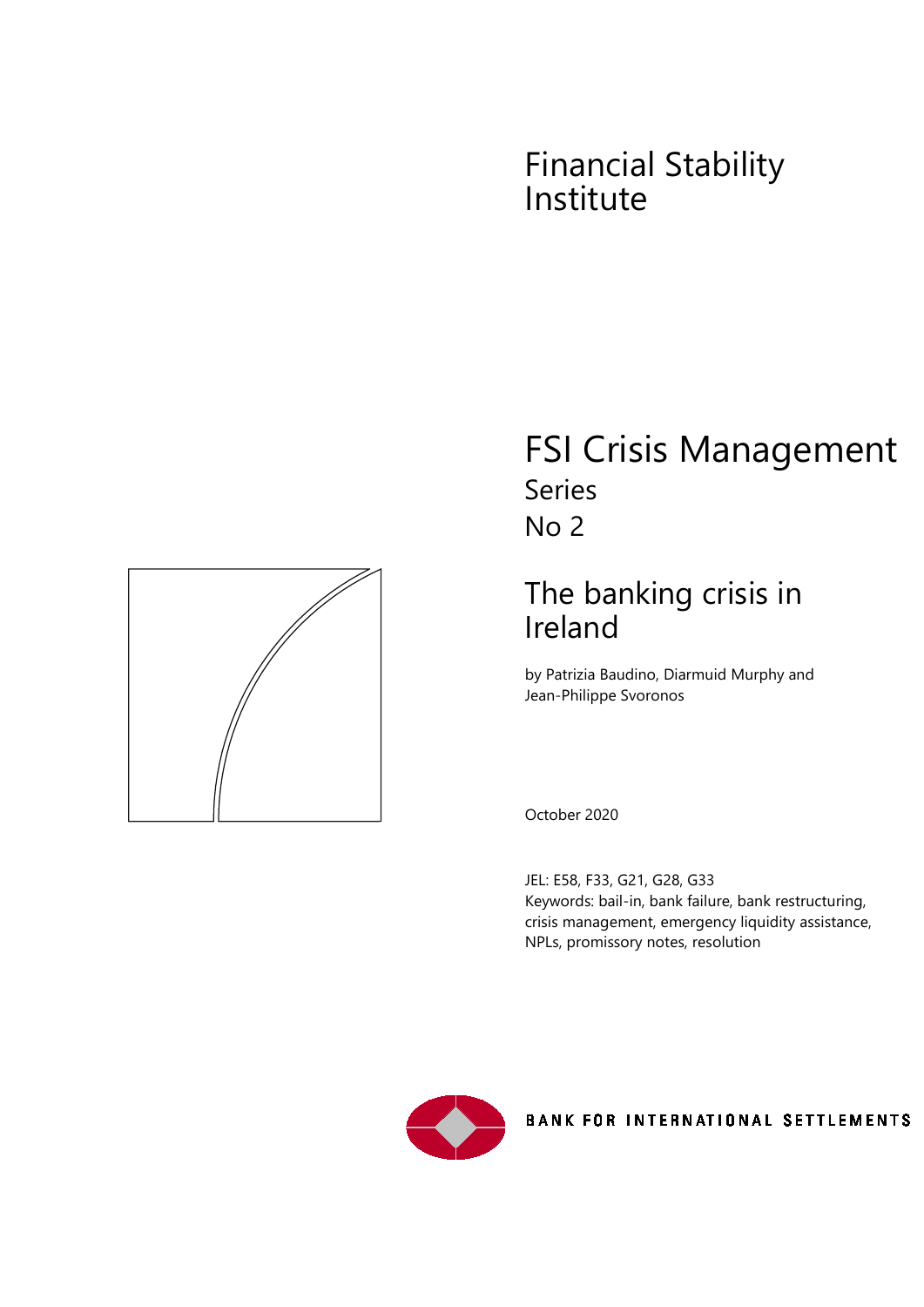Financial Stability Institute

# FSI Crisis Management Series

No 2

## The banking crisis in Ireland

by Patrizia Baudino, Diarmuid Murphy and Jean-Philippe Svoronos

October 2020

JEL: E58, F33, G21, G28, G33

Keywords: bail-in, bank failure, bank restructuring, crisis management, emergency liquidity assistance, NPLs, promissory notes, resolution

BANK FOR INTERNATIONAL SETTLEMENTS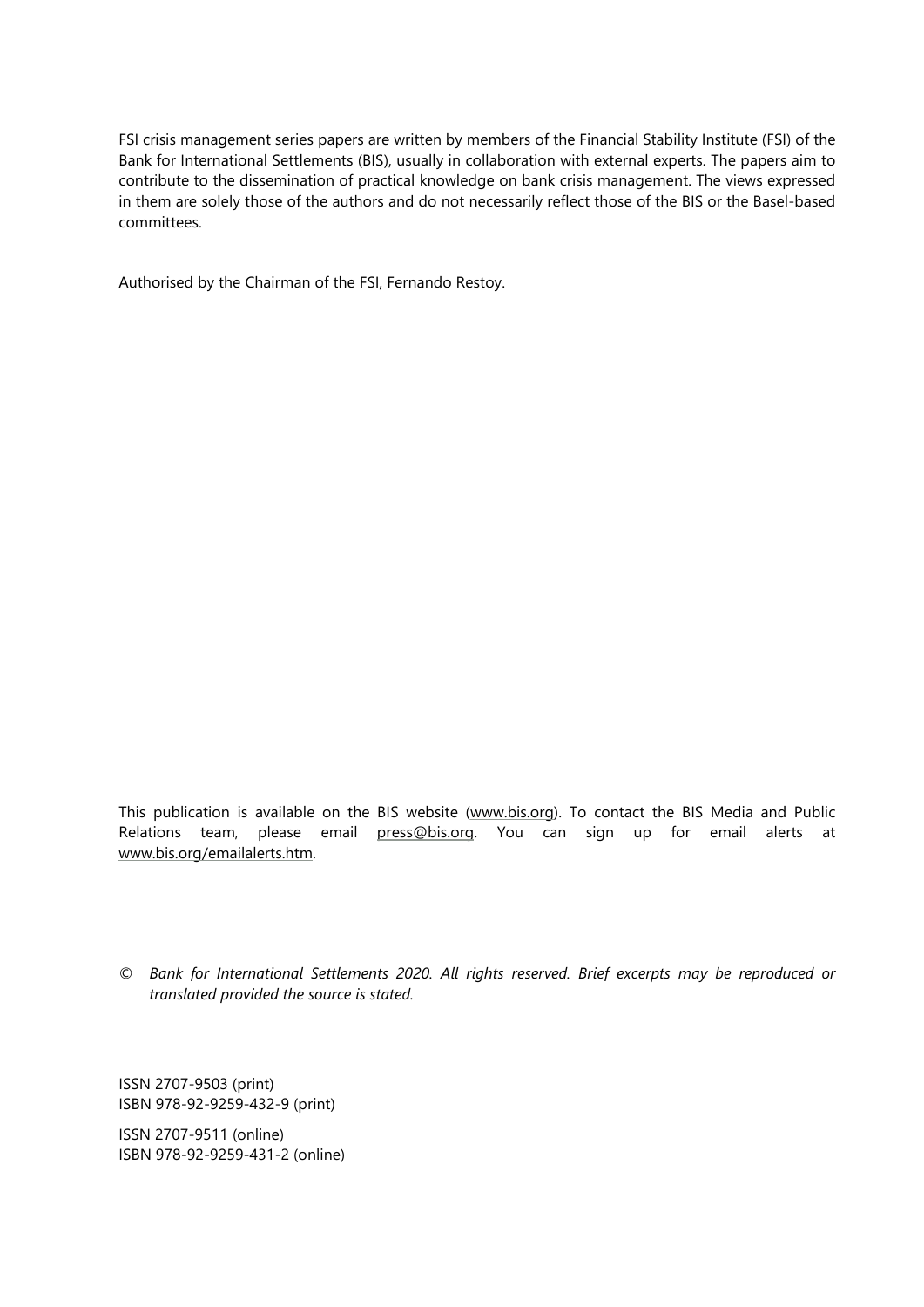FSI crisis management series papers are written by members of the Financial Stability Institute (FSI) of the Bank for International Settlements (BIS), usually in collaboration with external experts. The papers aim to contribute to the dissemination of practical knowledge on bank crisis management. The views expressed in them are solely those of the authors and do not necessarily reflect those of the BIS or the Basel-based committees.

Authorised by the Chairman of the FSI, Fernando Restoy.

This publication is available on the BIS website (www.bis.org). To contact the BIS Media and Public Relations team, please email press@bis.org. You can sign up for email alerts at www.bis.org/emailalerts.htm.

© *Bank for International Settlements 2020. All rights reserved. Brief excerpts may be reproduced or translated provided the source is stated.*

ISSN 2707-9503 (print)
ISBN 978-92-9259-432-9 (print)

ISSN 2707-9511 (online)
ISBN 978-92-9259-431-2 (online)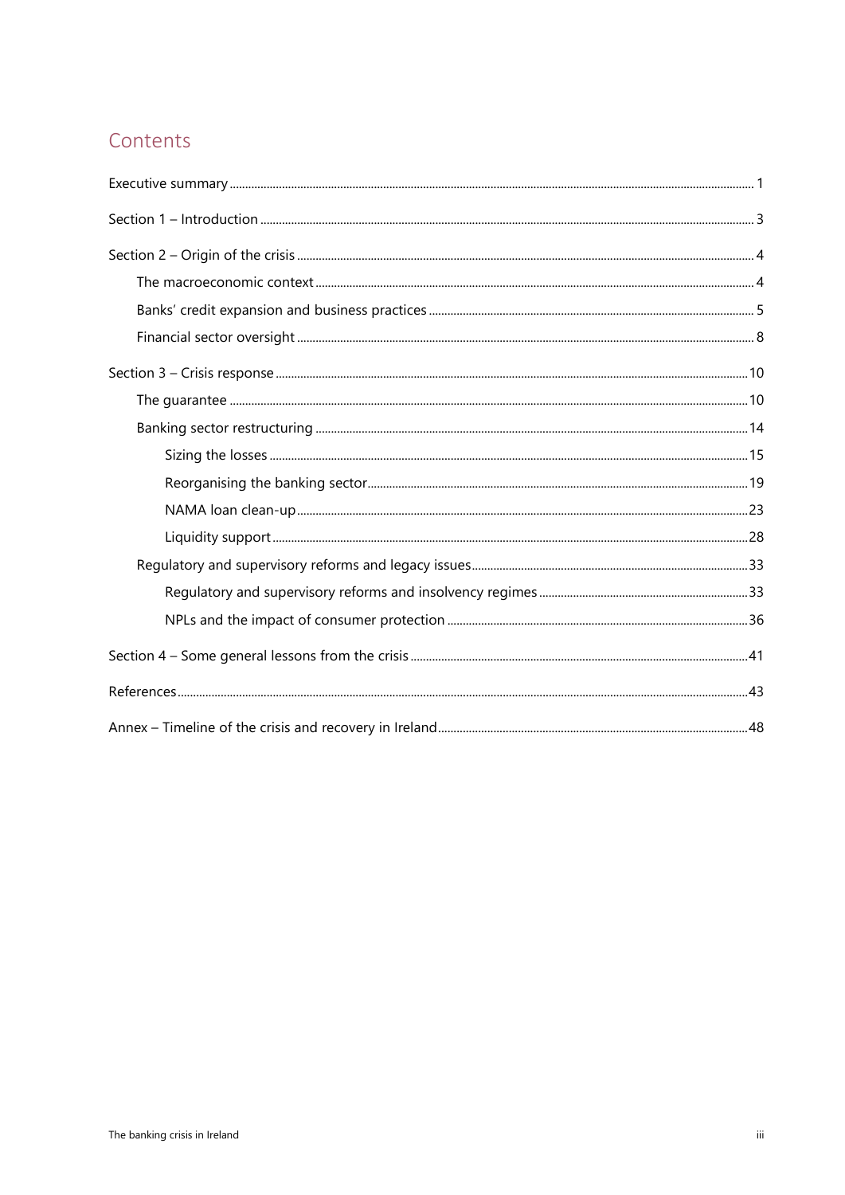## Contents

- Executive summary ..... 1
- Section 1 – Introduction ..... 3
- Section 2 – Origin of the crisis ..... 4
  - The macroeconomic context ..... 4
  - Banks' credit expansion and business practices ..... 5
  - Financial sector oversight ..... 8
- Section 3 – Crisis response ..... 10
  - The guarantee ..... 10
  - Banking sector restructuring ..... 14
    - Sizing the losses ..... 15
    - Reorganising the banking sector ..... 19
    - NAMA loan clean-up ..... 23
    - Liquidity support ..... 28
  - Regulatory and supervisory reforms and legacy issues ..... 33
    - Regulatory and supervisory reforms and insolvency regimes ..... 33
    - NPLs and the impact of consumer protection ..... 36
- Section 4 – Some general lessons from the crisis ..... 41
- References ..... 43
- Annex – Timeline of the crisis and recovery in Ireland ..... 48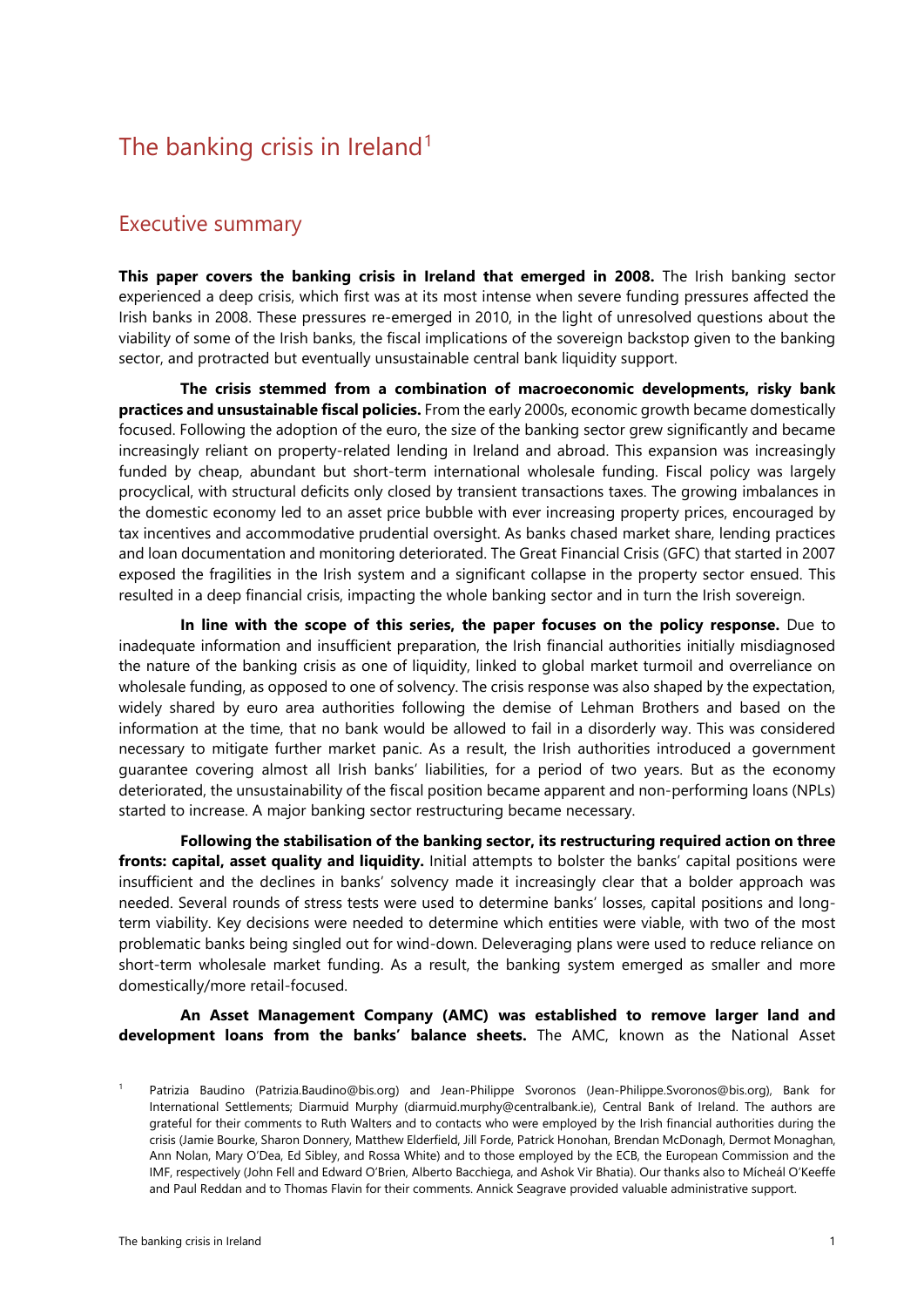# The banking crisis in Ireland[1]

## Executive summary

**This paper covers the banking crisis in Ireland that emerged in 2008.** The Irish banking sector experienced a deep crisis, which first was at its most intense when severe funding pressures affected the Irish banks in 2008. These pressures re-emerged in 2010, in the light of unresolved questions about the viability of some of the Irish banks, the fiscal implications of the sovereign backstop given to the banking sector, and protracted but eventually unsustainable central bank liquidity support.

**The crisis stemmed from a combination of macroeconomic developments, risky bank practices and unsustainable fiscal policies.** From the early 2000s, economic growth became domestically focused. Following the adoption of the euro, the size of the banking sector grew significantly and became increasingly reliant on property-related lending in Ireland and abroad. This expansion was increasingly funded by cheap, abundant but short-term international wholesale funding. Fiscal policy was largely procyclical, with structural deficits only closed by transient transactions taxes. The growing imbalances in the domestic economy led to an asset price bubble with ever increasing property prices, encouraged by tax incentives and accommodative prudential oversight. As banks chased market share, lending practices and loan documentation and monitoring deteriorated. The Great Financial Crisis (GFC) that started in 2007 exposed the fragilities in the Irish system and a significant collapse in the property sector ensued. This resulted in a deep financial crisis, impacting the whole banking sector and in turn the Irish sovereign.

**In line with the scope of this series, the paper focuses on the policy response.** Due to inadequate information and insufficient preparation, the Irish financial authorities initially misdiagnosed the nature of the banking crisis as one of liquidity, linked to global market turmoil and overreliance on wholesale funding, as opposed to one of solvency. The crisis response was also shaped by the expectation, widely shared by euro area authorities following the demise of Lehman Brothers and based on the information at the time, that no bank would be allowed to fail in a disorderly way. This was considered necessary to mitigate further market panic. As a result, the Irish authorities introduced a government guarantee covering almost all Irish banks' liabilities, for a period of two years. But as the economy deteriorated, the unsustainability of the fiscal position became apparent and non-performing loans (NPLs) started to increase. A major banking sector restructuring became necessary.

**Following the stabilisation of the banking sector, its restructuring required action on three fronts: capital, asset quality and liquidity.** Initial attempts to bolster the banks' capital positions were insufficient and the declines in banks' solvency made it increasingly clear that a bolder approach was needed. Several rounds of stress tests were used to determine banks' losses, capital positions and long-term viability. Key decisions were needed to determine which entities were viable, with two of the most problematic banks being singled out for wind-down. Deleveraging plans were used to reduce reliance on short-term wholesale market funding. As a result, the banking system emerged as smaller and more domestically/more retail-focused.

**An Asset Management Company (AMC) was established to remove larger land and development loans from the banks' balance sheets.** The AMC, known as the National Asset

[1] Patrizia Baudino (Patrizia.Baudino@bis.org) and Jean-Philippe Svoronos (Jean-Philippe.Svoronos@bis.org), Bank for International Settlements; Diarmuid Murphy (diarmuid.murphy@centralbank.ie), Central Bank of Ireland. The authors are grateful for their comments to Ruth Walters and to contacts who were employed by the Irish financial authorities during the crisis (Jamie Bourke, Sharon Donnery, Matthew Elderfield, Jill Forde, Patrick Honohan, Brendan McDonagh, Dermot Monaghan, Ann Nolan, Mary O'Dea, Ed Sibley, and Rossa White) and to those employed by the ECB, the European Commission and the IMF, respectively (John Fell and Edward O'Brien, Alberto Bacchiega, and Ashok Vir Bhatia). Our thanks also to Mícheál O'Keeffe and Paul Reddan and to Thomas Flavin for their comments. Annick Seagrave provided valuable administrative support.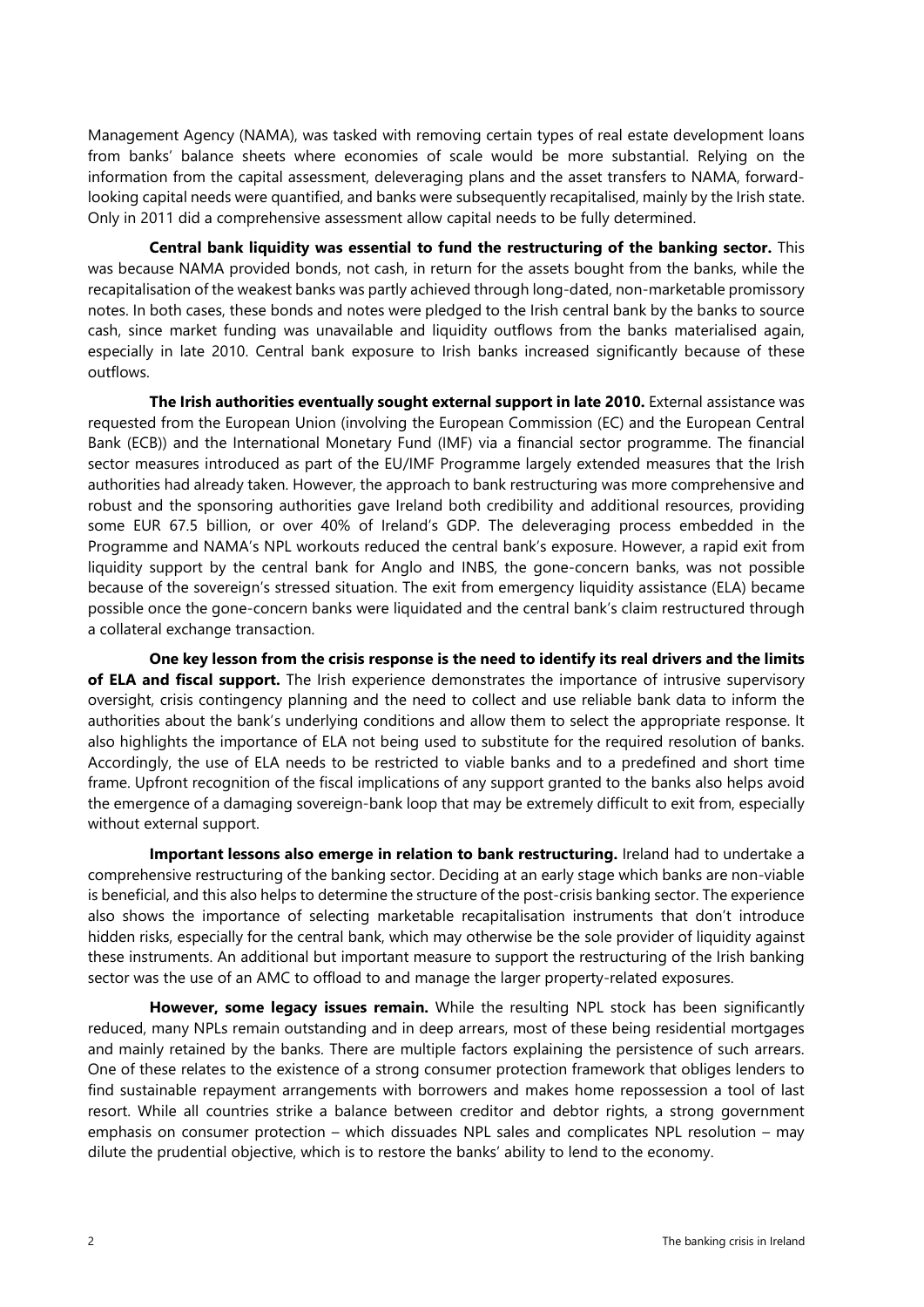Management Agency (NAMA), was tasked with removing certain types of real estate development loans from banks' balance sheets where economies of scale would be more substantial. Relying on the information from the capital assessment, deleveraging plans and the asset transfers to NAMA, forward-looking capital needs were quantified, and banks were subsequently recapitalised, mainly by the Irish state. Only in 2011 did a comprehensive assessment allow capital needs to be fully determined.

**Central bank liquidity was essential to fund the restructuring of the banking sector.** This was because NAMA provided bonds, not cash, in return for the assets bought from the banks, while the recapitalisation of the weakest banks was partly achieved through long-dated, non-marketable promissory notes. In both cases, these bonds and notes were pledged to the Irish central bank by the banks to source cash, since market funding was unavailable and liquidity outflows from the banks materialised again, especially in late 2010. Central bank exposure to Irish banks increased significantly because of these outflows.

**The Irish authorities eventually sought external support in late 2010.** External assistance was requested from the European Union (involving the European Commission (EC) and the European Central Bank (ECB)) and the International Monetary Fund (IMF) via a financial sector programme. The financial sector measures introduced as part of the EU/IMF Programme largely extended measures that the Irish authorities had already taken. However, the approach to bank restructuring was more comprehensive and robust and the sponsoring authorities gave Ireland both credibility and additional resources, providing some EUR 67.5 billion, or over 40% of Ireland's GDP. The deleveraging process embedded in the Programme and NAMA's NPL workouts reduced the central bank's exposure. However, a rapid exit from liquidity support by the central bank for Anglo and INBS, the gone-concern banks, was not possible because of the sovereign's stressed situation. The exit from emergency liquidity assistance (ELA) became possible once the gone-concern banks were liquidated and the central bank's claim restructured through a collateral exchange transaction.

**One key lesson from the crisis response is the need to identify its real drivers and the limits of ELA and fiscal support.** The Irish experience demonstrates the importance of intrusive supervisory oversight, crisis contingency planning and the need to collect and use reliable bank data to inform the authorities about the bank's underlying conditions and allow them to select the appropriate response. It also highlights the importance of ELA not being used to substitute for the required resolution of banks. Accordingly, the use of ELA needs to be restricted to viable banks and to a predefined and short time frame. Upfront recognition of the fiscal implications of any support granted to the banks also helps avoid the emergence of a damaging sovereign-bank loop that may be extremely difficult to exit from, especially without external support.

**Important lessons also emerge in relation to bank restructuring.** Ireland had to undertake a comprehensive restructuring of the banking sector. Deciding at an early stage which banks are non-viable is beneficial, and this also helps to determine the structure of the post-crisis banking sector. The experience also shows the importance of selecting marketable recapitalisation instruments that don't introduce hidden risks, especially for the central bank, which may otherwise be the sole provider of liquidity against these instruments. An additional but important measure to support the restructuring of the Irish banking sector was the use of an AMC to offload to and manage the larger property-related exposures.

**However, some legacy issues remain.** While the resulting NPL stock has been significantly reduced, many NPLs remain outstanding and in deep arrears, most of these being residential mortgages and mainly retained by the banks. There are multiple factors explaining the persistence of such arrears. One of these relates to the existence of a strong consumer protection framework that obliges lenders to find sustainable repayment arrangements with borrowers and makes home repossession a tool of last resort. While all countries strike a balance between creditor and debtor rights, a strong government emphasis on consumer protection – which dissuades NPL sales and complicates NPL resolution – may dilute the prudential objective, which is to restore the banks' ability to lend to the economy.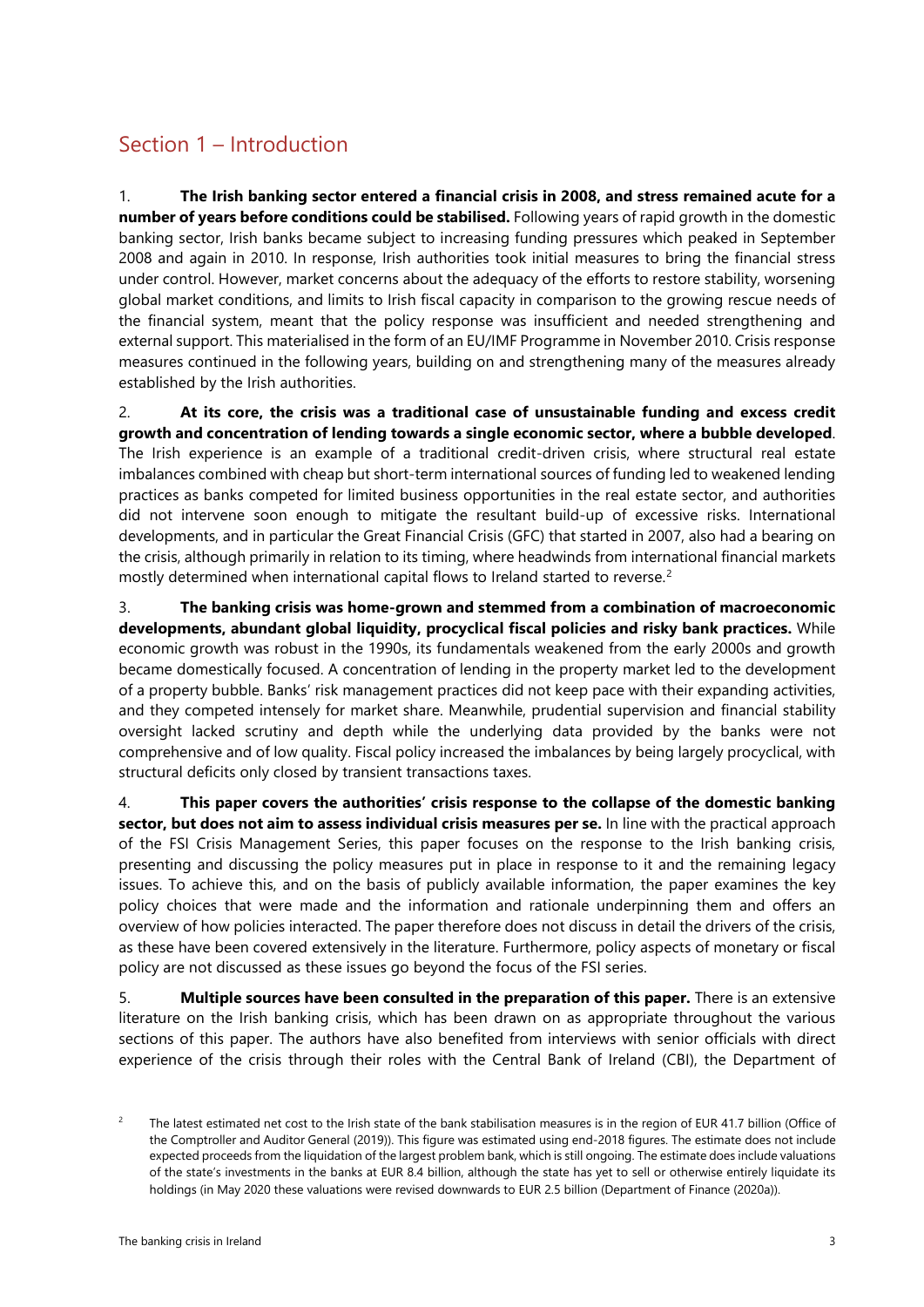## Section 1 – Introduction

1. **The Irish banking sector entered a financial crisis in 2008, and stress remained acute for a number of years before conditions could be stabilised.** Following years of rapid growth in the domestic banking sector, Irish banks became subject to increasing funding pressures which peaked in September 2008 and again in 2010. In response, Irish authorities took initial measures to bring the financial stress under control. However, market concerns about the adequacy of the efforts to restore stability, worsening global market conditions, and limits to Irish fiscal capacity in comparison to the growing rescue needs of the financial system, meant that the policy response was insufficient and needed strengthening and external support. This materialised in the form of an EU/IMF Programme in November 2010. Crisis response measures continued in the following years, building on and strengthening many of the measures already established by the Irish authorities.

2. **At its core, the crisis was a traditional case of unsustainable funding and excess credit growth and concentration of lending towards a single economic sector, where a bubble developed**. The Irish experience is an example of a traditional credit-driven crisis, where structural real estate imbalances combined with cheap but short-term international sources of funding led to weakened lending practices as banks competed for limited business opportunities in the real estate sector, and authorities did not intervene soon enough to mitigate the resultant build-up of excessive risks. International developments, and in particular the Great Financial Crisis (GFC) that started in 2007, also had a bearing on the crisis, although primarily in relation to its timing, where headwinds from international financial markets mostly determined when international capital flows to Ireland started to reverse.[2]

3. **The banking crisis was home-grown and stemmed from a combination of macroeconomic developments, abundant global liquidity, procyclical fiscal policies and risky bank practices.** While economic growth was robust in the 1990s, its fundamentals weakened from the early 2000s and growth became domestically focused. A concentration of lending in the property market led to the development of a property bubble. Banks' risk management practices did not keep pace with their expanding activities, and they competed intensely for market share. Meanwhile, prudential supervision and financial stability oversight lacked scrutiny and depth while the underlying data provided by the banks were not comprehensive and of low quality. Fiscal policy increased the imbalances by being largely procyclical, with structural deficits only closed by transient transactions taxes.

4. **This paper covers the authorities' crisis response to the collapse of the domestic banking sector, but does not aim to assess individual crisis measures per se.** In line with the practical approach of the FSI Crisis Management Series, this paper focuses on the response to the Irish banking crisis, presenting and discussing the policy measures put in place in response to it and the remaining legacy issues. To achieve this, and on the basis of publicly available information, the paper examines the key policy choices that were made and the information and rationale underpinning them and offers an overview of how policies interacted. The paper therefore does not discuss in detail the drivers of the crisis, as these have been covered extensively in the literature. Furthermore, policy aspects of monetary or fiscal policy are not discussed as these issues go beyond the focus of the FSI series.

5. **Multiple sources have been consulted in the preparation of this paper.** There is an extensive literature on the Irish banking crisis, which has been drawn on as appropriate throughout the various sections of this paper. The authors have also benefited from interviews with senior officials with direct experience of the crisis through their roles with the Central Bank of Ireland (CBI), the Department of

---

[2] The latest estimated net cost to the Irish state of the bank stabilisation measures is in the region of EUR 41.7 billion (Office of the Comptroller and Auditor General (2019)). This figure was estimated using end-2018 figures. The estimate does not include expected proceeds from the liquidation of the largest problem bank, which is still ongoing. The estimate does include valuations of the state's investments in the banks at EUR 8.4 billion, although the state has yet to sell or otherwise entirely liquidate its holdings (in May 2020 these valuations were revised downwards to EUR 2.5 billion (Department of Finance (2020a)).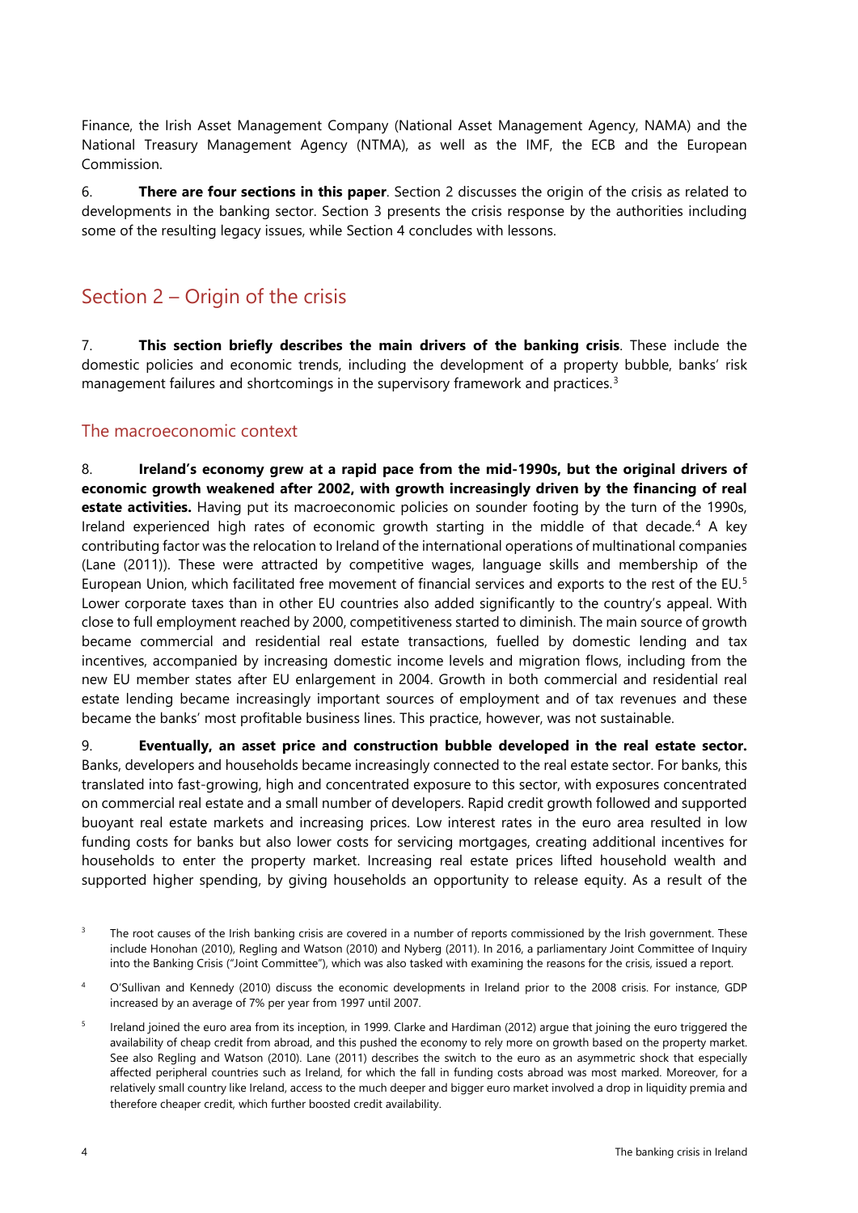Finance, the Irish Asset Management Company (National Asset Management Agency, NAMA) and the National Treasury Management Agency (NTMA), as well as the IMF, the ECB and the European Commission.

6. **There are four sections in this paper**. Section 2 discusses the origin of the crisis as related to developments in the banking sector. Section 3 presents the crisis response by the authorities including some of the resulting legacy issues, while Section 4 concludes with lessons.

## Section 2 – Origin of the crisis

7. **This section briefly describes the main drivers of the banking crisis**. These include the domestic policies and economic trends, including the development of a property bubble, banks' risk management failures and shortcomings in the supervisory framework and practices.[3]

### The macroeconomic context

8. **Ireland's economy grew at a rapid pace from the mid-1990s, but the original drivers of economic growth weakened after 2002, with growth increasingly driven by the financing of real estate activities.** Having put its macroeconomic policies on sounder footing by the turn of the 1990s, Ireland experienced high rates of economic growth starting in the middle of that decade.[4] A key contributing factor was the relocation to Ireland of the international operations of multinational companies (Lane (2011)). These were attracted by competitive wages, language skills and membership of the European Union, which facilitated free movement of financial services and exports to the rest of the EU.[5] Lower corporate taxes than in other EU countries also added significantly to the country's appeal. With close to full employment reached by 2000, competitiveness started to diminish. The main source of growth became commercial and residential real estate transactions, fuelled by domestic lending and tax incentives, accompanied by increasing domestic income levels and migration flows, including from the new EU member states after EU enlargement in 2004. Growth in both commercial and residential real estate lending became increasingly important sources of employment and of tax revenues and these became the banks' most profitable business lines. This practice, however, was not sustainable.

9. **Eventually, an asset price and construction bubble developed in the real estate sector.** Banks, developers and households became increasingly connected to the real estate sector. For banks, this translated into fast-growing, high and concentrated exposure to this sector, with exposures concentrated on commercial real estate and a small number of developers. Rapid credit growth followed and supported buoyant real estate markets and increasing prices. Low interest rates in the euro area resulted in low funding costs for banks but also lower costs for servicing mortgages, creating additional incentives for households to enter the property market. Increasing real estate prices lifted household wealth and supported higher spending, by giving households an opportunity to release equity. As a result of the

[3] The root causes of the Irish banking crisis are covered in a number of reports commissioned by the Irish government. These include Honohan (2010), Regling and Watson (2010) and Nyberg (2011). In 2016, a parliamentary Joint Committee of Inquiry into the Banking Crisis ("Joint Committee"), which was also tasked with examining the reasons for the crisis, issued a report.

[4] O'Sullivan and Kennedy (2010) discuss the economic developments in Ireland prior to the 2008 crisis. For instance, GDP increased by an average of 7% per year from 1997 until 2007.

[5] Ireland joined the euro area from its inception, in 1999. Clarke and Hardiman (2012) argue that joining the euro triggered the availability of cheap credit from abroad, and this pushed the economy to rely more on growth based on the property market. See also Regling and Watson (2010). Lane (2011) describes the switch to the euro as an asymmetric shock that especially affected peripheral countries such as Ireland, for which the fall in funding costs abroad was most marked. Moreover, for a relatively small country like Ireland, access to the much deeper and bigger euro market involved a drop in liquidity premia and therefore cheaper credit, which further boosted credit availability.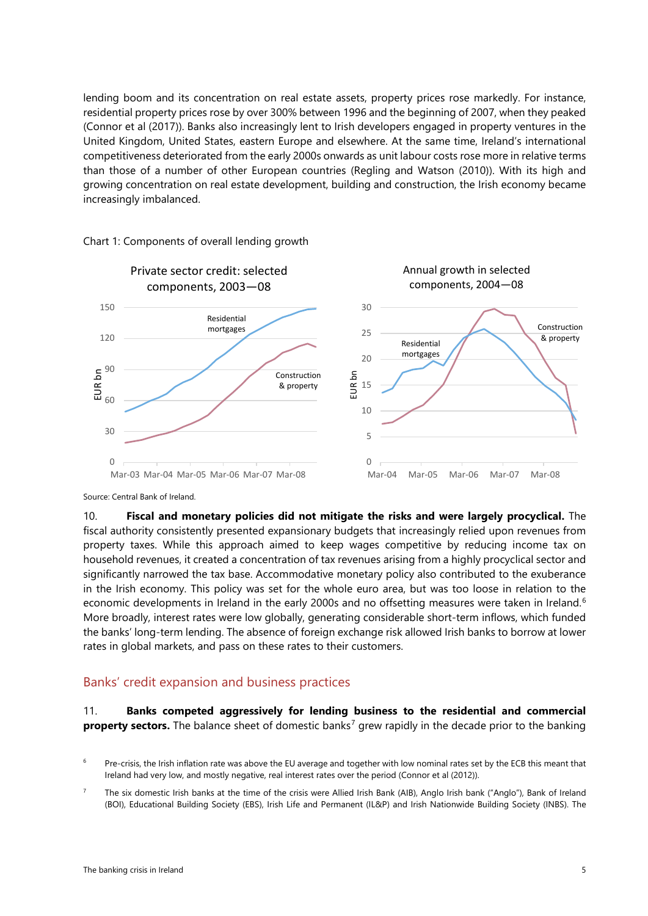lending boom and its concentration on real estate assets, property prices rose markedly. For instance, residential property prices rose by over 300% between 1996 and the beginning of 2007, when they peaked (Connor et al (2017)). Banks also increasingly lent to Irish developers engaged in property ventures in the United Kingdom, United States, eastern Europe and elsewhere. At the same time, Ireland's international competitiveness deteriorated from the early 2000s onwards as unit labour costs rose more in relative terms than those of a number of other European countries (Regling and Watson (2010)). With its high and growing concentration on real estate development, building and construction, the Irish economy became increasingly imbalanced.

Chart 1: Components of overall lending growth

Private sector credit: selected components, 2003—08

Annual growth in selected components, 2004—08

Source: Central Bank of Ireland.

10. **Fiscal and monetary policies did not mitigate the risks and were largely procyclical.** The fiscal authority consistently presented expansionary budgets that increasingly relied upon revenues from property taxes. While this approach aimed to keep wages competitive by reducing income tax on household revenues, it created a concentration of tax revenues arising from a highly procyclical sector and significantly narrowed the tax base. Accommodative monetary policy also contributed to the exuberance in the Irish economy. This policy was set for the whole euro area, but was too loose in relation to the economic developments in Ireland in the early 2000s and no offsetting measures were taken in Ireland.[6] More broadly, interest rates were low globally, generating considerable short-term inflows, which funded the banks' long-term lending. The absence of foreign exchange risk allowed Irish banks to borrow at lower rates in global markets, and pass on these rates to their customers.

## Banks' credit expansion and business practices

11. **Banks competed aggressively for lending business to the residential and commercial property sectors.** The balance sheet of domestic banks[7] grew rapidly in the decade prior to the banking

[6] Pre-crisis, the Irish inflation rate was above the EU average and together with low nominal rates set by the ECB this meant that Ireland had very low, and mostly negative, real interest rates over the period (Connor et al (2012)).

[7] The six domestic Irish banks at the time of the crisis were Allied Irish Bank (AIB), Anglo Irish bank ("Anglo"), Bank of Ireland (BOI), Educational Building Society (EBS), Irish Life and Permanent (IL&P) and Irish Nationwide Building Society (INBS). The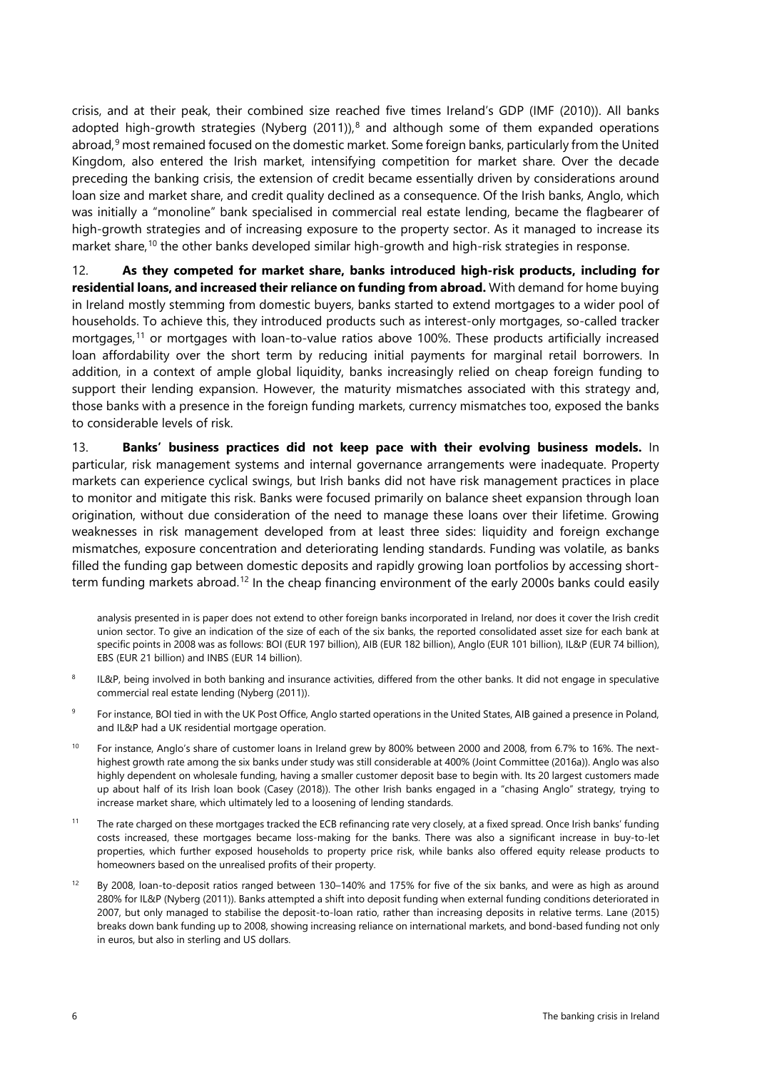crisis, and at their peak, their combined size reached five times Ireland's GDP (IMF (2010)). All banks adopted high-growth strategies (Nyberg (2011)),[8] and although some of them expanded operations abroad,[9] most remained focused on the domestic market. Some foreign banks, particularly from the United Kingdom, also entered the Irish market, intensifying competition for market share. Over the decade preceding the banking crisis, the extension of credit became essentially driven by considerations around loan size and market share, and credit quality declined as a consequence. Of the Irish banks, Anglo, which was initially a "monoline" bank specialised in commercial real estate lending, became the flagbearer of high-growth strategies and of increasing exposure to the property sector. As it managed to increase its market share,[10] the other banks developed similar high-growth and high-risk strategies in response.

12. **As they competed for market share, banks introduced high-risk products, including for residential loans, and increased their reliance on funding from abroad.** With demand for home buying in Ireland mostly stemming from domestic buyers, banks started to extend mortgages to a wider pool of households. To achieve this, they introduced products such as interest-only mortgages, so-called tracker mortgages,[11] or mortgages with loan-to-value ratios above 100%. These products artificially increased loan affordability over the short term by reducing initial payments for marginal retail borrowers. In addition, in a context of ample global liquidity, banks increasingly relied on cheap foreign funding to support their lending expansion. However, the maturity mismatches associated with this strategy and, those banks with a presence in the foreign funding markets, currency mismatches too, exposed the banks to considerable levels of risk.

13. **Banks' business practices did not keep pace with their evolving business models.** In particular, risk management systems and internal governance arrangements were inadequate. Property markets can experience cyclical swings, but Irish banks did not have risk management practices in place to monitor and mitigate this risk. Banks were focused primarily on balance sheet expansion through loan origination, without due consideration of the need to manage these loans over their lifetime. Growing weaknesses in risk management developed from at least three sides: liquidity and foreign exchange mismatches, exposure concentration and deteriorating lending standards. Funding was volatile, as banks filled the funding gap between domestic deposits and rapidly growing loan portfolios by accessing short-term funding markets abroad.[12] In the cheap financing environment of the early 2000s banks could easily

analysis presented in is paper does not extend to other foreign banks incorporated in Ireland, nor does it cover the Irish credit union sector. To give an indication of the size of each of the six banks, the reported consolidated asset size for each bank at specific points in 2008 was as follows: BOI (EUR 197 billion), AIB (EUR 182 billion), Anglo (EUR 101 billion), IL&P (EUR 74 billion), EBS (EUR 21 billion) and INBS (EUR 14 billion).

[8] IL&P, being involved in both banking and insurance activities, differed from the other banks. It did not engage in speculative commercial real estate lending (Nyberg (2011)).

[9] For instance, BOI tied in with the UK Post Office, Anglo started operations in the United States, AIB gained a presence in Poland, and IL&P had a UK residential mortgage operation.

[10] For instance, Anglo's share of customer loans in Ireland grew by 800% between 2000 and 2008, from 6.7% to 16%. The next-highest growth rate among the six banks under study was still considerable at 400% (Joint Committee (2016a)). Anglo was also highly dependent on wholesale funding, having a smaller customer deposit base to begin with. Its 20 largest customers made up about half of its Irish loan book (Casey (2018)). The other Irish banks engaged in a "chasing Anglo" strategy, trying to increase market share, which ultimately led to a loosening of lending standards.

[11] The rate charged on these mortgages tracked the ECB refinancing rate very closely, at a fixed spread. Once Irish banks' funding costs increased, these mortgages became loss-making for the banks. There was also a significant increase in buy-to-let properties, which further exposed households to property price risk, while banks also offered equity release products to homeowners based on the unrealised profits of their property.

[12] By 2008, loan-to-deposit ratios ranged between 130–140% and 175% for five of the six banks, and were as high as around 280% for IL&P (Nyberg (2011)). Banks attempted a shift into deposit funding when external funding conditions deteriorated in 2007, but only managed to stabilise the deposit-to-loan ratio, rather than increasing deposits in relative terms. Lane (2015) breaks down bank funding up to 2008, showing increasing reliance on international markets, and bond-based funding not only in euros, but also in sterling and US dollars.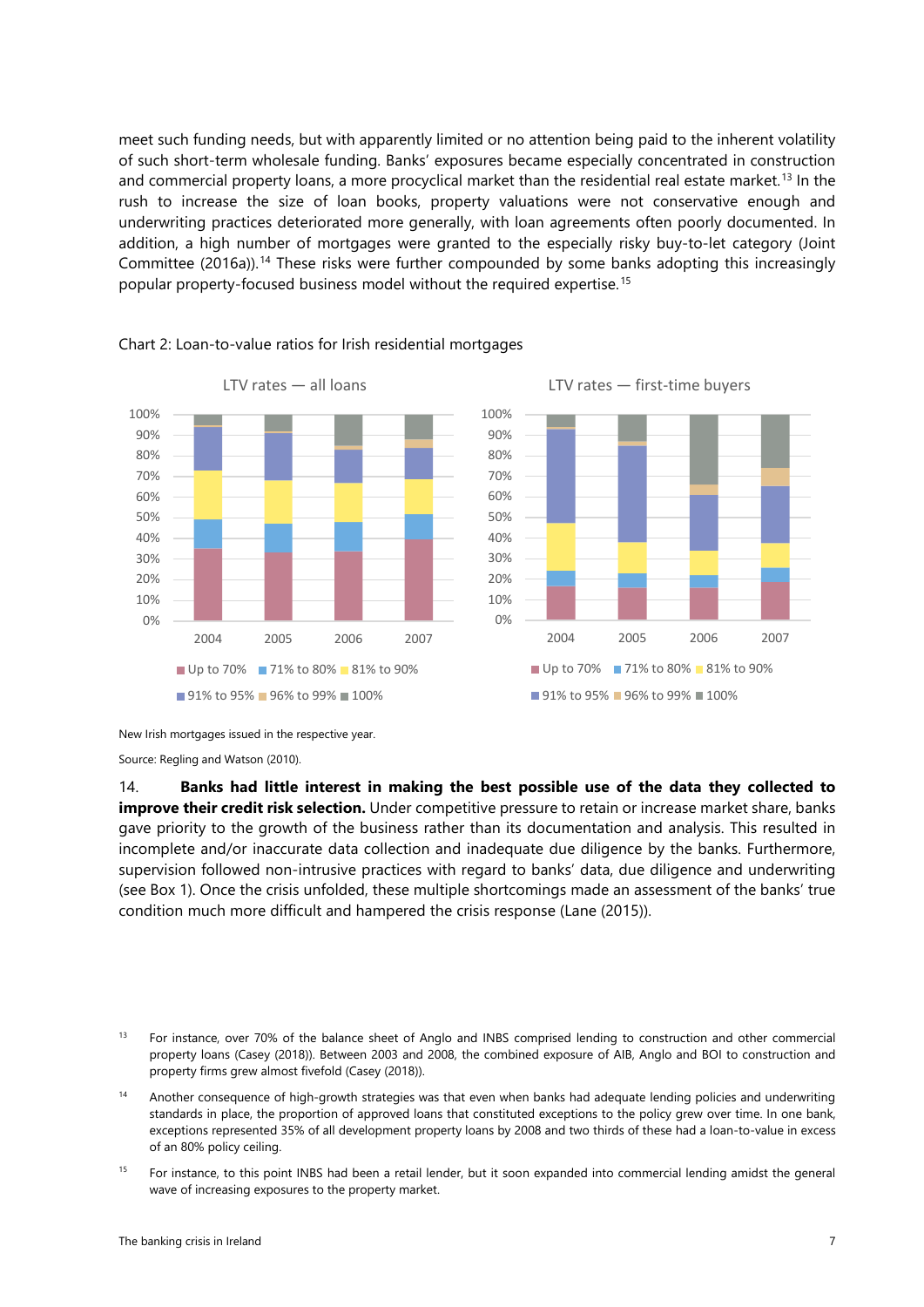meet such funding needs, but with apparently limited or no attention being paid to the inherent volatility of such short-term wholesale funding. Banks' exposures became especially concentrated in construction and commercial property loans, a more procyclical market than the residential real estate market.[13] In the rush to increase the size of loan books, property valuations were not conservative enough and underwriting practices deteriorated more generally, with loan agreements often poorly documented. In addition, a high number of mortgages were granted to the especially risky buy-to-let category (Joint Committee (2016a)).[14] These risks were further compounded by some banks adopting this increasingly popular property-focused business model without the required expertise.[15]

Chart 2: Loan-to-value ratios for Irish residential mortgages

LTV rates — all loans

LTV rates — first-time buyers

New Irish mortgages issued in the respective year.

Source: Regling and Watson (2010).

14. **Banks had little interest in making the best possible use of the data they collected to improve their credit risk selection.** Under competitive pressure to retain or increase market share, banks gave priority to the growth of the business rather than its documentation and analysis. This resulted in incomplete and/or inaccurate data collection and inadequate due diligence by the banks. Furthermore, supervision followed non-intrusive practices with regard to banks' data, due diligence and underwriting (see Box 1). Once the crisis unfolded, these multiple shortcomings made an assessment of the banks' true condition much more difficult and hampered the crisis response (Lane (2015)).

[13] For instance, over 70% of the balance sheet of Anglo and INBS comprised lending to construction and other commercial property loans (Casey (2018)). Between 2003 and 2008, the combined exposure of AIB, Anglo and BOI to construction and property firms grew almost fivefold (Casey (2018)).

[14] Another consequence of high-growth strategies was that even when banks had adequate lending policies and underwriting standards in place, the proportion of approved loans that constituted exceptions to the policy grew over time. In one bank, exceptions represented 35% of all development property loans by 2008 and two thirds of these had a loan-to-value in excess of an 80% policy ceiling.

[15] For instance, to this point INBS had been a retail lender, but it soon expanded into commercial lending amidst the general wave of increasing exposures to the property market.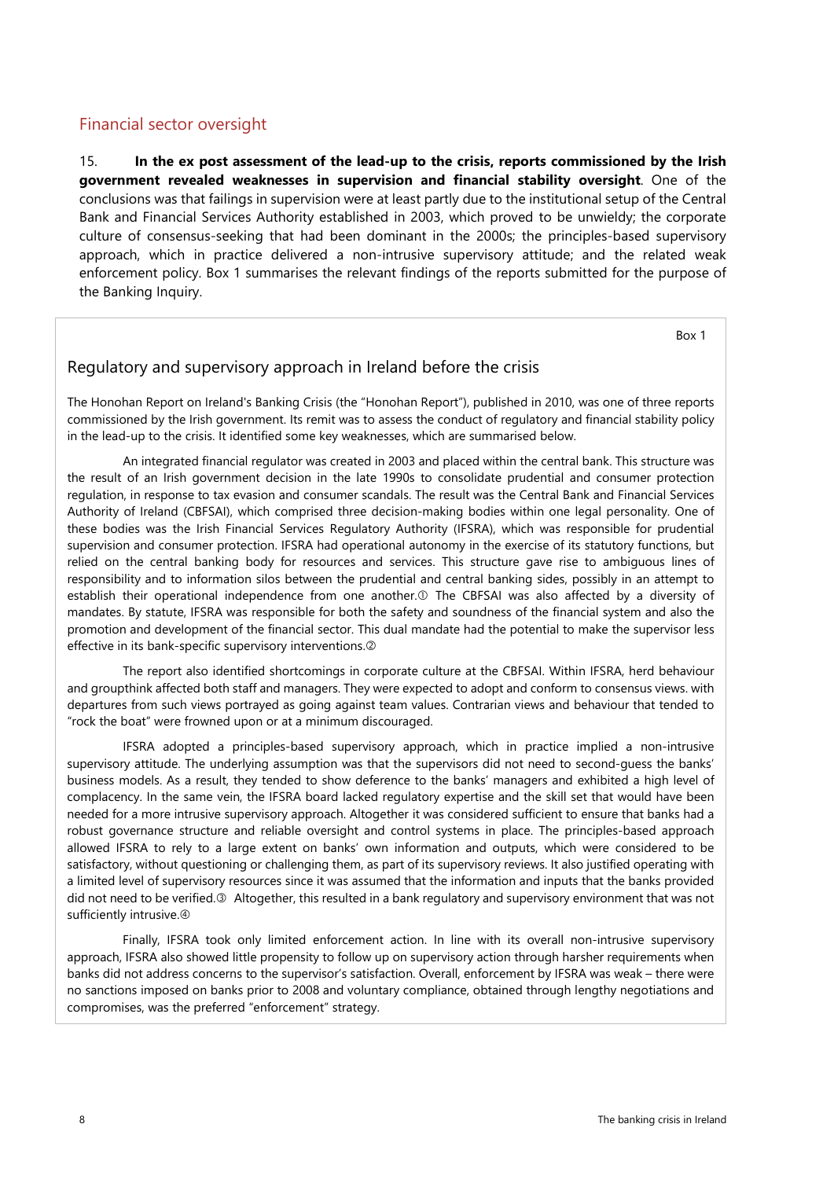## Financial sector oversight

15. **In the ex post assessment of the lead-up to the crisis, reports commissioned by the Irish government revealed weaknesses in supervision and financial stability oversight**. One of the conclusions was that failings in supervision were at least partly due to the institutional setup of the Central Bank and Financial Services Authority established in 2003, which proved to be unwieldy; the corporate culture of consensus-seeking that had been dominant in the 2000s; the principles-based supervisory approach, which in practice delivered a non-intrusive supervisory attitude; and the related weak enforcement policy. Box 1 summarises the relevant findings of the reports submitted for the purpose of the Banking Inquiry.

Box 1

### Regulatory and supervisory approach in Ireland before the crisis

The Honohan Report on Ireland's Banking Crisis (the "Honohan Report"), published in 2010, was one of three reports commissioned by the Irish government. Its remit was to assess the conduct of regulatory and financial stability policy in the lead-up to the crisis. It identified some key weaknesses, which are summarised below.

An integrated financial regulator was created in 2003 and placed within the central bank. This structure was the result of an Irish government decision in the late 1990s to consolidate prudential and consumer protection regulation, in response to tax evasion and consumer scandals. The result was the Central Bank and Financial Services Authority of Ireland (CBFSAI), which comprised three decision-making bodies within one legal personality. One of these bodies was the Irish Financial Services Regulatory Authority (IFSRA), which was responsible for prudential supervision and consumer protection. IFSRA had operational autonomy in the exercise of its statutory functions, but relied on the central banking body for resources and services. This structure gave rise to ambiguous lines of responsibility and to information silos between the prudential and central banking sides, possibly in an attempt to establish their operational independence from one another.① The CBFSAI was also affected by a diversity of mandates. By statute, IFSRA was responsible for both the safety and soundness of the financial system and also the promotion and development of the financial sector. This dual mandate had the potential to make the supervisor less effective in its bank-specific supervisory interventions.②

The report also identified shortcomings in corporate culture at the CBFSAI. Within IFSRA, herd behaviour and groupthink affected both staff and managers. They were expected to adopt and conform to consensus views. with departures from such views portrayed as going against team values. Contrarian views and behaviour that tended to "rock the boat" were frowned upon or at a minimum discouraged.

IFSRA adopted a principles-based supervisory approach, which in practice implied a non-intrusive supervisory attitude. The underlying assumption was that the supervisors did not need to second-guess the banks' business models. As a result, they tended to show deference to the banks' managers and exhibited a high level of complacency. In the same vein, the IFSRA board lacked regulatory expertise and the skill set that would have been needed for a more intrusive supervisory approach. Altogether it was considered sufficient to ensure that banks had a robust governance structure and reliable oversight and control systems in place. The principles-based approach allowed IFSRA to rely to a large extent on banks' own information and outputs, which were considered to be satisfactory, without questioning or challenging them, as part of its supervisory reviews. It also justified operating with a limited level of supervisory resources since it was assumed that the information and inputs that the banks provided did not need to be verified.③ Altogether, this resulted in a bank regulatory and supervisory environment that was not sufficiently intrusive.④

Finally, IFSRA took only limited enforcement action. In line with its overall non-intrusive supervisory approach, IFSRA also showed little propensity to follow up on supervisory action through harsher requirements when banks did not address concerns to the supervisor's satisfaction. Overall, enforcement by IFSRA was weak – there were no sanctions imposed on banks prior to 2008 and voluntary compliance, obtained through lengthy negotiations and compromises, was the preferred "enforcement" strategy.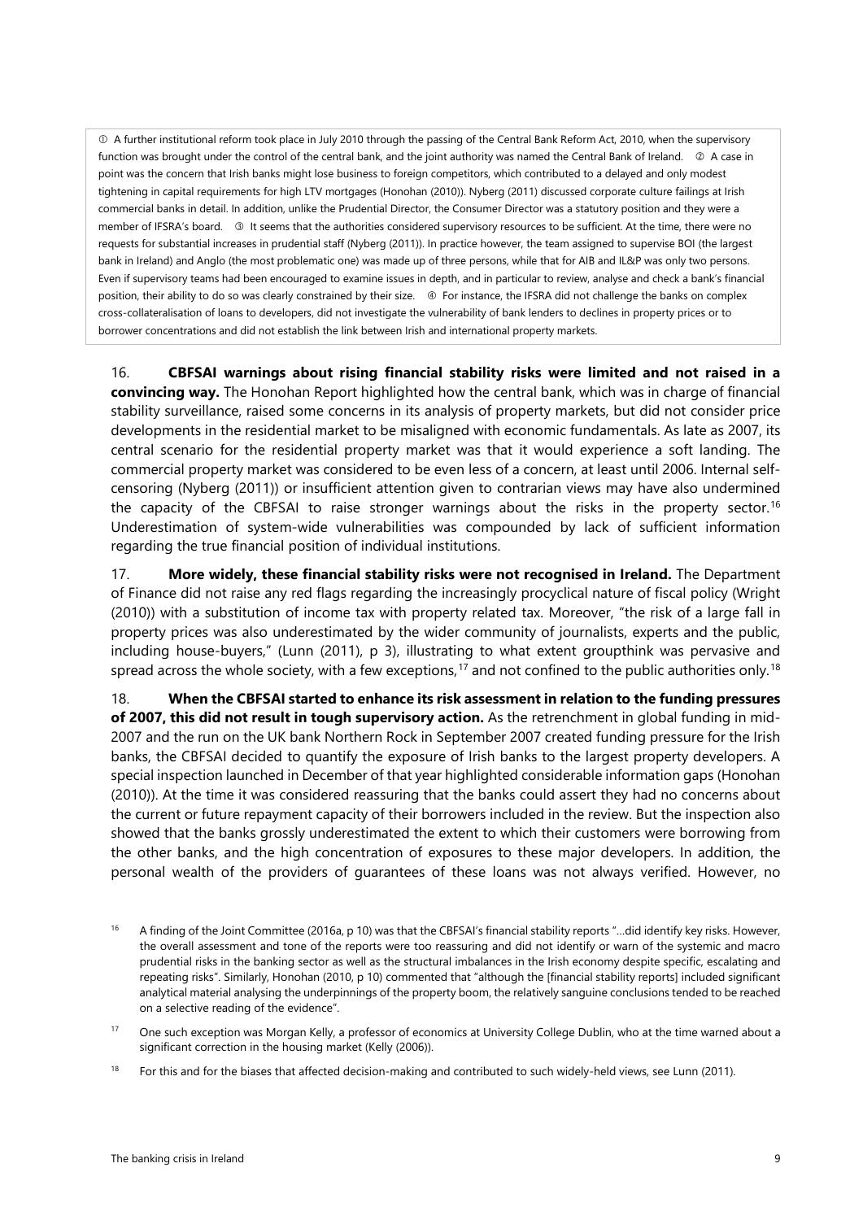① A further institutional reform took place in July 2010 through the passing of the Central Bank Reform Act, 2010, when the supervisory function was brought under the control of the central bank, and the joint authority was named the Central Bank of Ireland. ② A case in point was the concern that Irish banks might lose business to foreign competitors, which contributed to a delayed and only modest tightening in capital requirements for high LTV mortgages (Honohan (2010)). Nyberg (2011) discussed corporate culture failings at Irish commercial banks in detail. In addition, unlike the Prudential Director, the Consumer Director was a statutory position and they were a member of IFSRA's board. ③ It seems that the authorities considered supervisory resources to be sufficient. At the time, there were no requests for substantial increases in prudential staff (Nyberg (2011)). In practice however, the team assigned to supervise BOI (the largest bank in Ireland) and Anglo (the most problematic one) was made up of three persons, while that for AIB and IL&P was only two persons. Even if supervisory teams had been encouraged to examine issues in depth, and in particular to review, analyse and check a bank's financial position, their ability to do so was clearly constrained by their size. ④ For instance, the IFSRA did not challenge the banks on complex cross-collateralisation of loans to developers, did not investigate the vulnerability of bank lenders to declines in property prices or to borrower concentrations and did not establish the link between Irish and international property markets.

16. **CBFSAI warnings about rising financial stability risks were limited and not raised in a convincing way.** The Honohan Report highlighted how the central bank, which was in charge of financial stability surveillance, raised some concerns in its analysis of property markets, but did not consider price developments in the residential market to be misaligned with economic fundamentals. As late as 2007, its central scenario for the residential property market was that it would experience a soft landing. The commercial property market was considered to be even less of a concern, at least until 2006. Internal self-censoring (Nyberg (2011)) or insufficient attention given to contrarian views may have also undermined the capacity of the CBFSAI to raise stronger warnings about the risks in the property sector.[16] Underestimation of system-wide vulnerabilities was compounded by lack of sufficient information regarding the true financial position of individual institutions.

17. **More widely, these financial stability risks were not recognised in Ireland.** The Department of Finance did not raise any red flags regarding the increasingly procyclical nature of fiscal policy (Wright (2010)) with a substitution of income tax with property related tax. Moreover, "the risk of a large fall in property prices was also underestimated by the wider community of journalists, experts and the public, including house-buyers," (Lunn (2011), p 3), illustrating to what extent groupthink was pervasive and spread across the whole society, with a few exceptions,[17] and not confined to the public authorities only.[18]

18. **When the CBFSAI started to enhance its risk assessment in relation to the funding pressures of 2007, this did not result in tough supervisory action.** As the retrenchment in global funding in mid-2007 and the run on the UK bank Northern Rock in September 2007 created funding pressure for the Irish banks, the CBFSAI decided to quantify the exposure of Irish banks to the largest property developers. A special inspection launched in December of that year highlighted considerable information gaps (Honohan (2010)). At the time it was considered reassuring that the banks could assert they had no concerns about the current or future repayment capacity of their borrowers included in the review. But the inspection also showed that the banks grossly underestimated the extent to which their customers were borrowing from the other banks, and the high concentration of exposures to these major developers. In addition, the personal wealth of the providers of guarantees of these loans was not always verified. However, no

[16] A finding of the Joint Committee (2016a, p 10) was that the CBFSAI's financial stability reports "…did identify key risks. However, the overall assessment and tone of the reports were too reassuring and did not identify or warn of the systemic and macro prudential risks in the banking sector as well as the structural imbalances in the Irish economy despite specific, escalating and repeating risks". Similarly, Honohan (2010, p 10) commented that "although the [financial stability reports] included significant analytical material analysing the underpinnings of the property boom, the relatively sanguine conclusions tended to be reached on a selective reading of the evidence".

[17] One such exception was Morgan Kelly, a professor of economics at University College Dublin, who at the time warned about a significant correction in the housing market (Kelly (2006)).

[18] For this and for the biases that affected decision-making and contributed to such widely-held views, see Lunn (2011).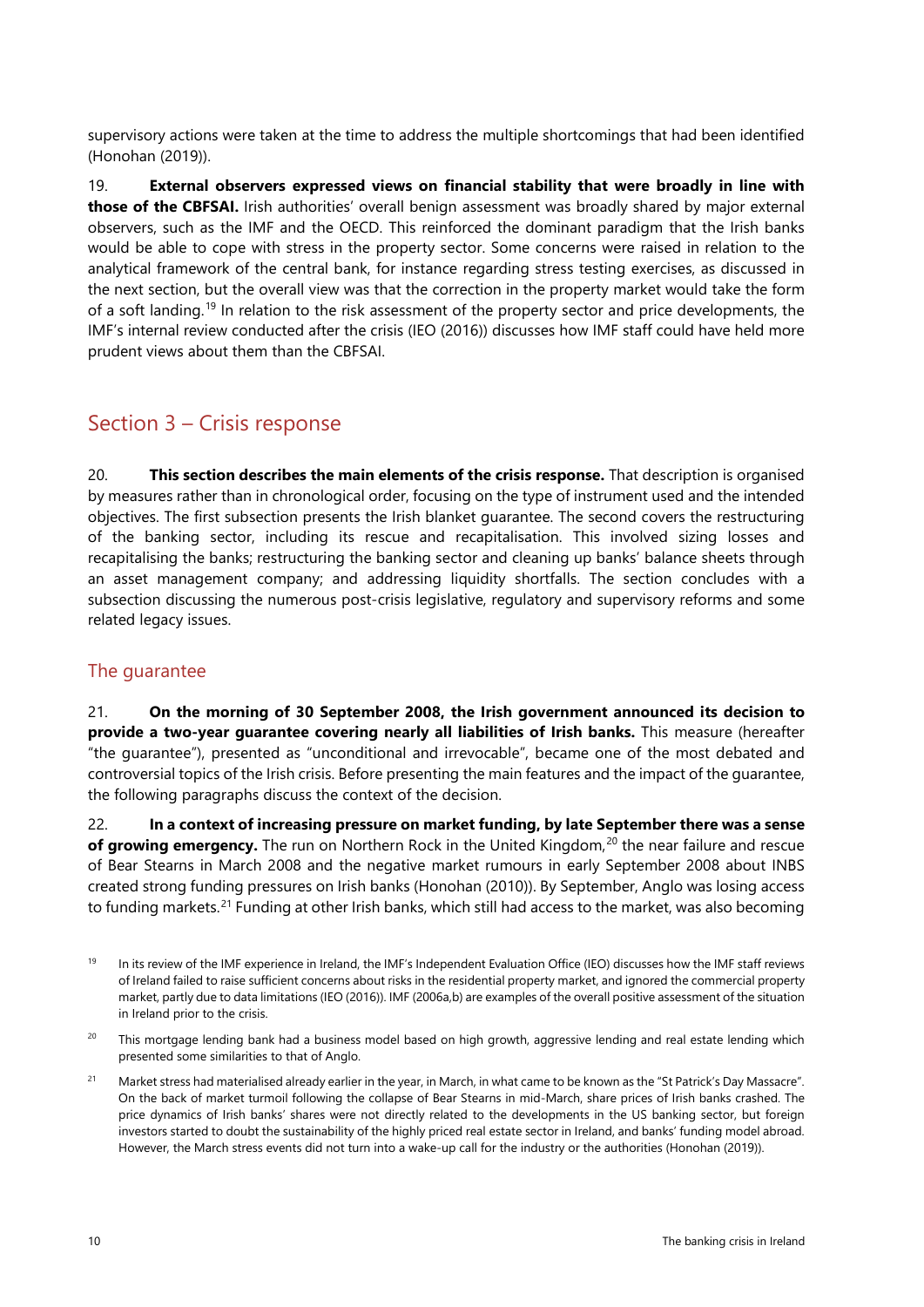supervisory actions were taken at the time to address the multiple shortcomings that had been identified (Honohan (2019)).

19. **External observers expressed views on financial stability that were broadly in line with those of the CBFSAI.** Irish authorities' overall benign assessment was broadly shared by major external observers, such as the IMF and the OECD. This reinforced the dominant paradigm that the Irish banks would be able to cope with stress in the property sector. Some concerns were raised in relation to the analytical framework of the central bank, for instance regarding stress testing exercises, as discussed in the next section, but the overall view was that the correction in the property market would take the form of a soft landing.[19] In relation to the risk assessment of the property sector and price developments, the IMF's internal review conducted after the crisis (IEO (2016)) discusses how IMF staff could have held more prudent views about them than the CBFSAI.

## Section 3 – Crisis response

20. **This section describes the main elements of the crisis response.** That description is organised by measures rather than in chronological order, focusing on the type of instrument used and the intended objectives. The first subsection presents the Irish blanket guarantee. The second covers the restructuring of the banking sector, including its rescue and recapitalisation. This involved sizing losses and recapitalising the banks; restructuring the banking sector and cleaning up banks' balance sheets through an asset management company; and addressing liquidity shortfalls. The section concludes with a subsection discussing the numerous post-crisis legislative, regulatory and supervisory reforms and some related legacy issues.

### The guarantee

21. **On the morning of 30 September 2008, the Irish government announced its decision to provide a two-year guarantee covering nearly all liabilities of Irish banks.** This measure (hereafter "the guarantee"), presented as "unconditional and irrevocable", became one of the most debated and controversial topics of the Irish crisis. Before presenting the main features and the impact of the guarantee, the following paragraphs discuss the context of the decision.

22. **In a context of increasing pressure on market funding, by late September there was a sense of growing emergency.** The run on Northern Rock in the United Kingdom,[20] the near failure and rescue of Bear Stearns in March 2008 and the negative market rumours in early September 2008 about INBS created strong funding pressures on Irish banks (Honohan (2010)). By September, Anglo was losing access to funding markets.[21] Funding at other Irish banks, which still had access to the market, was also becoming

[19] In its review of the IMF experience in Ireland, the IMF's Independent Evaluation Office (IEO) discusses how the IMF staff reviews of Ireland failed to raise sufficient concerns about risks in the residential property market, and ignored the commercial property market, partly due to data limitations (IEO (2016)). IMF (2006a,b) are examples of the overall positive assessment of the situation in Ireland prior to the crisis.

[20] This mortgage lending bank had a business model based on high growth, aggressive lending and real estate lending which presented some similarities to that of Anglo.

[21] Market stress had materialised already earlier in the year, in March, in what came to be known as the "St Patrick's Day Massacre". On the back of market turmoil following the collapse of Bear Stearns in mid-March, share prices of Irish banks crashed. The price dynamics of Irish banks' shares were not directly related to the developments in the US banking sector, but foreign investors started to doubt the sustainability of the highly priced real estate sector in Ireland, and banks' funding model abroad. However, the March stress events did not turn into a wake-up call for the industry or the authorities (Honohan (2019)).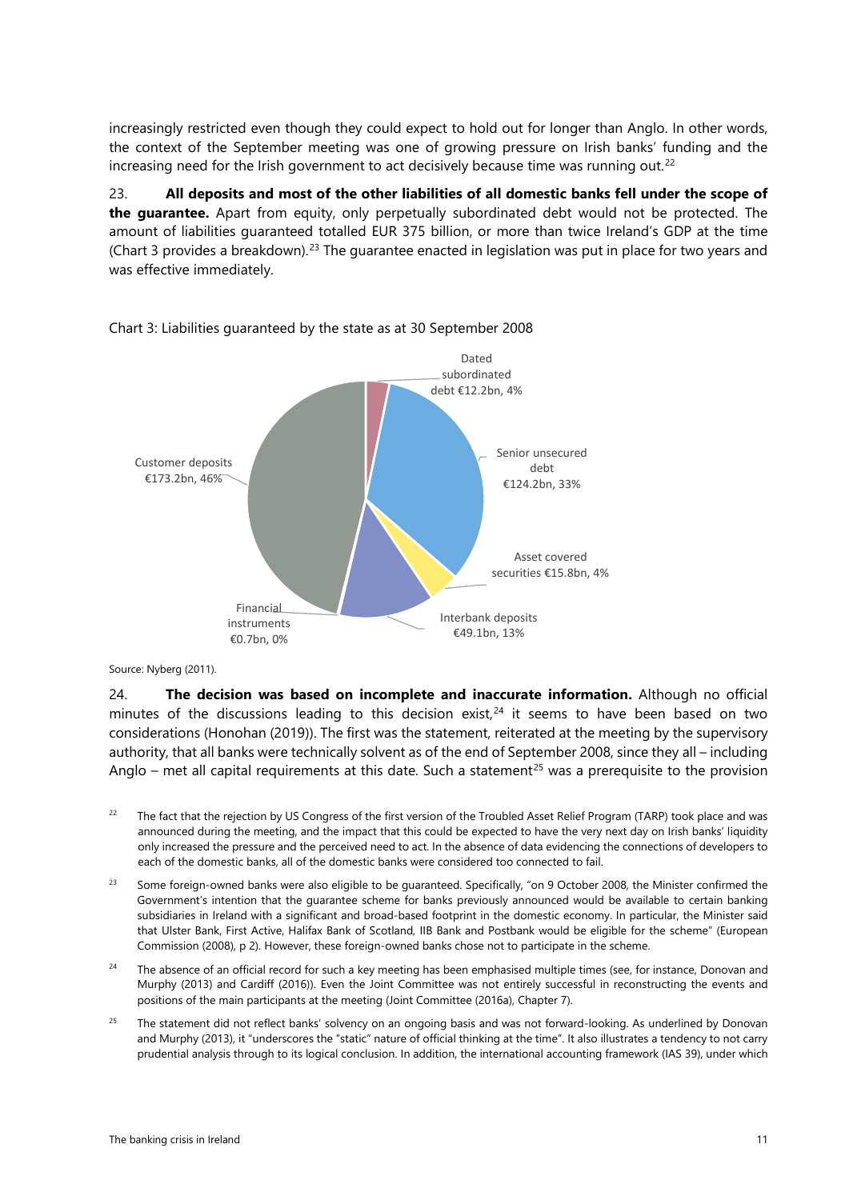increasingly restricted even though they could expect to hold out for longer than Anglo. In other words, the context of the September meeting was one of growing pressure on Irish banks' funding and the increasing need for the Irish government to act decisively because time was running out.[22]

23. **All deposits and most of the other liabilities of all domestic banks fell under the scope of the guarantee.** Apart from equity, only perpetually subordinated debt would not be protected. The amount of liabilities guaranteed totalled EUR 375 billion, or more than twice Ireland's GDP at the time (Chart 3 provides a breakdown).[23] The guarantee enacted in legislation was put in place for two years and was effective immediately.

Chart 3: Liabilities guaranteed by the state as at 30 September 2008

| Liability | Amount | Share |
|---|---|---|
| Customer deposits | €173.2bn | 46% |
| Senior unsecured debt | €124.2bn | 33% |
| Interbank deposits | €49.1bn | 13% |
| Asset covered securities | €15.8bn | 4% |
| Dated subordinated debt | €12.2bn | 4% |
| Financial instruments | €0.7bn | 0% |

Source: Nyberg (2011).

24. **The decision was based on incomplete and inaccurate information.** Although no official minutes of the discussions leading to this decision exist,[24] it seems to have been based on two considerations (Honohan (2019)). The first was the statement, reiterated at the meeting by the supervisory authority, that all banks were technically solvent as of the end of September 2008, since they all – including Anglo – met all capital requirements at this date. Such a statement[25] was a prerequisite to the provision

[22] The fact that the rejection by US Congress of the first version of the Troubled Asset Relief Program (TARP) took place and was announced during the meeting, and the impact that this could be expected to have the very next day on Irish banks' liquidity only increased the pressure and the perceived need to act. In the absence of data evidencing the connections of developers to each of the domestic banks, all of the domestic banks were considered too connected to fail.

[23] Some foreign-owned banks were also eligible to be guaranteed. Specifically, "on 9 October 2008, the Minister confirmed the Government's intention that the guarantee scheme for banks previously announced would be available to certain banking subsidiaries in Ireland with a significant and broad-based footprint in the domestic economy. In particular, the Minister said that Ulster Bank, First Active, Halifax Bank of Scotland, IIB Bank and Postbank would be eligible for the scheme" (European Commission (2008), p 2). However, these foreign-owned banks chose not to participate in the scheme.

[24] The absence of an official record for such a key meeting has been emphasised multiple times (see, for instance, Donovan and Murphy (2013) and Cardiff (2016)). Even the Joint Committee was not entirely successful in reconstructing the events and positions of the main participants at the meeting (Joint Committee (2016a), Chapter 7).

[25] The statement did not reflect banks' solvency on an ongoing basis and was not forward-looking. As underlined by Donovan and Murphy (2013), it "underscores the "static" nature of official thinking at the time". It also illustrates a tendency to not carry prudential analysis through to its logical conclusion. In addition, the international accounting framework (IAS 39), under which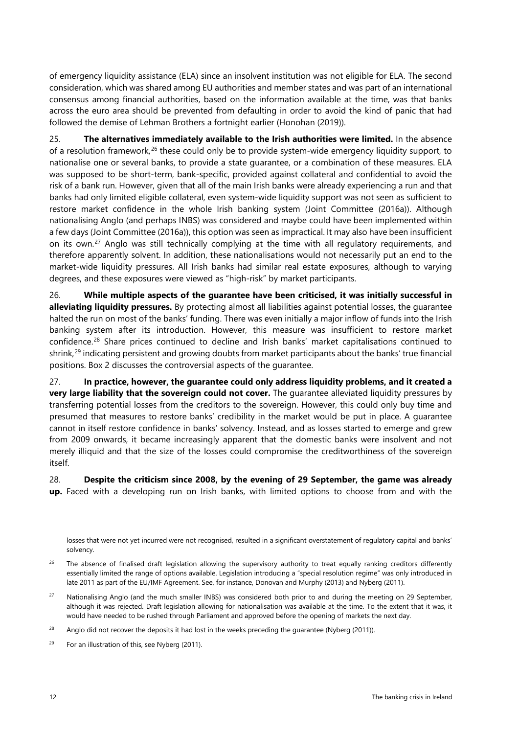of emergency liquidity assistance (ELA) since an insolvent institution was not eligible for ELA. The second consideration, which was shared among EU authorities and member states and was part of an international consensus among financial authorities, based on the information available at the time, was that banks across the euro area should be prevented from defaulting in order to avoid the kind of panic that had followed the demise of Lehman Brothers a fortnight earlier (Honohan (2019)).

25. **The alternatives immediately available to the Irish authorities were limited.** In the absence of a resolution framework,[26] these could only be to provide system-wide emergency liquidity support, to nationalise one or several banks, to provide a state guarantee, or a combination of these measures. ELA was supposed to be short-term, bank-specific, provided against collateral and confidential to avoid the risk of a bank run. However, given that all of the main Irish banks were already experiencing a run and that banks had only limited eligible collateral, even system-wide liquidity support was not seen as sufficient to restore market confidence in the whole Irish banking system (Joint Committee (2016a)). Although nationalising Anglo (and perhaps INBS) was considered and maybe could have been implemented within a few days (Joint Committee (2016a)), this option was seen as impractical. It may also have been insufficient on its own.[27] Anglo was still technically complying at the time with all regulatory requirements, and therefore apparently solvent. In addition, these nationalisations would not necessarily put an end to the market-wide liquidity pressures. All Irish banks had similar real estate exposures, although to varying degrees, and these exposures were viewed as "high-risk" by market participants.

26. **While multiple aspects of the guarantee have been criticised, it was initially successful in alleviating liquidity pressures.** By protecting almost all liabilities against potential losses, the guarantee halted the run on most of the banks' funding. There was even initially a major inflow of funds into the Irish banking system after its introduction. However, this measure was insufficient to restore market confidence.[28] Share prices continued to decline and Irish banks' market capitalisations continued to shrink,[29] indicating persistent and growing doubts from market participants about the banks' true financial positions. Box 2 discusses the controversial aspects of the guarantee.

27. **In practice, however, the guarantee could only address liquidity problems, and it created a very large liability that the sovereign could not cover.** The guarantee alleviated liquidity pressures by transferring potential losses from the creditors to the sovereign. However, this could only buy time and presumed that measures to restore banks' credibility in the market would be put in place. A guarantee cannot in itself restore confidence in banks' solvency. Instead, and as losses started to emerge and grew from 2009 onwards, it became increasingly apparent that the domestic banks were insolvent and not merely illiquid and that the size of the losses could compromise the creditworthiness of the sovereign itself.

28. **Despite the criticism since 2008, by the evening of 29 September, the game was already up.** Faced with a developing run on Irish banks, with limited options to choose from and with the

losses that were not yet incurred were not recognised, resulted in a significant overstatement of regulatory capital and banks' solvency.

[26] The absence of finalised draft legislation allowing the supervisory authority to treat equally ranking creditors differently essentially limited the range of options available. Legislation introducing a "special resolution regime" was only introduced in late 2011 as part of the EU/IMF Agreement. See, for instance, Donovan and Murphy (2013) and Nyberg (2011).

[27] Nationalising Anglo (and the much smaller INBS) was considered both prior to and during the meeting on 29 September, although it was rejected. Draft legislation allowing for nationalisation was available at the time. To the extent that it was, it would have needed to be rushed through Parliament and approved before the opening of markets the next day.

[28] Anglo did not recover the deposits it had lost in the weeks preceding the guarantee (Nyberg (2011)).

[29] For an illustration of this, see Nyberg (2011).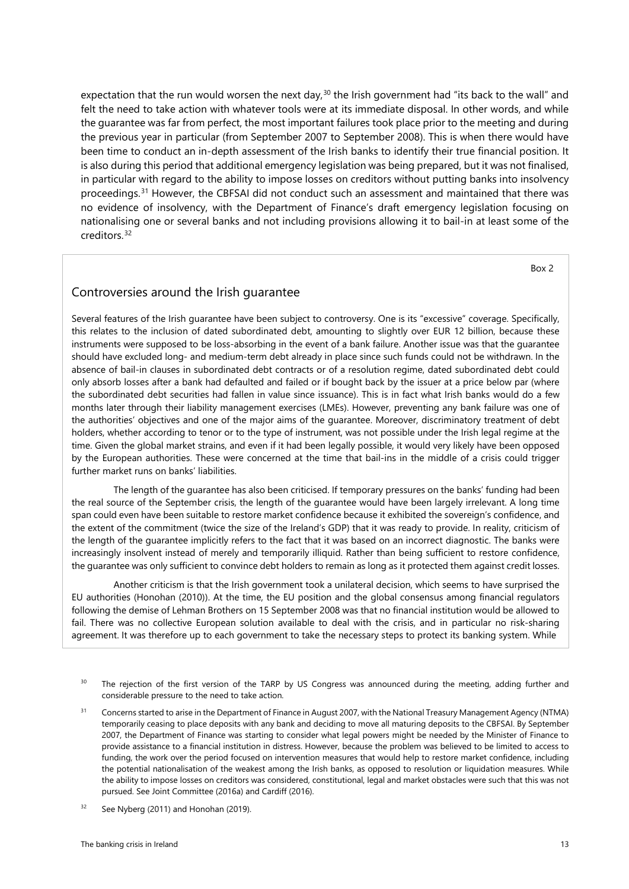expectation that the run would worsen the next day,[30] the Irish government had "its back to the wall" and felt the need to take action with whatever tools were at its immediate disposal. In other words, and while the guarantee was far from perfect, the most important failures took place prior to the meeting and during the previous year in particular (from September 2007 to September 2008). This is when there would have been time to conduct an in-depth assessment of the Irish banks to identify their true financial position. It is also during this period that additional emergency legislation was being prepared, but it was not finalised, in particular with regard to the ability to impose losses on creditors without putting banks into insolvency proceedings.[31] However, the CBFSAI did not conduct such an assessment and maintained that there was no evidence of insolvency, with the Department of Finance's draft emergency legislation focusing on nationalising one or several banks and not including provisions allowing it to bail-in at least some of the creditors.[32]

Box 2

## Controversies around the Irish guarantee

Several features of the Irish guarantee have been subject to controversy. One is its "excessive" coverage. Specifically, this relates to the inclusion of dated subordinated debt, amounting to slightly over EUR 12 billion, because these instruments were supposed to be loss-absorbing in the event of a bank failure. Another issue was that the guarantee should have excluded long- and medium-term debt already in place since such funds could not be withdrawn. In the absence of bail-in clauses in subordinated debt contracts or of a resolution regime, dated subordinated debt could only absorb losses after a bank had defaulted and failed or if bought back by the issuer at a price below par (where the subordinated debt securities had fallen in value since issuance). This is in fact what Irish banks would do a few months later through their liability management exercises (LMEs). However, preventing any bank failure was one of the authorities' objectives and one of the major aims of the guarantee. Moreover, discriminatory treatment of debt holders, whether according to tenor or to the type of instrument, was not possible under the Irish legal regime at the time. Given the global market strains, and even if it had been legally possible, it would very likely have been opposed by the European authorities. These were concerned at the time that bail-ins in the middle of a crisis could trigger further market runs on banks' liabilities.

The length of the guarantee has also been criticised. If temporary pressures on the banks' funding had been the real source of the September crisis, the length of the guarantee would have been largely irrelevant. A long time span could even have been suitable to restore market confidence because it exhibited the sovereign's confidence, and the extent of the commitment (twice the size of the Ireland's GDP) that it was ready to provide. In reality, criticism of the length of the guarantee implicitly refers to the fact that it was based on an incorrect diagnostic. The banks were increasingly insolvent instead of merely and temporarily illiquid. Rather than being sufficient to restore confidence, the guarantee was only sufficient to convince debt holders to remain as long as it protected them against credit losses.

Another criticism is that the Irish government took a unilateral decision, which seems to have surprised the EU authorities (Honohan (2010)). At the time, the EU position and the global consensus among financial regulators following the demise of Lehman Brothers on 15 September 2008 was that no financial institution would be allowed to fail. There was no collective European solution available to deal with the crisis, and in particular no risk-sharing agreement. It was therefore up to each government to take the necessary steps to protect its banking system. While

[30] The rejection of the first version of the TARP by US Congress was announced during the meeting, adding further and considerable pressure to the need to take action.

[31] Concerns started to arise in the Department of Finance in August 2007, with the National Treasury Management Agency (NTMA) temporarily ceasing to place deposits with any bank and deciding to move all maturing deposits to the CBFSAI. By September 2007, the Department of Finance was starting to consider what legal powers might be needed by the Minister of Finance to provide assistance to a financial institution in distress. However, because the problem was believed to be limited to access to funding, the work over the period focused on intervention measures that would help to restore market confidence, including the potential nationalisation of the weakest among the Irish banks, as opposed to resolution or liquidation measures. While the ability to impose losses on creditors was considered, constitutional, legal and market obstacles were such that this was not pursued. See Joint Committee (2016a) and Cardiff (2016).

[32] See Nyberg (2011) and Honohan (2019).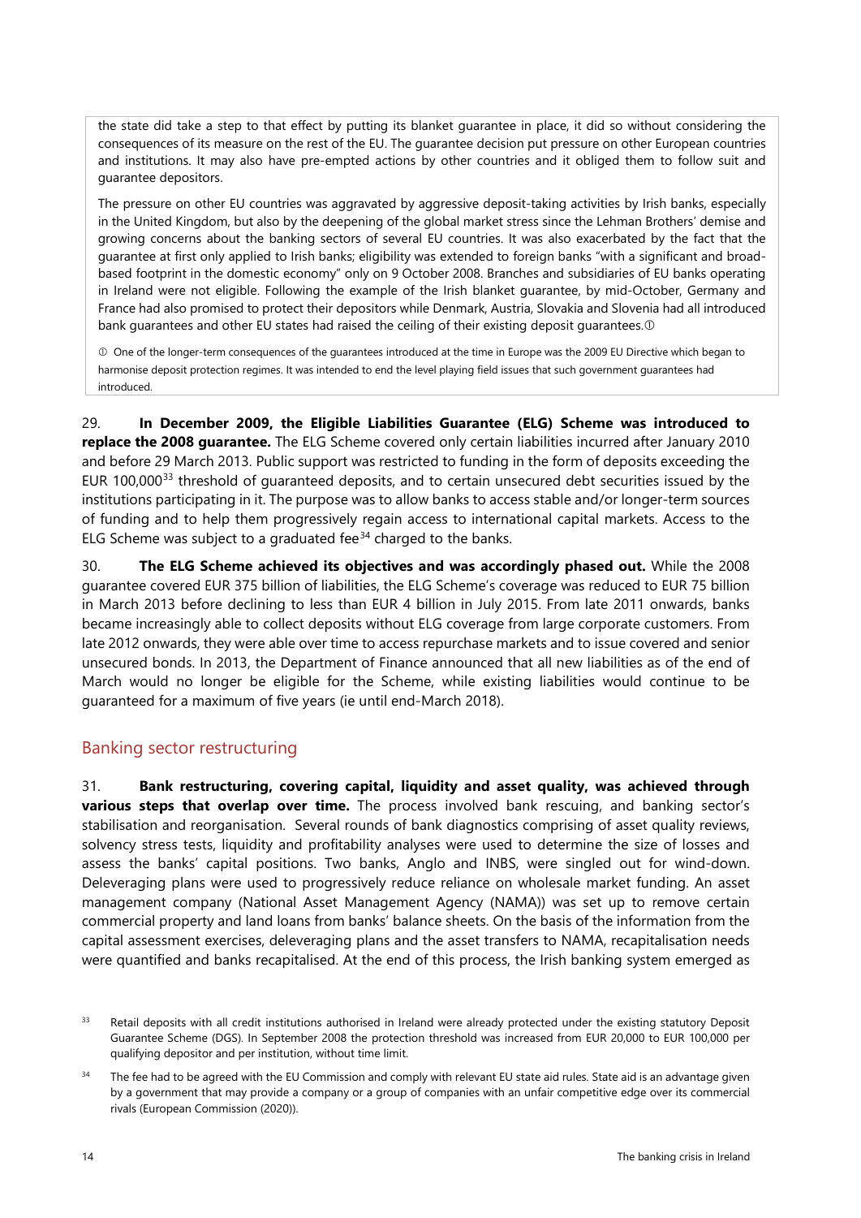the state did take a step to that effect by putting its blanket guarantee in place, it did so without considering the consequences of its measure on the rest of the EU. The guarantee decision put pressure on other European countries and institutions. It may also have pre-empted actions by other countries and it obliged them to follow suit and guarantee depositors.

The pressure on other EU countries was aggravated by aggressive deposit-taking activities by Irish banks, especially in the United Kingdom, but also by the deepening of the global market stress since the Lehman Brothers' demise and growing concerns about the banking sectors of several EU countries. It was also exacerbated by the fact that the guarantee at first only applied to Irish banks; eligibility was extended to foreign banks "with a significant and broad-based footprint in the domestic economy" only on 9 October 2008. Branches and subsidiaries of EU banks operating in Ireland were not eligible. Following the example of the Irish blanket guarantee, by mid-October, Germany and France had also promised to protect their depositors while Denmark, Austria, Slovakia and Slovenia had all introduced bank guarantees and other EU states had raised the ceiling of their existing deposit guarantees.①

① One of the longer-term consequences of the guarantees introduced at the time in Europe was the 2009 EU Directive which began to harmonise deposit protection regimes. It was intended to end the level playing field issues that such government guarantees had introduced.

29. **In December 2009, the Eligible Liabilities Guarantee (ELG) Scheme was introduced to replace the 2008 guarantee.** The ELG Scheme covered only certain liabilities incurred after January 2010 and before 29 March 2013. Public support was restricted to funding in the form of deposits exceeding the EUR 100,000[33] threshold of guaranteed deposits, and to certain unsecured debt securities issued by the institutions participating in it. The purpose was to allow banks to access stable and/or longer-term sources of funding and to help them progressively regain access to international capital markets. Access to the ELG Scheme was subject to a graduated fee[34] charged to the banks.

30. **The ELG Scheme achieved its objectives and was accordingly phased out.** While the 2008 guarantee covered EUR 375 billion of liabilities, the ELG Scheme's coverage was reduced to EUR 75 billion in March 2013 before declining to less than EUR 4 billion in July 2015. From late 2011 onwards, banks became increasingly able to collect deposits without ELG coverage from large corporate customers. From late 2012 onwards, they were able over time to access repurchase markets and to issue covered and senior unsecured bonds. In 2013, the Department of Finance announced that all new liabilities as of the end of March would no longer be eligible for the Scheme, while existing liabilities would continue to be guaranteed for a maximum of five years (ie until end-March 2018).

## Banking sector restructuring

31. **Bank restructuring, covering capital, liquidity and asset quality, was achieved through various steps that overlap over time.** The process involved bank rescuing, and banking sector's stabilisation and reorganisation. Several rounds of bank diagnostics comprising of asset quality reviews, solvency stress tests, liquidity and profitability analyses were used to determine the size of losses and assess the banks' capital positions. Two banks, Anglo and INBS, were singled out for wind-down. Deleveraging plans were used to progressively reduce reliance on wholesale market funding. An asset management company (National Asset Management Agency (NAMA)) was set up to remove certain commercial property and land loans from banks' balance sheets. On the basis of the information from the capital assessment exercises, deleveraging plans and the asset transfers to NAMA, recapitalisation needs were quantified and banks recapitalised. At the end of this process, the Irish banking system emerged as

[33] Retail deposits with all credit institutions authorised in Ireland were already protected under the existing statutory Deposit Guarantee Scheme (DGS). In September 2008 the protection threshold was increased from EUR 20,000 to EUR 100,000 per qualifying depositor and per institution, without time limit.

[34] The fee had to be agreed with the EU Commission and comply with relevant EU state aid rules. State aid is an advantage given by a government that may provide a company or a group of companies with an unfair competitive edge over its commercial rivals (European Commission (2020)).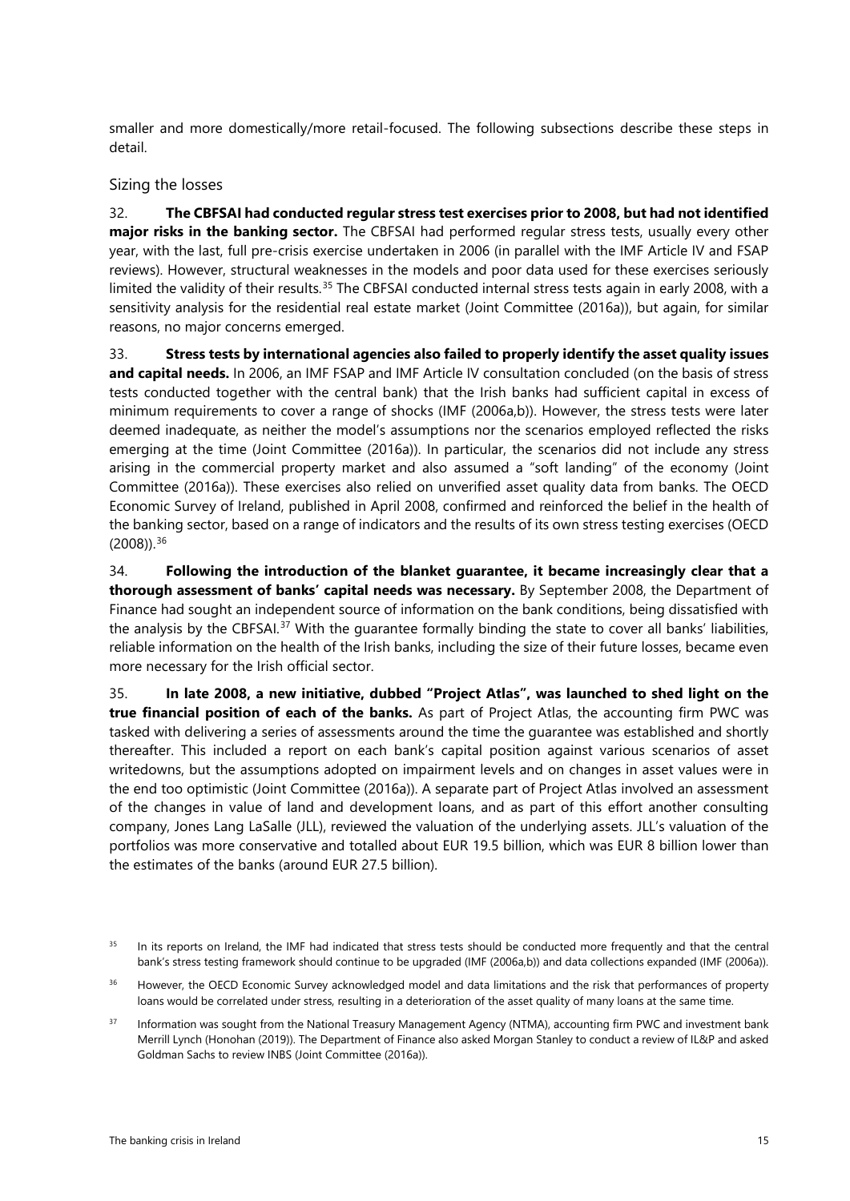smaller and more domestically/more retail-focused. The following subsections describe these steps in detail.

### Sizing the losses

32. **The CBFSAI had conducted regular stress test exercises prior to 2008, but had not identified major risks in the banking sector.** The CBFSAI had performed regular stress tests, usually every other year, with the last, full pre-crisis exercise undertaken in 2006 (in parallel with the IMF Article IV and FSAP reviews). However, structural weaknesses in the models and poor data used for these exercises seriously limited the validity of their results.[35] The CBFSAI conducted internal stress tests again in early 2008, with a sensitivity analysis for the residential real estate market (Joint Committee (2016a)), but again, for similar reasons, no major concerns emerged.

33. **Stress tests by international agencies also failed to properly identify the asset quality issues and capital needs.** In 2006, an IMF FSAP and IMF Article IV consultation concluded (on the basis of stress tests conducted together with the central bank) that the Irish banks had sufficient capital in excess of minimum requirements to cover a range of shocks (IMF (2006a,b)). However, the stress tests were later deemed inadequate, as neither the model's assumptions nor the scenarios employed reflected the risks emerging at the time (Joint Committee (2016a)). In particular, the scenarios did not include any stress arising in the commercial property market and also assumed a "soft landing" of the economy (Joint Committee (2016a)). These exercises also relied on unverified asset quality data from banks. The OECD Economic Survey of Ireland, published in April 2008, confirmed and reinforced the belief in the health of the banking sector, based on a range of indicators and the results of its own stress testing exercises (OECD (2008)).[36]

34. **Following the introduction of the blanket guarantee, it became increasingly clear that a thorough assessment of banks' capital needs was necessary.** By September 2008, the Department of Finance had sought an independent source of information on the bank conditions, being dissatisfied with the analysis by the CBFSAI.[37] With the guarantee formally binding the state to cover all banks' liabilities, reliable information on the health of the Irish banks, including the size of their future losses, became even more necessary for the Irish official sector.

35. **In late 2008, a new initiative, dubbed "Project Atlas", was launched to shed light on the true financial position of each of the banks.** As part of Project Atlas, the accounting firm PWC was tasked with delivering a series of assessments around the time the guarantee was established and shortly thereafter. This included a report on each bank's capital position against various scenarios of asset writedowns, but the assumptions adopted on impairment levels and on changes in asset values were in the end too optimistic (Joint Committee (2016a)). A separate part of Project Atlas involved an assessment of the changes in value of land and development loans, and as part of this effort another consulting company, Jones Lang LaSalle (JLL), reviewed the valuation of the underlying assets. JLL's valuation of the portfolios was more conservative and totalled about EUR 19.5 billion, which was EUR 8 billion lower than the estimates of the banks (around EUR 27.5 billion).

[35] In its reports on Ireland, the IMF had indicated that stress tests should be conducted more frequently and that the central bank's stress testing framework should continue to be upgraded (IMF (2006a,b)) and data collections expanded (IMF (2006a)).

[36] However, the OECD Economic Survey acknowledged model and data limitations and the risk that performances of property loans would be correlated under stress, resulting in a deterioration of the asset quality of many loans at the same time.

[37] Information was sought from the National Treasury Management Agency (NTMA), accounting firm PWC and investment bank Merrill Lynch (Honohan (2019)). The Department of Finance also asked Morgan Stanley to conduct a review of IL&P and asked Goldman Sachs to review INBS (Joint Committee (2016a)).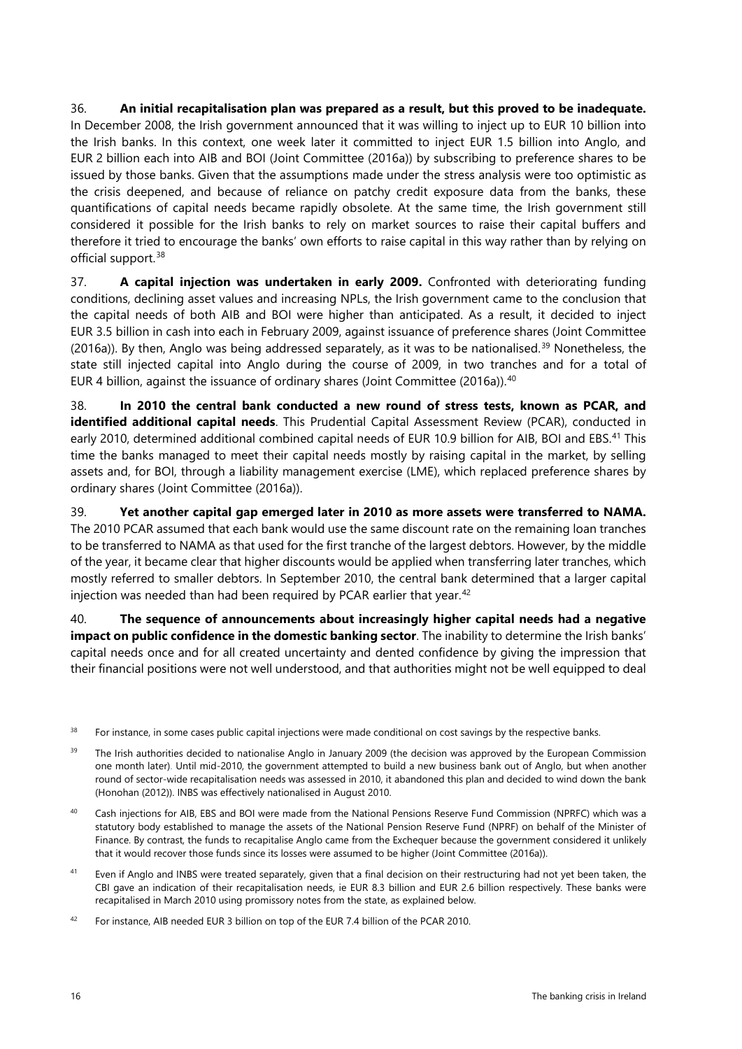36. **An initial recapitalisation plan was prepared as a result, but this proved to be inadequate.** In December 2008, the Irish government announced that it was willing to inject up to EUR 10 billion into the Irish banks. In this context, one week later it committed to inject EUR 1.5 billion into Anglo, and EUR 2 billion each into AIB and BOI (Joint Committee (2016a)) by subscribing to preference shares to be issued by those banks. Given that the assumptions made under the stress analysis were too optimistic as the crisis deepened, and because of reliance on patchy credit exposure data from the banks, these quantifications of capital needs became rapidly obsolete. At the same time, the Irish government still considered it possible for the Irish banks to rely on market sources to raise their capital buffers and therefore it tried to encourage the banks' own efforts to raise capital in this way rather than by relying on official support.[38]

37. **A capital injection was undertaken in early 2009.** Confronted with deteriorating funding conditions, declining asset values and increasing NPLs, the Irish government came to the conclusion that the capital needs of both AIB and BOI were higher than anticipated. As a result, it decided to inject EUR 3.5 billion in cash into each in February 2009, against issuance of preference shares (Joint Committee (2016a)). By then, Anglo was being addressed separately, as it was to be nationalised.[39] Nonetheless, the state still injected capital into Anglo during the course of 2009, in two tranches and for a total of EUR 4 billion, against the issuance of ordinary shares (Joint Committee (2016a)).[40]

38. **In 2010 the central bank conducted a new round of stress tests, known as PCAR, and identified additional capital needs**. This Prudential Capital Assessment Review (PCAR), conducted in early 2010, determined additional combined capital needs of EUR 10.9 billion for AIB, BOI and EBS.[41] This time the banks managed to meet their capital needs mostly by raising capital in the market, by selling assets and, for BOI, through a liability management exercise (LME), which replaced preference shares by ordinary shares (Joint Committee (2016a)).

39. **Yet another capital gap emerged later in 2010 as more assets were transferred to NAMA.** The 2010 PCAR assumed that each bank would use the same discount rate on the remaining loan tranches to be transferred to NAMA as that used for the first tranche of the largest debtors. However, by the middle of the year, it became clear that higher discounts would be applied when transferring later tranches, which mostly referred to smaller debtors. In September 2010, the central bank determined that a larger capital injection was needed than had been required by PCAR earlier that year.[42]

40. **The sequence of announcements about increasingly higher capital needs had a negative impact on public confidence in the domestic banking sector**. The inability to determine the Irish banks' capital needs once and for all created uncertainty and dented confidence by giving the impression that their financial positions were not well understood, and that authorities might not be well equipped to deal

---

[38] For instance, in some cases public capital injections were made conditional on cost savings by the respective banks.

[39] The Irish authorities decided to nationalise Anglo in January 2009 (the decision was approved by the European Commission one month later). Until mid-2010, the government attempted to build a new business bank out of Anglo, but when another round of sector-wide recapitalisation needs was assessed in 2010, it abandoned this plan and decided to wind down the bank (Honohan (2012)). INBS was effectively nationalised in August 2010.

[40] Cash injections for AIB, EBS and BOI were made from the National Pensions Reserve Fund Commission (NPRFC) which was a statutory body established to manage the assets of the National Pension Reserve Fund (NPRF) on behalf of the Minister of Finance. By contrast, the funds to recapitalise Anglo came from the Exchequer because the government considered it unlikely that it would recover those funds since its losses were assumed to be higher (Joint Committee (2016a)).

[41] Even if Anglo and INBS were treated separately, given that a final decision on their restructuring had not yet been taken, the CBI gave an indication of their recapitalisation needs, ie EUR 8.3 billion and EUR 2.6 billion respectively. These banks were recapitalised in March 2010 using promissory notes from the state, as explained below.

[42] For instance, AIB needed EUR 3 billion on top of the EUR 7.4 billion of the PCAR 2010.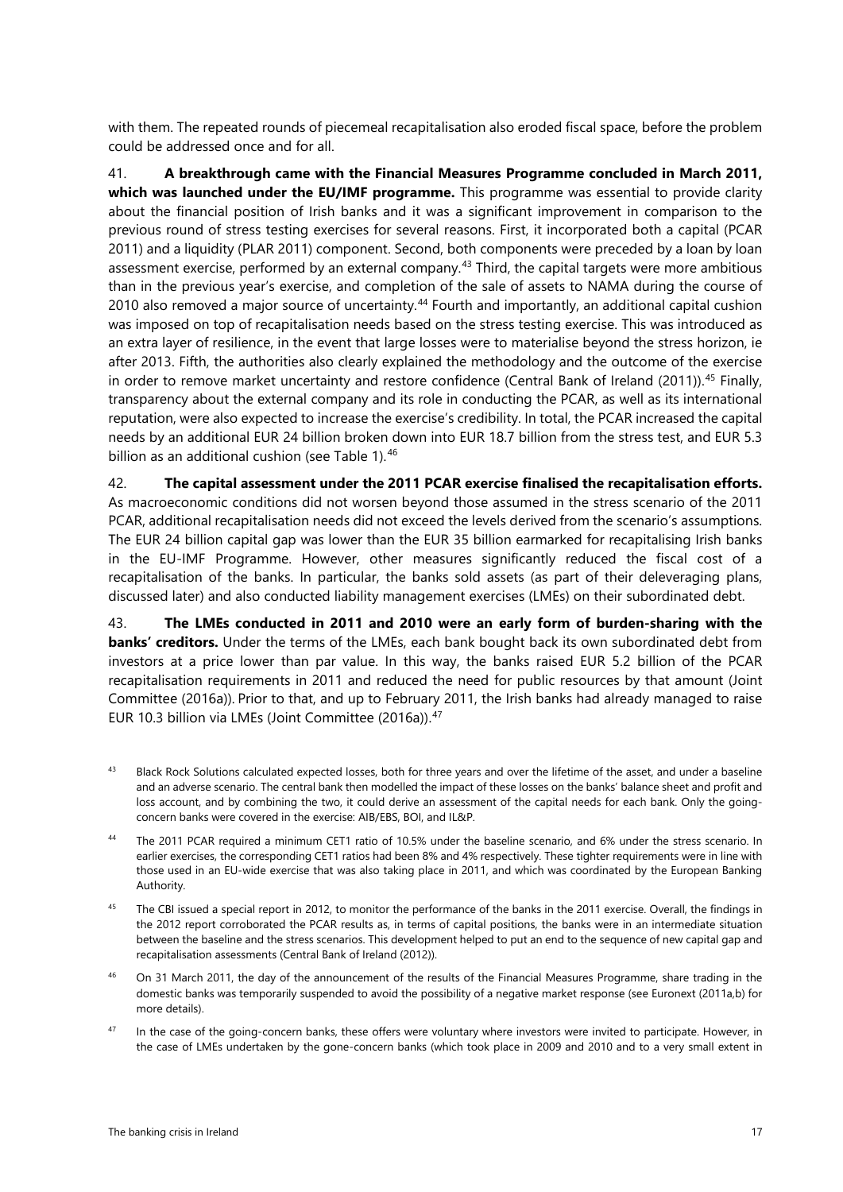with them. The repeated rounds of piecemeal recapitalisation also eroded fiscal space, before the problem could be addressed once and for all.

41. **A breakthrough came with the Financial Measures Programme concluded in March 2011, which was launched under the EU/IMF programme.** This programme was essential to provide clarity about the financial position of Irish banks and it was a significant improvement in comparison to the previous round of stress testing exercises for several reasons. First, it incorporated both a capital (PCAR 2011) and a liquidity (PLAR 2011) component. Second, both components were preceded by a loan by loan assessment exercise, performed by an external company.[43] Third, the capital targets were more ambitious than in the previous year's exercise, and completion of the sale of assets to NAMA during the course of 2010 also removed a major source of uncertainty.[44] Fourth and importantly, an additional capital cushion was imposed on top of recapitalisation needs based on the stress testing exercise. This was introduced as an extra layer of resilience, in the event that large losses were to materialise beyond the stress horizon, ie after 2013. Fifth, the authorities also clearly explained the methodology and the outcome of the exercise in order to remove market uncertainty and restore confidence (Central Bank of Ireland (2011)).[45] Finally, transparency about the external company and its role in conducting the PCAR, as well as its international reputation, were also expected to increase the exercise's credibility. In total, the PCAR increased the capital needs by an additional EUR 24 billion broken down into EUR 18.7 billion from the stress test, and EUR 5.3 billion as an additional cushion (see Table 1).[46]

42. **The capital assessment under the 2011 PCAR exercise finalised the recapitalisation efforts.** As macroeconomic conditions did not worsen beyond those assumed in the stress scenario of the 2011 PCAR, additional recapitalisation needs did not exceed the levels derived from the scenario's assumptions. The EUR 24 billion capital gap was lower than the EUR 35 billion earmarked for recapitalising Irish banks in the EU-IMF Programme. However, other measures significantly reduced the fiscal cost of a recapitalisation of the banks. In particular, the banks sold assets (as part of their deleveraging plans, discussed later) and also conducted liability management exercises (LMEs) on their subordinated debt.

43. **The LMEs conducted in 2011 and 2010 were an early form of burden-sharing with the banks' creditors.** Under the terms of the LMEs, each bank bought back its own subordinated debt from investors at a price lower than par value. In this way, the banks raised EUR 5.2 billion of the PCAR recapitalisation requirements in 2011 and reduced the need for public resources by that amount (Joint Committee (2016a)). Prior to that, and up to February 2011, the Irish banks had already managed to raise EUR 10.3 billion via LMEs (Joint Committee (2016a)).[47]

[43] Black Rock Solutions calculated expected losses, both for three years and over the lifetime of the asset, and under a baseline and an adverse scenario. The central bank then modelled the impact of these losses on the banks' balance sheet and profit and loss account, and by combining the two, it could derive an assessment of the capital needs for each bank. Only the going-concern banks were covered in the exercise: AIB/EBS, BOI, and IL&P.

[44] The 2011 PCAR required a minimum CET1 ratio of 10.5% under the baseline scenario, and 6% under the stress scenario. In earlier exercises, the corresponding CET1 ratios had been 8% and 4% respectively. These tighter requirements were in line with those used in an EU-wide exercise that was also taking place in 2011, and which was coordinated by the European Banking Authority.

[45] The CBI issued a special report in 2012, to monitor the performance of the banks in the 2011 exercise. Overall, the findings in the 2012 report corroborated the PCAR results as, in terms of capital positions, the banks were in an intermediate situation between the baseline and the stress scenarios. This development helped to put an end to the sequence of new capital gap and recapitalisation assessments (Central Bank of Ireland (2012)).

[46] On 31 March 2011, the day of the announcement of the results of the Financial Measures Programme, share trading in the domestic banks was temporarily suspended to avoid the possibility of a negative market response (see Euronext (2011a,b) for more details).

[47] In the case of the going-concern banks, these offers were voluntary where investors were invited to participate. However, in the case of LMEs undertaken by the gone-concern banks (which took place in 2009 and 2010 and to a very small extent in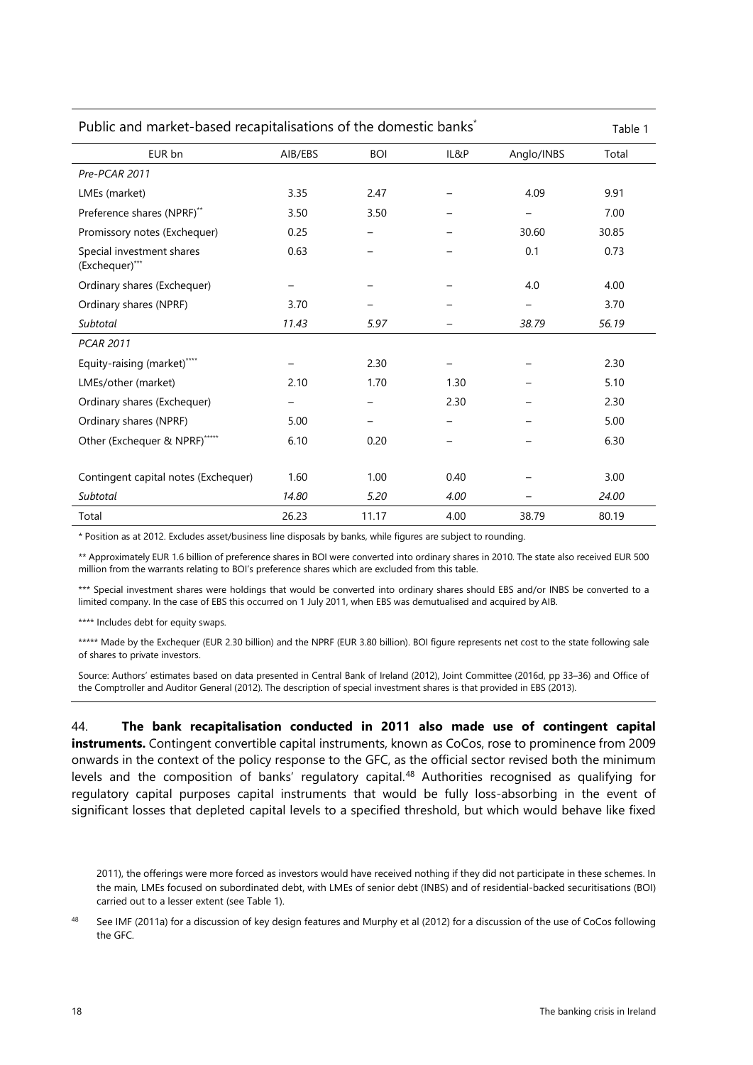Public and market-based recapitalisations of the domestic banks* — Table 1

| EUR bn | AIB/EBS | BOI | IL&P | Anglo/INBS | Total |
|---|---|---|---|---|---|
| *Pre-PCAR 2011* | | | | | |
| LMEs (market) | 3.35 | 2.47 | – | 4.09 | 9.91 |
| Preference shares (NPRF)** | 3.50 | 3.50 | – | – | 7.00 |
| Promissory notes (Exchequer) | 0.25 | – | – | 30.60 | 30.85 |
| Special investment shares (Exchequer)*** | 0.63 | – | – | 0.1 | 0.73 |
| Ordinary shares (Exchequer) | – | – | – | 4.0 | 4.00 |
| Ordinary shares (NPRF) | 3.70 | – | – | – | 3.70 |
| *Subtotal* | *11.43* | *5.97* | – | *38.79* | *56.19* |
| *PCAR 2011* | | | | | |
| Equity-raising (market)**** | – | 2.30 | – | – | 2.30 |
| LMEs/other (market) | 2.10 | 1.70 | 1.30 | – | 5.10 |
| Ordinary shares (Exchequer) | – | – | 2.30 | – | 2.30 |
| Ordinary shares (NPRF) | 5.00 | – | – | – | 5.00 |
| Other (Exchequer & NPRF)***** | 6.10 | 0.20 | – | – | 6.30 |
| Contingent capital notes (Exchequer) | 1.60 | 1.00 | 0.40 | – | 3.00 |
| *Subtotal* | *14.80* | *5.20* | *4.00* | – | *24.00* |
| Total | 26.23 | 11.17 | 4.00 | 38.79 | 80.19 |

* Position as at 2012. Excludes asset/business line disposals by banks, while figures are subject to rounding.

** Approximately EUR 1.6 billion of preference shares in BOI were converted into ordinary shares in 2010. The state also received EUR 500 million from the warrants relating to BOI's preference shares which are excluded from this table.

*** Special investment shares were holdings that would be converted into ordinary shares should EBS and/or INBS be converted to a limited company. In the case of EBS this occurred on 1 July 2011, when EBS was demutualised and acquired by AIB.

**** Includes debt for equity swaps.

***** Made by the Exchequer (EUR 2.30 billion) and the NPRF (EUR 3.80 billion). BOI figure represents net cost to the state following sale of shares to private investors.

Source: Authors' estimates based on data presented in Central Bank of Ireland (2012), Joint Committee (2016d, pp 33–36) and Office of the Comptroller and Auditor General (2012). The description of special investment shares is that provided in EBS (2013).

44. **The bank recapitalisation conducted in 2011 also made use of contingent capital instruments.** Contingent convertible capital instruments, known as CoCos, rose to prominence from 2009 onwards in the context of the policy response to the GFC, as the official sector revised both the minimum levels and the composition of banks' regulatory capital.[48] Authorities recognised as qualifying for regulatory capital purposes capital instruments that would be fully loss-absorbing in the event of significant losses that depleted capital levels to a specified threshold, but which would behave like fixed

2011), the offerings were more forced as investors would have received nothing if they did not participate in these schemes. In the main, LMEs focused on subordinated debt, with LMEs of senior debt (INBS) and of residential-backed securitisations (BOI) carried out to a lesser extent (see Table 1).

[48] See IMF (2011a) for a discussion of key design features and Murphy et al (2012) for a discussion of the use of CoCos following the GFC.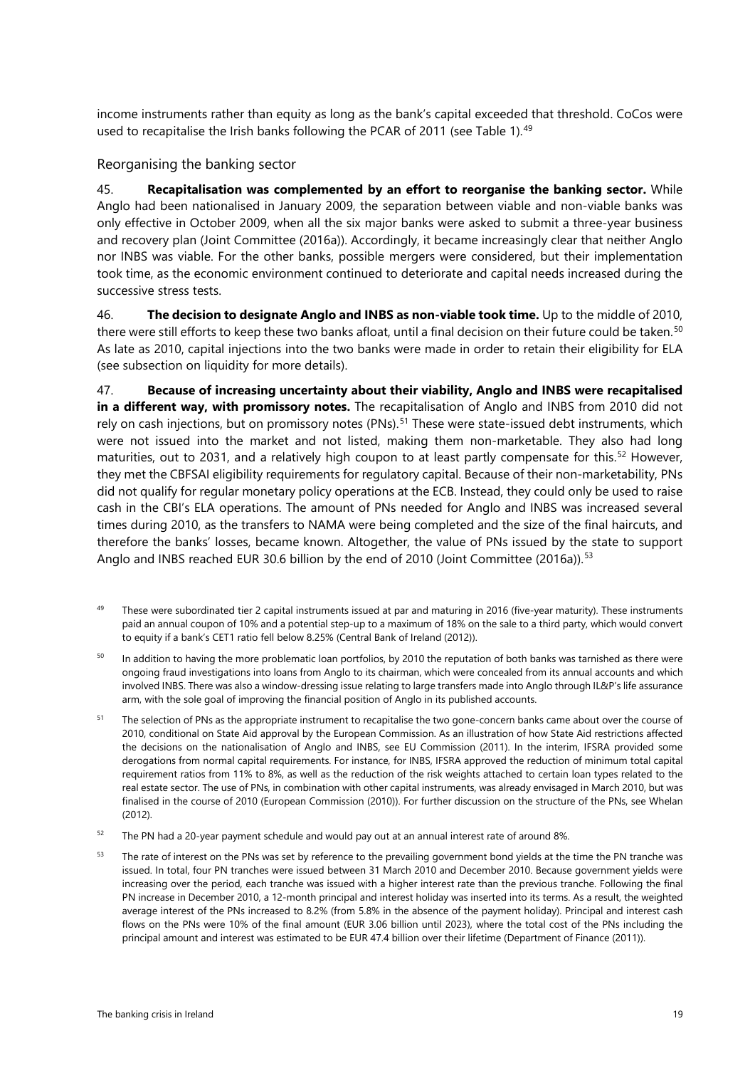income instruments rather than equity as long as the bank's capital exceeded that threshold. CoCos were used to recapitalise the Irish banks following the PCAR of 2011 (see Table 1).[49]

### Reorganising the banking sector

45. **Recapitalisation was complemented by an effort to reorganise the banking sector.** While Anglo had been nationalised in January 2009, the separation between viable and non-viable banks was only effective in October 2009, when all the six major banks were asked to submit a three-year business and recovery plan (Joint Committee (2016a)). Accordingly, it became increasingly clear that neither Anglo nor INBS was viable. For the other banks, possible mergers were considered, but their implementation took time, as the economic environment continued to deteriorate and capital needs increased during the successive stress tests.

46. **The decision to designate Anglo and INBS as non-viable took time.** Up to the middle of 2010, there were still efforts to keep these two banks afloat, until a final decision on their future could be taken.[50] As late as 2010, capital injections into the two banks were made in order to retain their eligibility for ELA (see subsection on liquidity for more details).

47. **Because of increasing uncertainty about their viability, Anglo and INBS were recapitalised in a different way, with promissory notes.** The recapitalisation of Anglo and INBS from 2010 did not rely on cash injections, but on promissory notes (PNs).[51] These were state-issued debt instruments, which were not issued into the market and not listed, making them non-marketable. They also had long maturities, out to 2031, and a relatively high coupon to at least partly compensate for this.[52] However, they met the CBFSAI eligibility requirements for regulatory capital. Because of their non-marketability, PNs did not qualify for regular monetary policy operations at the ECB. Instead, they could only be used to raise cash in the CBI's ELA operations. The amount of PNs needed for Anglo and INBS was increased several times during 2010, as the transfers to NAMA were being completed and the size of the final haircuts, and therefore the banks' losses, became known. Altogether, the value of PNs issued by the state to support Anglo and INBS reached EUR 30.6 billion by the end of 2010 (Joint Committee (2016a)).[53]

[49] These were subordinated tier 2 capital instruments issued at par and maturing in 2016 (five-year maturity). These instruments paid an annual coupon of 10% and a potential step-up to a maximum of 18% on the sale to a third party, which would convert to equity if a bank's CET1 ratio fell below 8.25% (Central Bank of Ireland (2012)).

[50] In addition to having the more problematic loan portfolios, by 2010 the reputation of both banks was tarnished as there were ongoing fraud investigations into loans from Anglo to its chairman, which were concealed from its annual accounts and which involved INBS. There was also a window-dressing issue relating to large transfers made into Anglo through IL&P's life assurance arm, with the sole goal of improving the financial position of Anglo in its published accounts.

[51] The selection of PNs as the appropriate instrument to recapitalise the two gone-concern banks came about over the course of 2010, conditional on State Aid approval by the European Commission. As an illustration of how State Aid restrictions affected the decisions on the nationalisation of Anglo and INBS, see EU Commission (2011). In the interim, IFSRA provided some derogations from normal capital requirements. For instance, for INBS, IFSRA approved the reduction of minimum total capital requirement ratios from 11% to 8%, as well as the reduction of the risk weights attached to certain loan types related to the real estate sector. The use of PNs, in combination with other capital instruments, was already envisaged in March 2010, but was finalised in the course of 2010 (European Commission (2010)). For further discussion on the structure of the PNs, see Whelan (2012).

[52] The PN had a 20-year payment schedule and would pay out at an annual interest rate of around 8%.

[53] The rate of interest on the PNs was set by reference to the prevailing government bond yields at the time the PN tranche was issued. In total, four PN tranches were issued between 31 March 2010 and December 2010. Because government yields were increasing over the period, each tranche was issued with a higher interest rate than the previous tranche. Following the final PN increase in December 2010, a 12-month principal and interest holiday was inserted into its terms. As a result, the weighted average interest of the PNs increased to 8.2% (from 5.8% in the absence of the payment holiday). Principal and interest cash flows on the PNs were 10% of the final amount (EUR 3.06 billion until 2023), where the total cost of the PNs including the principal amount and interest was estimated to be EUR 47.4 billion over their lifetime (Department of Finance (2011)).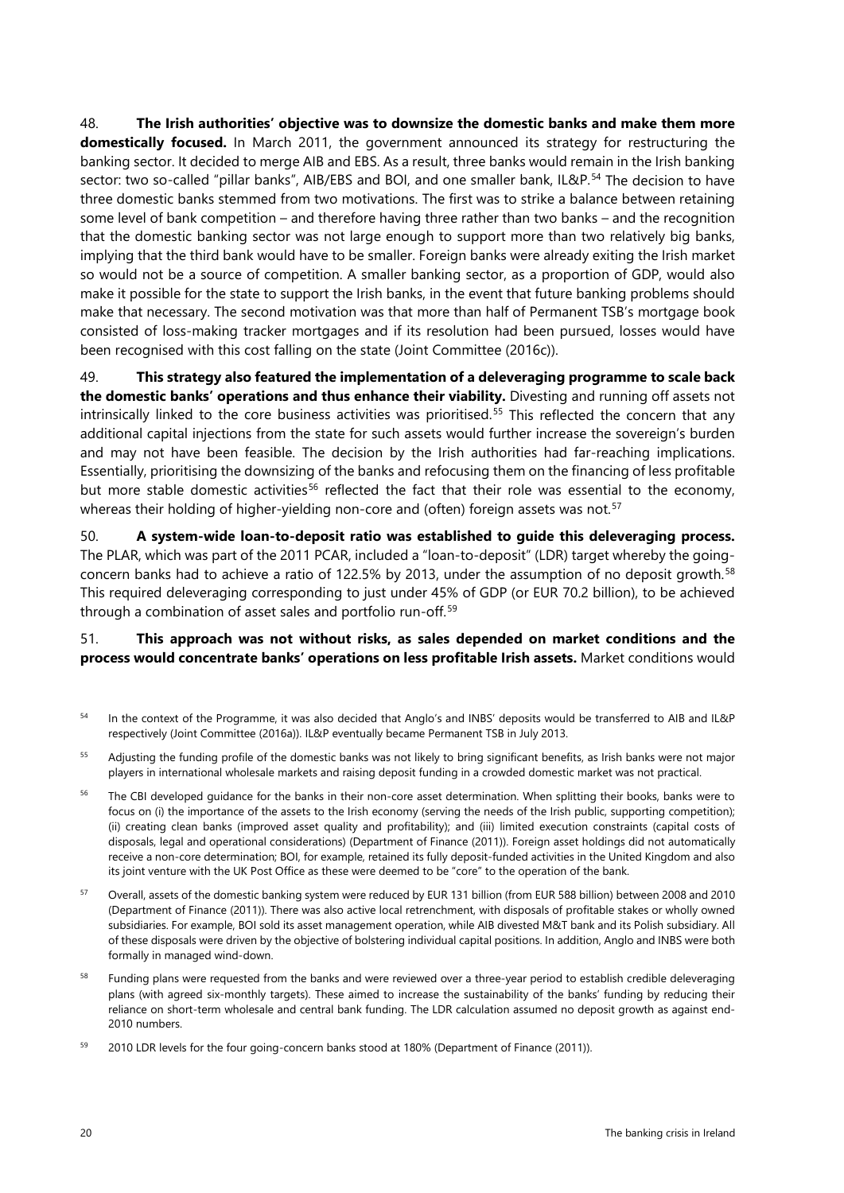48. **The Irish authorities' objective was to downsize the domestic banks and make them more domestically focused.** In March 2011, the government announced its strategy for restructuring the banking sector. It decided to merge AIB and EBS. As a result, three banks would remain in the Irish banking sector: two so-called "pillar banks", AIB/EBS and BOI, and one smaller bank, IL&P.[54] The decision to have three domestic banks stemmed from two motivations. The first was to strike a balance between retaining some level of bank competition – and therefore having three rather than two banks – and the recognition that the domestic banking sector was not large enough to support more than two relatively big banks, implying that the third bank would have to be smaller. Foreign banks were already exiting the Irish market so would not be a source of competition. A smaller banking sector, as a proportion of GDP, would also make it possible for the state to support the Irish banks, in the event that future banking problems should make that necessary. The second motivation was that more than half of Permanent TSB's mortgage book consisted of loss-making tracker mortgages and if its resolution had been pursued, losses would have been recognised with this cost falling on the state (Joint Committee (2016c)).

49. **This strategy also featured the implementation of a deleveraging programme to scale back the domestic banks' operations and thus enhance their viability.** Divesting and running off assets not intrinsically linked to the core business activities was prioritised.[55] This reflected the concern that any additional capital injections from the state for such assets would further increase the sovereign's burden and may not have been feasible. The decision by the Irish authorities had far-reaching implications. Essentially, prioritising the downsizing of the banks and refocusing them on the financing of less profitable but more stable domestic activities[56] reflected the fact that their role was essential to the economy, whereas their holding of higher-yielding non-core and (often) foreign assets was not.[57]

50. **A system-wide loan-to-deposit ratio was established to guide this deleveraging process.** The PLAR, which was part of the 2011 PCAR, included a "loan-to-deposit" (LDR) target whereby the going-concern banks had to achieve a ratio of 122.5% by 2013, under the assumption of no deposit growth.[58] This required deleveraging corresponding to just under 45% of GDP (or EUR 70.2 billion), to be achieved through a combination of asset sales and portfolio run-off.[59]

51. **This approach was not without risks, as sales depended on market conditions and the process would concentrate banks' operations on less profitable Irish assets.** Market conditions would

[54] In the context of the Programme, it was also decided that Anglo's and INBS' deposits would be transferred to AIB and IL&P respectively (Joint Committee (2016a)). IL&P eventually became Permanent TSB in July 2013.

[55] Adjusting the funding profile of the domestic banks was not likely to bring significant benefits, as Irish banks were not major players in international wholesale markets and raising deposit funding in a crowded domestic market was not practical.

[56] The CBI developed guidance for the banks in their non-core asset determination. When splitting their books, banks were to focus on (i) the importance of the assets to the Irish economy (serving the needs of the Irish public, supporting competition); (ii) creating clean banks (improved asset quality and profitability); and (iii) limited execution constraints (capital costs of disposals, legal and operational considerations) (Department of Finance (2011)). Foreign asset holdings did not automatically receive a non-core determination; BOI, for example, retained its fully deposit-funded activities in the United Kingdom and also its joint venture with the UK Post Office as these were deemed to be "core" to the operation of the bank.

[57] Overall, assets of the domestic banking system were reduced by EUR 131 billion (from EUR 588 billion) between 2008 and 2010 (Department of Finance (2011)). There was also active local retrenchment, with disposals of profitable stakes or wholly owned subsidiaries. For example, BOI sold its asset management operation, while AIB divested M&T bank and its Polish subsidiary. All of these disposals were driven by the objective of bolstering individual capital positions. In addition, Anglo and INBS were both formally in managed wind-down.

[58] Funding plans were requested from the banks and were reviewed over a three-year period to establish credible deleveraging plans (with agreed six-monthly targets). These aimed to increase the sustainability of the banks' funding by reducing their reliance on short-term wholesale and central bank funding. The LDR calculation assumed no deposit growth as against end-2010 numbers.

[59] 2010 LDR levels for the four going-concern banks stood at 180% (Department of Finance (2011)).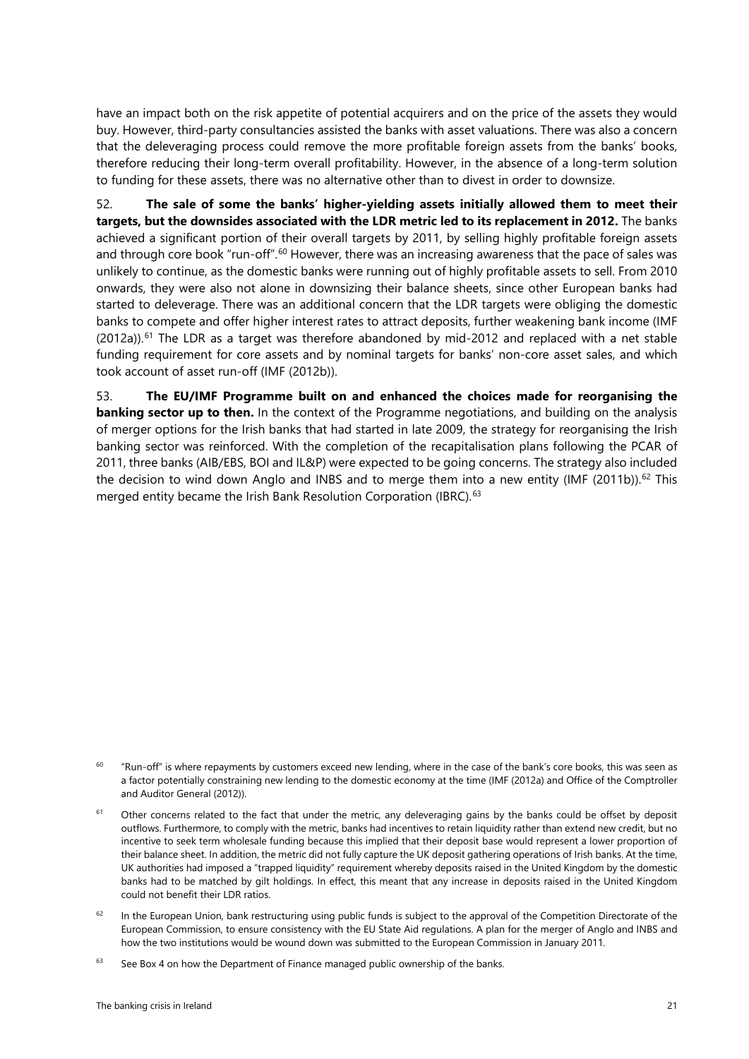have an impact both on the risk appetite of potential acquirers and on the price of the assets they would buy. However, third-party consultancies assisted the banks with asset valuations. There was also a concern that the deleveraging process could remove the more profitable foreign assets from the banks' books, therefore reducing their long-term overall profitability. However, in the absence of a long-term solution to funding for these assets, there was no alternative other than to divest in order to downsize.

52. **The sale of some the banks' higher-yielding assets initially allowed them to meet their targets, but the downsides associated with the LDR metric led to its replacement in 2012.** The banks achieved a significant portion of their overall targets by 2011, by selling highly profitable foreign assets and through core book "run-off".[60] However, there was an increasing awareness that the pace of sales was unlikely to continue, as the domestic banks were running out of highly profitable assets to sell. From 2010 onwards, they were also not alone in downsizing their balance sheets, since other European banks had started to deleverage. There was an additional concern that the LDR targets were obliging the domestic banks to compete and offer higher interest rates to attract deposits, further weakening bank income (IMF (2012a)).[61] The LDR as a target was therefore abandoned by mid-2012 and replaced with a net stable funding requirement for core assets and by nominal targets for banks' non-core asset sales, and which took account of asset run-off (IMF (2012b)).

53. **The EU/IMF Programme built on and enhanced the choices made for reorganising the banking sector up to then.** In the context of the Programme negotiations, and building on the analysis of merger options for the Irish banks that had started in late 2009, the strategy for reorganising the Irish banking sector was reinforced. With the completion of the recapitalisation plans following the PCAR of 2011, three banks (AIB/EBS, BOI and IL&P) were expected to be going concerns. The strategy also included the decision to wind down Anglo and INBS and to merge them into a new entity (IMF (2011b)).[62] This merged entity became the Irish Bank Resolution Corporation (IBRC).[63]

[60] "Run-off" is where repayments by customers exceed new lending, where in the case of the bank's core books, this was seen as a factor potentially constraining new lending to the domestic economy at the time (IMF (2012a) and Office of the Comptroller and Auditor General (2012)).

[61] Other concerns related to the fact that under the metric, any deleveraging gains by the banks could be offset by deposit outflows. Furthermore, to comply with the metric, banks had incentives to retain liquidity rather than extend new credit, but no incentive to seek term wholesale funding because this implied that their deposit base would represent a lower proportion of their balance sheet. In addition, the metric did not fully capture the UK deposit gathering operations of Irish banks. At the time, UK authorities had imposed a "trapped liquidity" requirement whereby deposits raised in the United Kingdom by the domestic banks had to be matched by gilt holdings. In effect, this meant that any increase in deposits raised in the United Kingdom could not benefit their LDR ratios.

[62] In the European Union, bank restructuring using public funds is subject to the approval of the Competition Directorate of the European Commission, to ensure consistency with the EU State Aid regulations. A plan for the merger of Anglo and INBS and how the two institutions would be wound down was submitted to the European Commission in January 2011.

[63] See Box 4 on how the Department of Finance managed public ownership of the banks.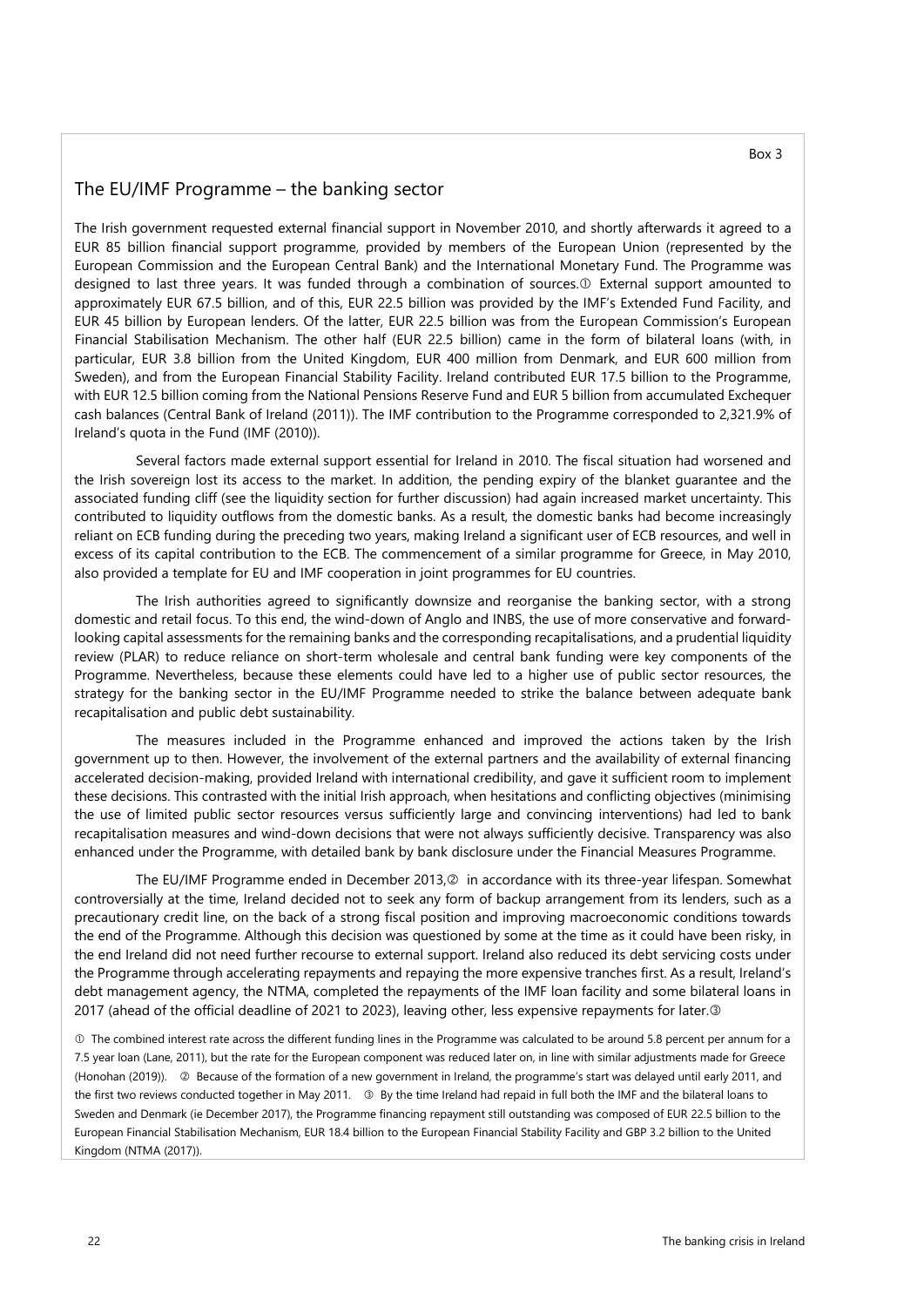Box 3

## The EU/IMF Programme – the banking sector

The Irish government requested external financial support in November 2010, and shortly afterwards it agreed to a EUR 85 billion financial support programme, provided by members of the European Union (represented by the European Commission and the European Central Bank) and the International Monetary Fund. The Programme was designed to last three years. It was funded through a combination of sources.① External support amounted to approximately EUR 67.5 billion, and of this, EUR 22.5 billion was provided by the IMF's Extended Fund Facility, and EUR 45 billion by European lenders. Of the latter, EUR 22.5 billion was from the European Commission's European Financial Stabilisation Mechanism. The other half (EUR 22.5 billion) came in the form of bilateral loans (with, in particular, EUR 3.8 billion from the United Kingdom, EUR 400 million from Denmark, and EUR 600 million from Sweden), and from the European Financial Stability Facility. Ireland contributed EUR 17.5 billion to the Programme, with EUR 12.5 billion coming from the National Pensions Reserve Fund and EUR 5 billion from accumulated Exchequer cash balances (Central Bank of Ireland (2011)). The IMF contribution to the Programme corresponded to 2,321.9% of Ireland's quota in the Fund (IMF (2010)).

Several factors made external support essential for Ireland in 2010. The fiscal situation had worsened and the Irish sovereign lost its access to the market. In addition, the pending expiry of the blanket guarantee and the associated funding cliff (see the liquidity section for further discussion) had again increased market uncertainty. This contributed to liquidity outflows from the domestic banks. As a result, the domestic banks had become increasingly reliant on ECB funding during the preceding two years, making Ireland a significant user of ECB resources, and well in excess of its capital contribution to the ECB. The commencement of a similar programme for Greece, in May 2010, also provided a template for EU and IMF cooperation in joint programmes for EU countries.

The Irish authorities agreed to significantly downsize and reorganise the banking sector, with a strong domestic and retail focus. To this end, the wind-down of Anglo and INBS, the use of more conservative and forward-looking capital assessments for the remaining banks and the corresponding recapitalisations, and a prudential liquidity review (PLAR) to reduce reliance on short-term wholesale and central bank funding were key components of the Programme. Nevertheless, because these elements could have led to a higher use of public sector resources, the strategy for the banking sector in the EU/IMF Programme needed to strike the balance between adequate bank recapitalisation and public debt sustainability.

The measures included in the Programme enhanced and improved the actions taken by the Irish government up to then. However, the involvement of the external partners and the availability of external financing accelerated decision-making, provided Ireland with international credibility, and gave it sufficient room to implement these decisions. This contrasted with the initial Irish approach, when hesitations and conflicting objectives (minimising the use of limited public sector resources versus sufficiently large and convincing interventions) had led to bank recapitalisation measures and wind-down decisions that were not always sufficiently decisive. Transparency was also enhanced under the Programme, with detailed bank by bank disclosure under the Financial Measures Programme.

The EU/IMF Programme ended in December 2013,② in accordance with its three-year lifespan. Somewhat controversially at the time, Ireland decided not to seek any form of backup arrangement from its lenders, such as a precautionary credit line, on the back of a strong fiscal position and improving macroeconomic conditions towards the end of the Programme. Although this decision was questioned by some at the time as it could have been risky, in the end Ireland did not need further recourse to external support. Ireland also reduced its debt servicing costs under the Programme through accelerating repayments and repaying the more expensive tranches first. As a result, Ireland's debt management agency, the NTMA, completed the repayments of the IMF loan facility and some bilateral loans in 2017 (ahead of the official deadline of 2021 to 2023), leaving other, less expensive repayments for later.③

① The combined interest rate across the different funding lines in the Programme was calculated to be around 5.8 percent per annum for a 7.5 year loan (Lane, 2011), but the rate for the European component was reduced later on, in line with similar adjustments made for Greece (Honohan (2019)). ② Because of the formation of a new government in Ireland, the programme's start was delayed until early 2011, and the first two reviews conducted together in May 2011. ③ By the time Ireland had repaid in full both the IMF and the bilateral loans to Sweden and Denmark (ie December 2017), the Programme financing repayment still outstanding was composed of EUR 22.5 billion to the European Financial Stabilisation Mechanism, EUR 18.4 billion to the European Financial Stability Facility and GBP 3.2 billion to the United Kingdom (NTMA (2017)).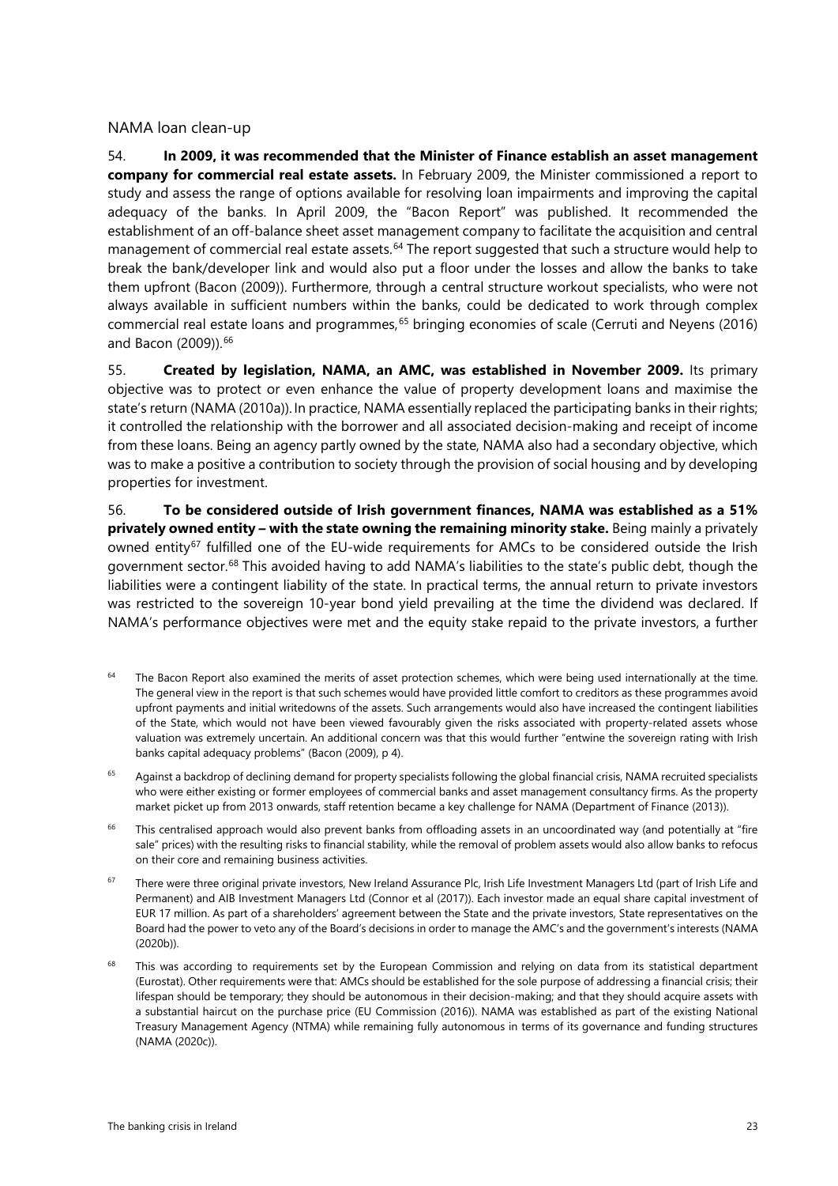### NAMA loan clean-up

54. **In 2009, it was recommended that the Minister of Finance establish an asset management company for commercial real estate assets.** In February 2009, the Minister commissioned a report to study and assess the range of options available for resolving loan impairments and improving the capital adequacy of the banks. In April 2009, the "Bacon Report" was published. It recommended the establishment of an off-balance sheet asset management company to facilitate the acquisition and central management of commercial real estate assets.[64] The report suggested that such a structure would help to break the bank/developer link and would also put a floor under the losses and allow the banks to take them upfront (Bacon (2009)). Furthermore, through a central structure workout specialists, who were not always available in sufficient numbers within the banks, could be dedicated to work through complex commercial real estate loans and programmes,[65] bringing economies of scale (Cerruti and Neyens (2016) and Bacon (2009)).[66]

55. **Created by legislation, NAMA, an AMC, was established in November 2009.** Its primary objective was to protect or even enhance the value of property development loans and maximise the state's return (NAMA (2010a)). In practice, NAMA essentially replaced the participating banks in their rights; it controlled the relationship with the borrower and all associated decision-making and receipt of income from these loans. Being an agency partly owned by the state, NAMA also had a secondary objective, which was to make a positive a contribution to society through the provision of social housing and by developing properties for investment.

56. **To be considered outside of Irish government finances, NAMA was established as a 51% privately owned entity – with the state owning the remaining minority stake.** Being mainly a privately owned entity[67] fulfilled one of the EU-wide requirements for AMCs to be considered outside the Irish government sector.[68] This avoided having to add NAMA's liabilities to the state's public debt, though the liabilities were a contingent liability of the state. In practical terms, the annual return to private investors was restricted to the sovereign 10-year bond yield prevailing at the time the dividend was declared. If NAMA's performance objectives were met and the equity stake repaid to the private investors, a further

[64] The Bacon Report also examined the merits of asset protection schemes, which were being used internationally at the time. The general view in the report is that such schemes would have provided little comfort to creditors as these programmes avoid upfront payments and initial writedowns of the assets. Such arrangements would also have increased the contingent liabilities of the State, which would not have been viewed favourably given the risks associated with property-related assets whose valuation was extremely uncertain. An additional concern was that this would further "entwine the sovereign rating with Irish banks capital adequacy problems" (Bacon (2009), p 4).

[65] Against a backdrop of declining demand for property specialists following the global financial crisis, NAMA recruited specialists who were either existing or former employees of commercial banks and asset management consultancy firms. As the property market picket up from 2013 onwards, staff retention became a key challenge for NAMA (Department of Finance (2013)).

[66] This centralised approach would also prevent banks from offloading assets in an uncoordinated way (and potentially at "fire sale" prices) with the resulting risks to financial stability, while the removal of problem assets would also allow banks to refocus on their core and remaining business activities.

[67] There were three original private investors, New Ireland Assurance Plc, Irish Life Investment Managers Ltd (part of Irish Life and Permanent) and AIB Investment Managers Ltd (Connor et al (2017)). Each investor made an equal share capital investment of EUR 17 million. As part of a shareholders' agreement between the State and the private investors, State representatives on the Board had the power to veto any of the Board's decisions in order to manage the AMC's and the government's interests (NAMA (2020b)).

[68] This was according to requirements set by the European Commission and relying on data from its statistical department (Eurostat). Other requirements were that: AMCs should be established for the sole purpose of addressing a financial crisis; their lifespan should be temporary; they should be autonomous in their decision-making; and that they should acquire assets with a substantial haircut on the purchase price (EU Commission (2016)). NAMA was established as part of the existing National Treasury Management Agency (NTMA) while remaining fully autonomous in terms of its governance and funding structures (NAMA (2020c)).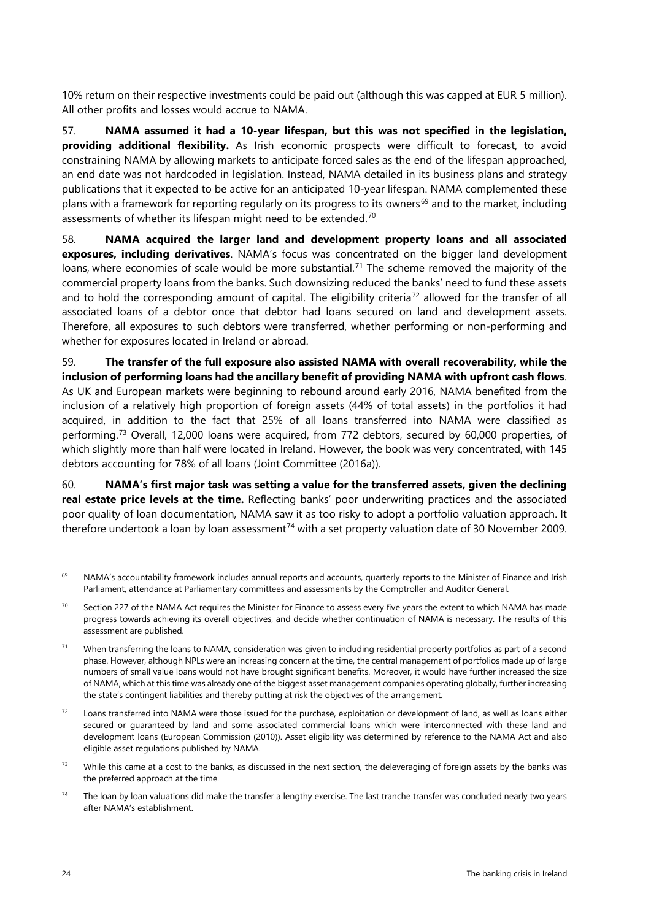10% return on their respective investments could be paid out (although this was capped at EUR 5 million). All other profits and losses would accrue to NAMA.

57. **NAMA assumed it had a 10-year lifespan, but this was not specified in the legislation, providing additional flexibility.** As Irish economic prospects were difficult to forecast, to avoid constraining NAMA by allowing markets to anticipate forced sales as the end of the lifespan approached, an end date was not hardcoded in legislation. Instead, NAMA detailed in its business plans and strategy publications that it expected to be active for an anticipated 10-year lifespan. NAMA complemented these plans with a framework for reporting regularly on its progress to its owners[69] and to the market, including assessments of whether its lifespan might need to be extended.[70]

58. **NAMA acquired the larger land and development property loans and all associated exposures, including derivatives**. NAMA's focus was concentrated on the bigger land development loans, where economies of scale would be more substantial.[71] The scheme removed the majority of the commercial property loans from the banks. Such downsizing reduced the banks' need to fund these assets and to hold the corresponding amount of capital. The eligibility criteria[72] allowed for the transfer of all associated loans of a debtor once that debtor had loans secured on land and development assets. Therefore, all exposures to such debtors were transferred, whether performing or non-performing and whether for exposures located in Ireland or abroad.

59. **The transfer of the full exposure also assisted NAMA with overall recoverability, while the inclusion of performing loans had the ancillary benefit of providing NAMA with upfront cash flows**. As UK and European markets were beginning to rebound around early 2016, NAMA benefited from the inclusion of a relatively high proportion of foreign assets (44% of total assets) in the portfolios it had acquired, in addition to the fact that 25% of all loans transferred into NAMA were classified as performing.[73] Overall, 12,000 loans were acquired, from 772 debtors, secured by 60,000 properties, of which slightly more than half were located in Ireland. However, the book was very concentrated, with 145 debtors accounting for 78% of all loans (Joint Committee (2016a)).

60. **NAMA's first major task was setting a value for the transferred assets, given the declining real estate price levels at the time.** Reflecting banks' poor underwriting practices and the associated poor quality of loan documentation, NAMA saw it as too risky to adopt a portfolio valuation approach. It therefore undertook a loan by loan assessment[74] with a set property valuation date of 30 November 2009.

[69] NAMA's accountability framework includes annual reports and accounts, quarterly reports to the Minister of Finance and Irish Parliament, attendance at Parliamentary committees and assessments by the Comptroller and Auditor General.

[70] Section 227 of the NAMA Act requires the Minister for Finance to assess every five years the extent to which NAMA has made progress towards achieving its overall objectives, and decide whether continuation of NAMA is necessary. The results of this assessment are published.

[71] When transferring the loans to NAMA, consideration was given to including residential property portfolios as part of a second phase. However, although NPLs were an increasing concern at the time, the central management of portfolios made up of large numbers of small value loans would not have brought significant benefits. Moreover, it would have further increased the size of NAMA, which at this time was already one of the biggest asset management companies operating globally, further increasing the state's contingent liabilities and thereby putting at risk the objectives of the arrangement.

[72] Loans transferred into NAMA were those issued for the purchase, exploitation or development of land, as well as loans either secured or guaranteed by land and some associated commercial loans which were interconnected with these land and development loans (European Commission (2010)). Asset eligibility was determined by reference to the NAMA Act and also eligible asset regulations published by NAMA.

[73] While this came at a cost to the banks, as discussed in the next section, the deleveraging of foreign assets by the banks was the preferred approach at the time.

[74] The loan by loan valuations did make the transfer a lengthy exercise. The last tranche transfer was concluded nearly two years after NAMA's establishment.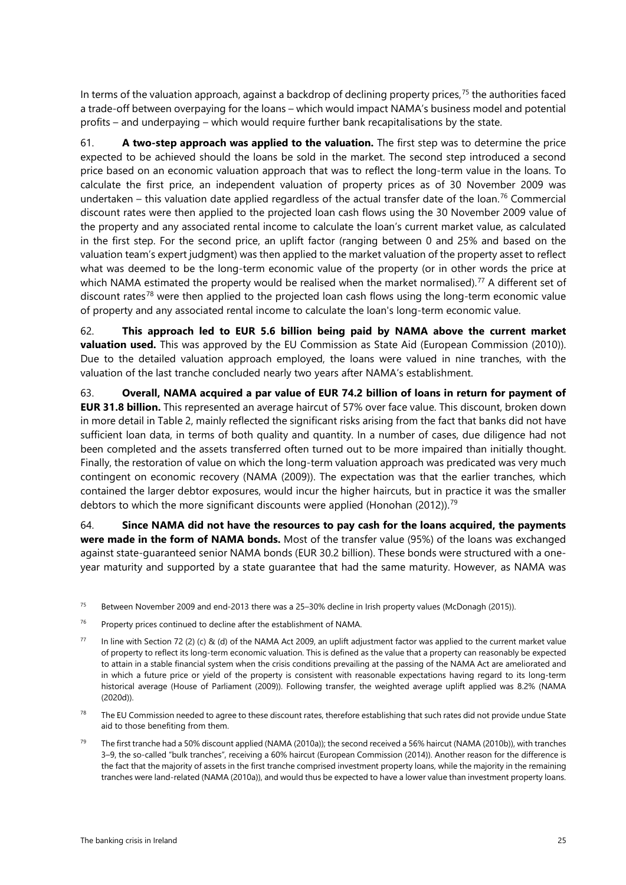In terms of the valuation approach, against a backdrop of declining property prices,[75] the authorities faced a trade-off between overpaying for the loans – which would impact NAMA's business model and potential profits – and underpaying – which would require further bank recapitalisations by the state.

61. **A two-step approach was applied to the valuation.** The first step was to determine the price expected to be achieved should the loans be sold in the market. The second step introduced a second price based on an economic valuation approach that was to reflect the long-term value in the loans. To calculate the first price, an independent valuation of property prices as of 30 November 2009 was undertaken – this valuation date applied regardless of the actual transfer date of the loan.[76] Commercial discount rates were then applied to the projected loan cash flows using the 30 November 2009 value of the property and any associated rental income to calculate the loan's current market value, as calculated in the first step. For the second price, an uplift factor (ranging between 0 and 25% and based on the valuation team's expert judgment) was then applied to the market valuation of the property asset to reflect what was deemed to be the long-term economic value of the property (or in other words the price at which NAMA estimated the property would be realised when the market normalised).[77] A different set of discount rates[78] were then applied to the projected loan cash flows using the long-term economic value of property and any associated rental income to calculate the loan's long-term economic value.

62. **This approach led to EUR 5.6 billion being paid by NAMA above the current market valuation used.** This was approved by the EU Commission as State Aid (European Commission (2010)). Due to the detailed valuation approach employed, the loans were valued in nine tranches, with the valuation of the last tranche concluded nearly two years after NAMA's establishment.

63. **Overall, NAMA acquired a par value of EUR 74.2 billion of loans in return for payment of EUR 31.8 billion.** This represented an average haircut of 57% over face value. This discount, broken down in more detail in Table 2, mainly reflected the significant risks arising from the fact that banks did not have sufficient loan data, in terms of both quality and quantity. In a number of cases, due diligence had not been completed and the assets transferred often turned out to be more impaired than initially thought. Finally, the restoration of value on which the long-term valuation approach was predicated was very much contingent on economic recovery (NAMA (2009)). The expectation was that the earlier tranches, which contained the larger debtor exposures, would incur the higher haircuts, but in practice it was the smaller debtors to which the more significant discounts were applied (Honohan (2012)).[79]

64. **Since NAMA did not have the resources to pay cash for the loans acquired, the payments were made in the form of NAMA bonds.** Most of the transfer value (95%) of the loans was exchanged against state-guaranteed senior NAMA bonds (EUR 30.2 billion). These bonds were structured with a one-year maturity and supported by a state guarantee that had the same maturity. However, as NAMA was

[75] Between November 2009 and end-2013 there was a 25–30% decline in Irish property values (McDonagh (2015)).

[76] Property prices continued to decline after the establishment of NAMA.

[77] In line with Section 72 (2) (c) & (d) of the NAMA Act 2009, an uplift adjustment factor was applied to the current market value of property to reflect its long-term economic valuation. This is defined as the value that a property can reasonably be expected to attain in a stable financial system when the crisis conditions prevailing at the passing of the NAMA Act are ameliorated and in which a future price or yield of the property is consistent with reasonable expectations having regard to its long-term historical average (House of Parliament (2009)). Following transfer, the weighted average uplift applied was 8.2% (NAMA (2020d)).

[78] The EU Commission needed to agree to these discount rates, therefore establishing that such rates did not provide undue State aid to those benefiting from them.

[79] The first tranche had a 50% discount applied (NAMA (2010a)); the second received a 56% haircut (NAMA (2010b)), with tranches 3–9, the so-called "bulk tranches", receiving a 60% haircut (European Commission (2014)). Another reason for the difference is the fact that the majority of assets in the first tranche comprised investment property loans, while the majority in the remaining tranches were land-related (NAMA (2010a)), and would thus be expected to have a lower value than investment property loans.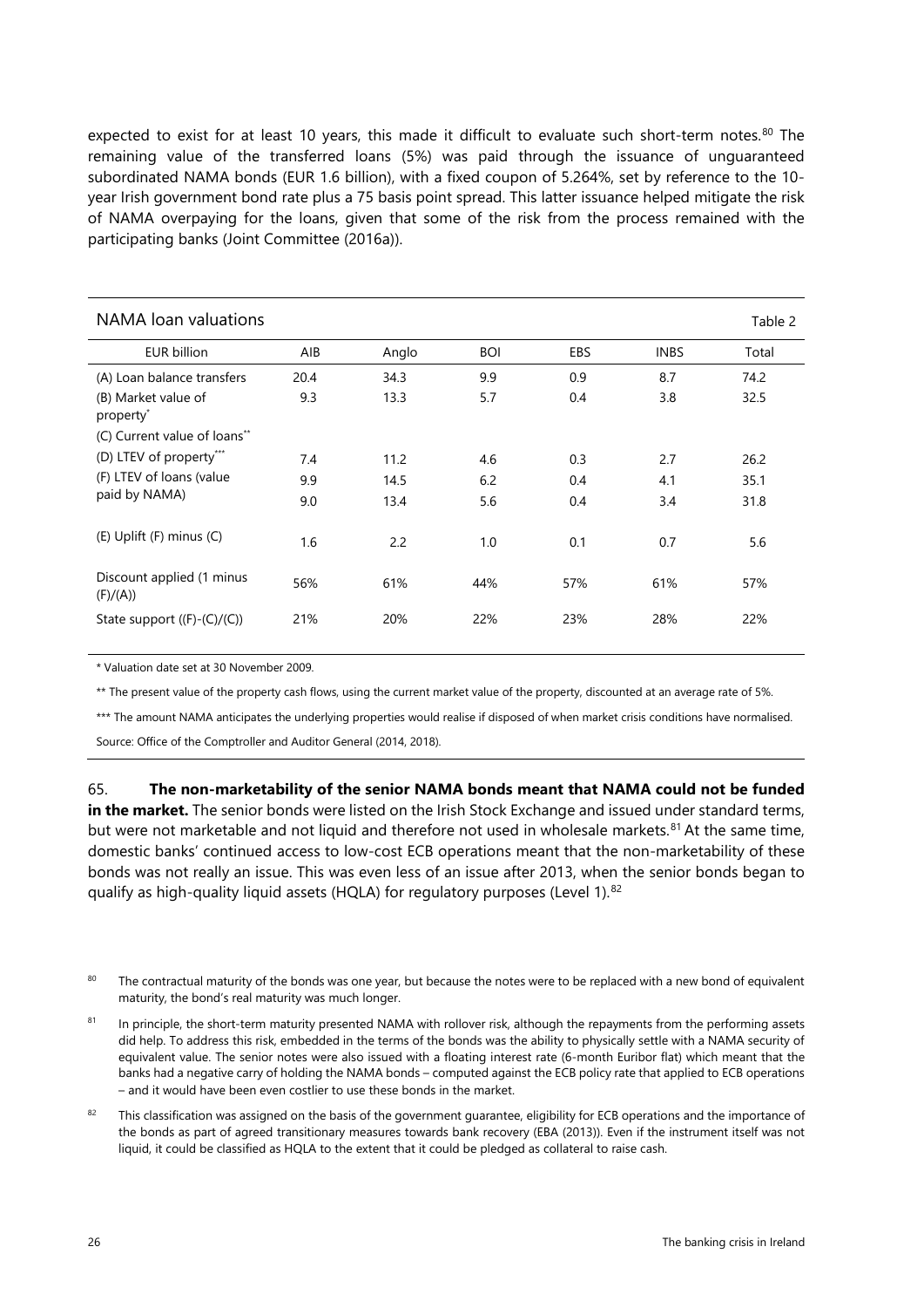expected to exist for at least 10 years, this made it difficult to evaluate such short-term notes.[80] The remaining value of the transferred loans (5%) was paid through the issuance of unguaranteed subordinated NAMA bonds (EUR 1.6 billion), with a fixed coupon of 5.264%, set by reference to the 10-year Irish government bond rate plus a 75 basis point spread. This latter issuance helped mitigate the risk of NAMA overpaying for the loans, given that some of the risk from the process remained with the participating banks (Joint Committee (2016a)).

**NAMA loan valuations** — Table 2

| EUR billion | AIB | Anglo | BOI | EBS | INBS | Total |
|---|---|---|---|---|---|---|
| (A) Loan balance transfers | 20.4 | 34.3 | 9.9 | 0.9 | 8.7 | 74.2 |
| (B) Market value of property* | 9.3 | 13.3 | 5.7 | 0.4 | 3.8 | 32.5 |
| (C) Current value of loans** | 7.4 | 11.2 | 4.6 | 0.3 | 2.7 | 26.2 |
| (D) LTEV of property*** | 9.9 | 14.5 | 6.2 | 0.4 | 4.1 | 35.1 |
| (F) LTEV of loans (value paid by NAMA) | 9.0 | 13.4 | 5.6 | 0.4 | 3.4 | 31.8 |
| (E) Uplift (F) minus (C) | 1.6 | 2.2 | 1.0 | 0.1 | 0.7 | 5.6 |
| Discount applied (1 minus (F)/(A)) | 56% | 61% | 44% | 57% | 61% | 57% |
| State support ((F)-(C)/(C)) | 21% | 20% | 22% | 23% | 28% | 22% |

\* Valuation date set at 30 November 2009.

\** The present value of the property cash flows, using the current market value of the property, discounted at an average rate of 5%.

\*** The amount NAMA anticipates the underlying properties would realise if disposed of when market crisis conditions have normalised.

Source: Office of the Comptroller and Auditor General (2014, 2018).

65. **The non-marketability of the senior NAMA bonds meant that NAMA could not be funded in the market.** The senior bonds were listed on the Irish Stock Exchange and issued under standard terms, but were not marketable and not liquid and therefore not used in wholesale markets.[81] At the same time, domestic banks' continued access to low-cost ECB operations meant that the non-marketability of these bonds was not really an issue. This was even less of an issue after 2013, when the senior bonds began to qualify as high-quality liquid assets (HQLA) for regulatory purposes (Level 1).[82]

[80] The contractual maturity of the bonds was one year, but because the notes were to be replaced with a new bond of equivalent maturity, the bond's real maturity was much longer.

[81] In principle, the short-term maturity presented NAMA with rollover risk, although the repayments from the performing assets did help. To address this risk, embedded in the terms of the bonds was the ability to physically settle with a NAMA security of equivalent value. The senior notes were also issued with a floating interest rate (6-month Euribor flat) which meant that the banks had a negative carry of holding the NAMA bonds – computed against the ECB policy rate that applied to ECB operations – and it would have been even costlier to use these bonds in the market.

[82] This classification was assigned on the basis of the government guarantee, eligibility for ECB operations and the importance of the bonds as part of agreed transitionary measures towards bank recovery (EBA (2013)). Even if the instrument itself was not liquid, it could be classified as HQLA to the extent that it could be pledged as collateral to raise cash.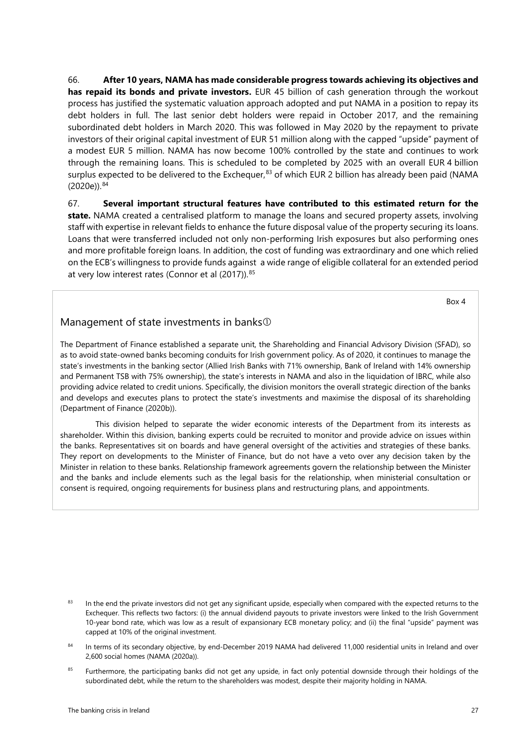66. **After 10 years, NAMA has made considerable progress towards achieving its objectives and has repaid its bonds and private investors.** EUR 45 billion of cash generation through the workout process has justified the systematic valuation approach adopted and put NAMA in a position to repay its debt holders in full. The last senior debt holders were repaid in October 2017, and the remaining subordinated debt holders in March 2020. This was followed in May 2020 by the repayment to private investors of their original capital investment of EUR 51 million along with the capped "upside" payment of a modest EUR 5 million. NAMA has now become 100% controlled by the state and continues to work through the remaining loans. This is scheduled to be completed by 2025 with an overall EUR 4 billion surplus expected to be delivered to the Exchequer,[83] of which EUR 2 billion has already been paid (NAMA (2020e)).[84]

67. **Several important structural features have contributed to this estimated return for the state.** NAMA created a centralised platform to manage the loans and secured property assets, involving staff with expertise in relevant fields to enhance the future disposal value of the property securing its loans. Loans that were transferred included not only non-performing Irish exposures but also performing ones and more profitable foreign loans. In addition, the cost of funding was extraordinary and one which relied on the ECB's willingness to provide funds against a wide range of eligible collateral for an extended period at very low interest rates (Connor et al (2017)).[85]

Box 4

## Management of state investments in banks①

The Department of Finance established a separate unit, the Shareholding and Financial Advisory Division (SFAD), so as to avoid state-owned banks becoming conduits for Irish government policy. As of 2020, it continues to manage the state's investments in the banking sector (Allied Irish Banks with 71% ownership, Bank of Ireland with 14% ownership and Permanent TSB with 75% ownership), the state's interests in NAMA and also in the liquidation of IBRC, while also providing advice related to credit unions. Specifically, the division monitors the overall strategic direction of the banks and develops and executes plans to protect the state's investments and maximise the disposal of its shareholding (Department of Finance (2020b)).

This division helped to separate the wider economic interests of the Department from its interests as shareholder. Within this division, banking experts could be recruited to monitor and provide advice on issues within the banks. Representatives sit on boards and have general oversight of the activities and strategies of these banks. They report on developments to the Minister of Finance, but do not have a veto over any decision taken by the Minister in relation to these banks. Relationship framework agreements govern the relationship between the Minister and the banks and include elements such as the legal basis for the relationship, when ministerial consultation or consent is required, ongoing requirements for business plans and restructuring plans, and appointments.

[83] In the end the private investors did not get any significant upside, especially when compared with the expected returns to the Exchequer. This reflects two factors: (i) the annual dividend payouts to private investors were linked to the Irish Government 10-year bond rate, which was low as a result of expansionary ECB monetary policy; and (ii) the final "upside" payment was capped at 10% of the original investment.

[84] In terms of its secondary objective, by end-December 2019 NAMA had delivered 11,000 residential units in Ireland and over 2,600 social homes (NAMA (2020a)).

[85] Furthermore, the participating banks did not get any upside, in fact only potential downside through their holdings of the subordinated debt, while the return to the shareholders was modest, despite their majority holding in NAMA.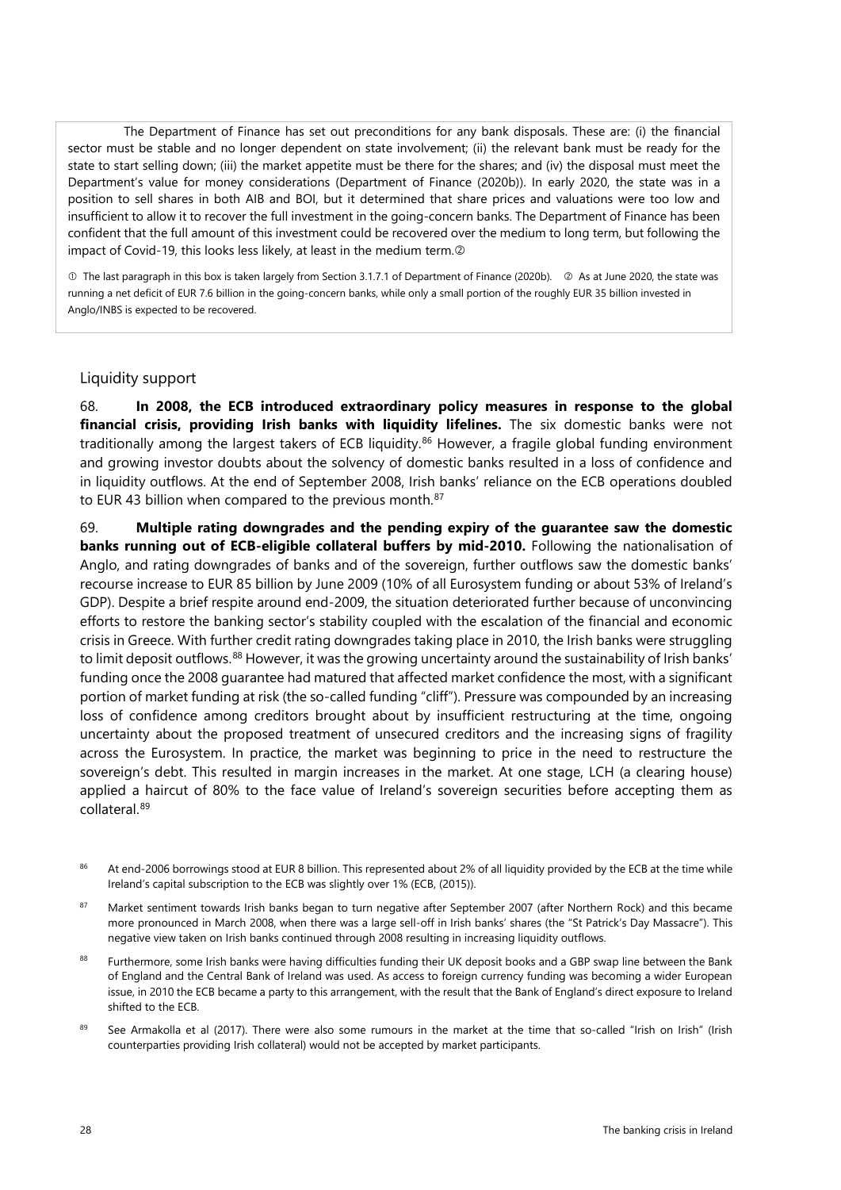The Department of Finance has set out preconditions for any bank disposals. These are: (i) the financial sector must be stable and no longer dependent on state involvement; (ii) the relevant bank must be ready for the state to start selling down; (iii) the market appetite must be there for the shares; and (iv) the disposal must meet the Department's value for money considerations (Department of Finance (2020b)). In early 2020, the state was in a position to sell shares in both AIB and BOI, but it determined that share prices and valuations were too low and insufficient to allow it to recover the full investment in the going-concern banks. The Department of Finance has been confident that the full amount of this investment could be recovered over the medium to long term, but following the impact of Covid-19, this looks less likely, at least in the medium term.②

① The last paragraph in this box is taken largely from Section 3.1.7.1 of Department of Finance (2020b). ② As at June 2020, the state was running a net deficit of EUR 7.6 billion in the going-concern banks, while only a small portion of the roughly EUR 35 billion invested in Anglo/INBS is expected to be recovered.

## Liquidity support

68. **In 2008, the ECB introduced extraordinary policy measures in response to the global financial crisis, providing Irish banks with liquidity lifelines.** The six domestic banks were not traditionally among the largest takers of ECB liquidity.[86] However, a fragile global funding environment and growing investor doubts about the solvency of domestic banks resulted in a loss of confidence and in liquidity outflows. At the end of September 2008, Irish banks' reliance on the ECB operations doubled to EUR 43 billion when compared to the previous month.[87]

69. **Multiple rating downgrades and the pending expiry of the guarantee saw the domestic banks running out of ECB-eligible collateral buffers by mid-2010.** Following the nationalisation of Anglo, and rating downgrades of banks and of the sovereign, further outflows saw the domestic banks' recourse increase to EUR 85 billion by June 2009 (10% of all Eurosystem funding or about 53% of Ireland's GDP). Despite a brief respite around end-2009, the situation deteriorated further because of unconvincing efforts to restore the banking sector's stability coupled with the escalation of the financial and economic crisis in Greece. With further credit rating downgrades taking place in 2010, the Irish banks were struggling to limit deposit outflows.[88] However, it was the growing uncertainty around the sustainability of Irish banks' funding once the 2008 guarantee had matured that affected market confidence the most, with a significant portion of market funding at risk (the so-called funding "cliff"). Pressure was compounded by an increasing loss of confidence among creditors brought about by insufficient restructuring at the time, ongoing uncertainty about the proposed treatment of unsecured creditors and the increasing signs of fragility across the Eurosystem. In practice, the market was beginning to price in the need to restructure the sovereign's debt. This resulted in margin increases in the market. At one stage, LCH (a clearing house) applied a haircut of 80% to the face value of Ireland's sovereign securities before accepting them as collateral.[89]

[86] At end-2006 borrowings stood at EUR 8 billion. This represented about 2% of all liquidity provided by the ECB at the time while Ireland's capital subscription to the ECB was slightly over 1% (ECB, (2015)).

[87] Market sentiment towards Irish banks began to turn negative after September 2007 (after Northern Rock) and this became more pronounced in March 2008, when there was a large sell-off in Irish banks' shares (the "St Patrick's Day Massacre"). This negative view taken on Irish banks continued through 2008 resulting in increasing liquidity outflows.

[88] Furthermore, some Irish banks were having difficulties funding their UK deposit books and a GBP swap line between the Bank of England and the Central Bank of Ireland was used. As access to foreign currency funding was becoming a wider European issue, in 2010 the ECB became a party to this arrangement, with the result that the Bank of England's direct exposure to Ireland shifted to the ECB.

[89] See Armakolla et al (2017). There were also some rumours in the market at the time that so-called "Irish on Irish" (Irish counterparties providing Irish collateral) would not be accepted by market participants.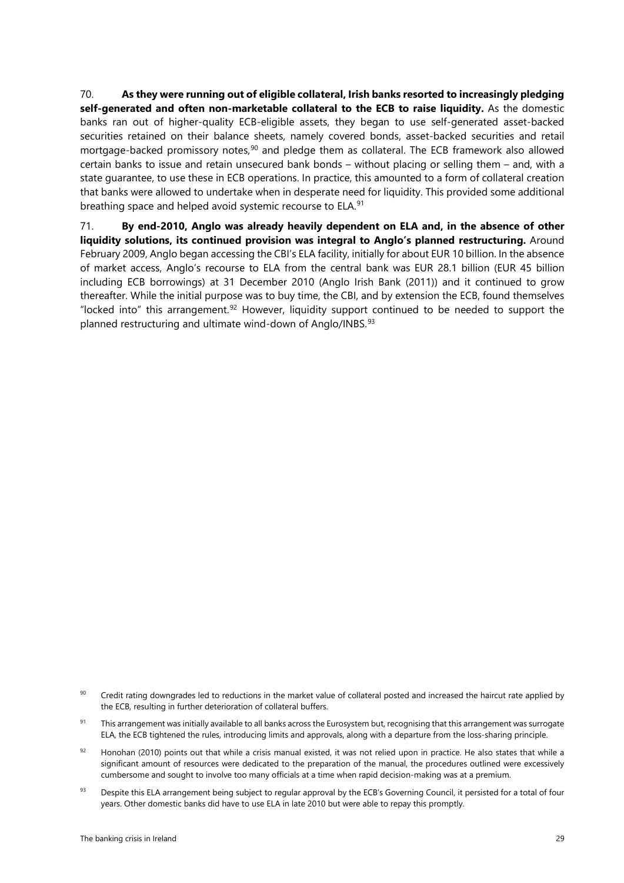70. **As they were running out of eligible collateral, Irish banks resorted to increasingly pledging self-generated and often non-marketable collateral to the ECB to raise liquidity.** As the domestic banks ran out of higher-quality ECB-eligible assets, they began to use self-generated asset-backed securities retained on their balance sheets, namely covered bonds, asset-backed securities and retail mortgage-backed promissory notes,[90] and pledge them as collateral. The ECB framework also allowed certain banks to issue and retain unsecured bank bonds – without placing or selling them – and, with a state guarantee, to use these in ECB operations. In practice, this amounted to a form of collateral creation that banks were allowed to undertake when in desperate need for liquidity. This provided some additional breathing space and helped avoid systemic recourse to ELA.[91]

71. **By end-2010, Anglo was already heavily dependent on ELA and, in the absence of other liquidity solutions, its continued provision was integral to Anglo's planned restructuring.** Around February 2009, Anglo began accessing the CBI's ELA facility, initially for about EUR 10 billion. In the absence of market access, Anglo's recourse to ELA from the central bank was EUR 28.1 billion (EUR 45 billion including ECB borrowings) at 31 December 2010 (Anglo Irish Bank (2011)) and it continued to grow thereafter. While the initial purpose was to buy time, the CBI, and by extension the ECB, found themselves "locked into" this arrangement.[92] However, liquidity support continued to be needed to support the planned restructuring and ultimate wind-down of Anglo/INBS.[93]

---

[90] Credit rating downgrades led to reductions in the market value of collateral posted and increased the haircut rate applied by the ECB, resulting in further deterioration of collateral buffers.

[91] This arrangement was initially available to all banks across the Eurosystem but, recognising that this arrangement was surrogate ELA, the ECB tightened the rules, introducing limits and approvals, along with a departure from the loss-sharing principle.

[92] Honohan (2010) points out that while a crisis manual existed, it was not relied upon in practice. He also states that while a significant amount of resources were dedicated to the preparation of the manual, the procedures outlined were excessively cumbersome and sought to involve too many officials at a time when rapid decision-making was at a premium.

[93] Despite this ELA arrangement being subject to regular approval by the ECB's Governing Council, it persisted for a total of four years. Other domestic banks did have to use ELA in late 2010 but were able to repay this promptly.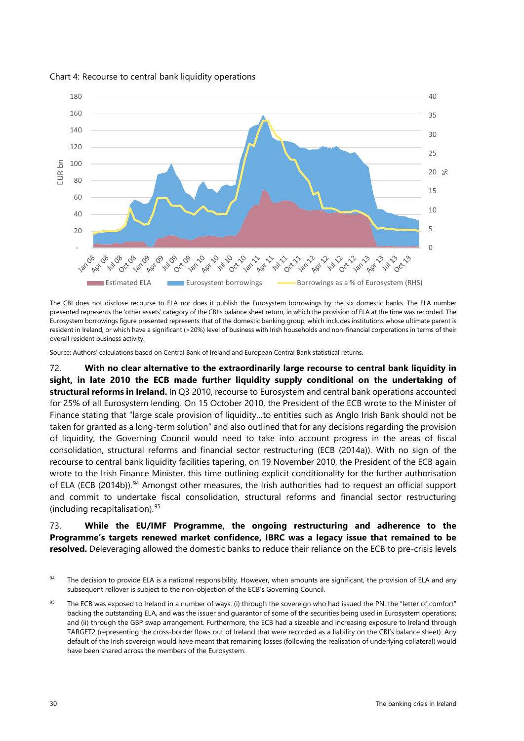Chart 4: Recourse to central bank liquidity operations

The CBI does not disclose recourse to ELA nor does it publish the Eurosystem borrowings by the six domestic banks. The ELA number presented represents the 'other assets' category of the CBI's balance sheet return, in which the provision of ELA at the time was recorded. The Eurosystem borrowings figure presented represents that of the domestic banking group, which includes institutions whose ultimate parent is resident in Ireland, or which have a significant (>20%) level of business with Irish households and non-financial corporations in terms of their overall resident business activity.

Source: Authors' calculations based on Central Bank of Ireland and European Central Bank statistical returns.

72. **With no clear alternative to the extraordinarily large recourse to central bank liquidity in sight, in late 2010 the ECB made further liquidity supply conditional on the undertaking of structural reforms in Ireland.** In Q3 2010, recourse to Eurosystem and central bank operations accounted for 25% of all Eurosystem lending. On 15 October 2010, the President of the ECB wrote to the Minister of Finance stating that "large scale provision of liquidity…to entities such as Anglo Irish Bank should not be taken for granted as a long-term solution" and also outlined that for any decisions regarding the provision of liquidity, the Governing Council would need to take into account progress in the areas of fiscal consolidation, structural reforms and financial sector restructuring (ECB (2014a)). With no sign of the recourse to central bank liquidity facilities tapering, on 19 November 2010, the President of the ECB again wrote to the Irish Finance Minister, this time outlining explicit conditionality for the further authorisation of ELA (ECB (2014b)).[94] Amongst other measures, the Irish authorities had to request an official support and commit to undertake fiscal consolidation, structural reforms and financial sector restructuring (including recapitalisation).[95]

73. **While the EU/IMF Programme, the ongoing restructuring and adherence to the Programme's targets renewed market confidence, IBRC was a legacy issue that remained to be resolved.** Deleveraging allowed the domestic banks to reduce their reliance on the ECB to pre-crisis levels

[94] The decision to provide ELA is a national responsibility. However, when amounts are significant, the provision of ELA and any subsequent rollover is subject to the non-objection of the ECB's Governing Council.

[95] The ECB was exposed to Ireland in a number of ways: (i) through the sovereign who had issued the PN, the "letter of comfort" backing the outstanding ELA, and was the issuer and guarantor of some of the securities being used in Eurosystem operations; and (ii) through the GBP swap arrangement. Furthermore, the ECB had a sizeable and increasing exposure to Ireland through TARGET2 (representing the cross-border flows out of Ireland that were recorded as a liability on the CBI's balance sheet). Any default of the Irish sovereign would have meant that remaining losses (following the realisation of underlying collateral) would have been shared across the members of the Eurosystem.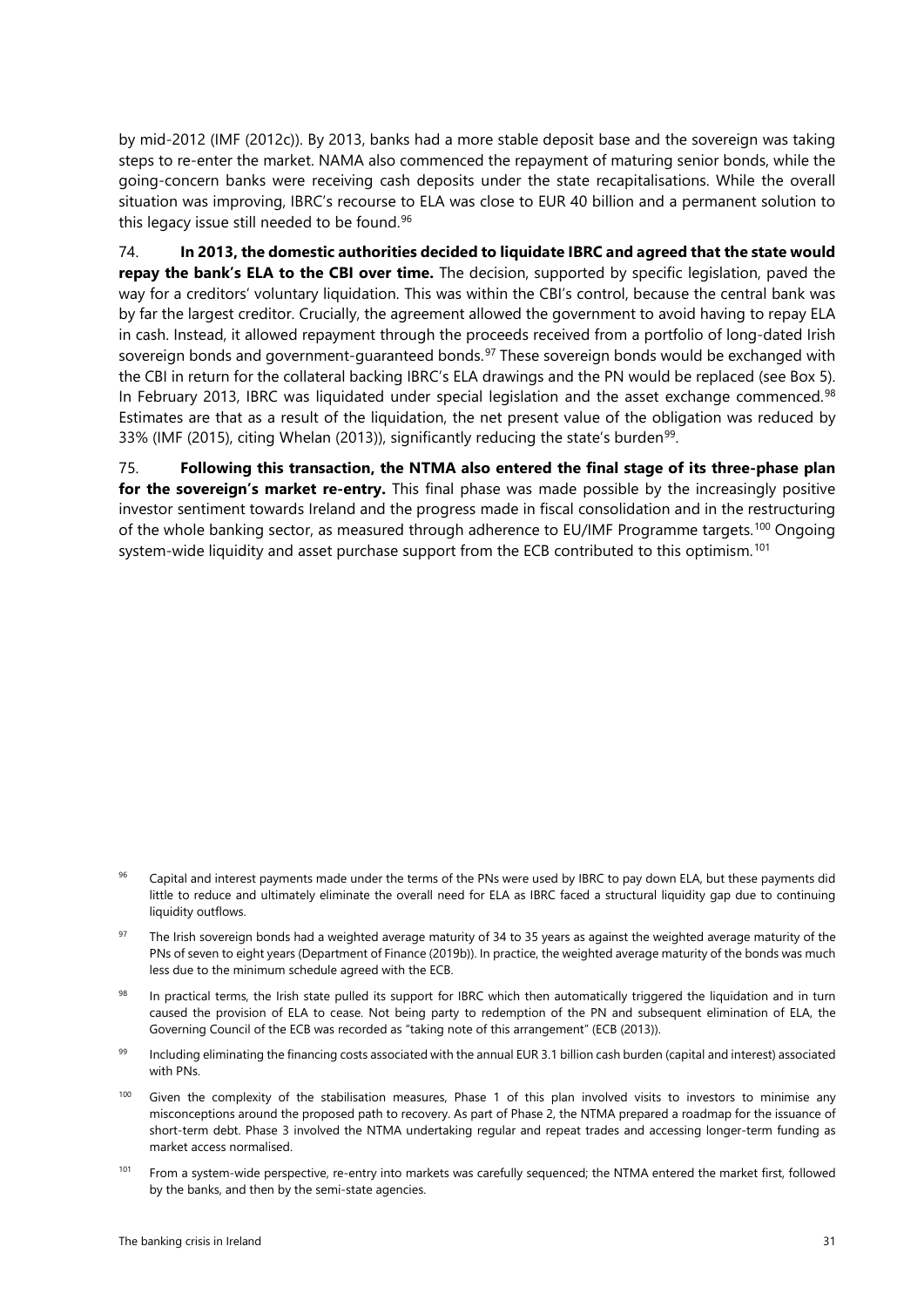by mid-2012 (IMF (2012c)). By 2013, banks had a more stable deposit base and the sovereign was taking steps to re-enter the market. NAMA also commenced the repayment of maturing senior bonds, while the going-concern banks were receiving cash deposits under the state recapitalisations. While the overall situation was improving, IBRC's recourse to ELA was close to EUR 40 billion and a permanent solution to this legacy issue still needed to be found.[96]

74. **In 2013, the domestic authorities decided to liquidate IBRC and agreed that the state would repay the bank's ELA to the CBI over time.** The decision, supported by specific legislation, paved the way for a creditors' voluntary liquidation. This was within the CBI's control, because the central bank was by far the largest creditor. Crucially, the agreement allowed the government to avoid having to repay ELA in cash. Instead, it allowed repayment through the proceeds received from a portfolio of long-dated Irish sovereign bonds and government-guaranteed bonds.[97] These sovereign bonds would be exchanged with the CBI in return for the collateral backing IBRC's ELA drawings and the PN would be replaced (see Box 5). In February 2013, IBRC was liquidated under special legislation and the asset exchange commenced.[98] Estimates are that as a result of the liquidation, the net present value of the obligation was reduced by 33% (IMF (2015), citing Whelan (2013)), significantly reducing the state's burden[99].

75. **Following this transaction, the NTMA also entered the final stage of its three-phase plan for the sovereign's market re-entry.** This final phase was made possible by the increasingly positive investor sentiment towards Ireland and the progress made in fiscal consolidation and in the restructuring of the whole banking sector, as measured through adherence to EU/IMF Programme targets.[100] Ongoing system-wide liquidity and asset purchase support from the ECB contributed to this optimism.[101]

[96] Capital and interest payments made under the terms of the PNs were used by IBRC to pay down ELA, but these payments did little to reduce and ultimately eliminate the overall need for ELA as IBRC faced a structural liquidity gap due to continuing liquidity outflows.

[97] The Irish sovereign bonds had a weighted average maturity of 34 to 35 years as against the weighted average maturity of the PNs of seven to eight years (Department of Finance (2019b)). In practice, the weighted average maturity of the bonds was much less due to the minimum schedule agreed with the ECB.

[98] In practical terms, the Irish state pulled its support for IBRC which then automatically triggered the liquidation and in turn caused the provision of ELA to cease. Not being party to redemption of the PN and subsequent elimination of ELA, the Governing Council of the ECB was recorded as "taking note of this arrangement" (ECB (2013)).

[99] Including eliminating the financing costs associated with the annual EUR 3.1 billion cash burden (capital and interest) associated with PNs.

[100] Given the complexity of the stabilisation measures, Phase 1 of this plan involved visits to investors to minimise any misconceptions around the proposed path to recovery. As part of Phase 2, the NTMA prepared a roadmap for the issuance of short-term debt. Phase 3 involved the NTMA undertaking regular and repeat trades and accessing longer-term funding as market access normalised.

[101] From a system-wide perspective, re-entry into markets was carefully sequenced; the NTMA entered the market first, followed by the banks, and then by the semi-state agencies.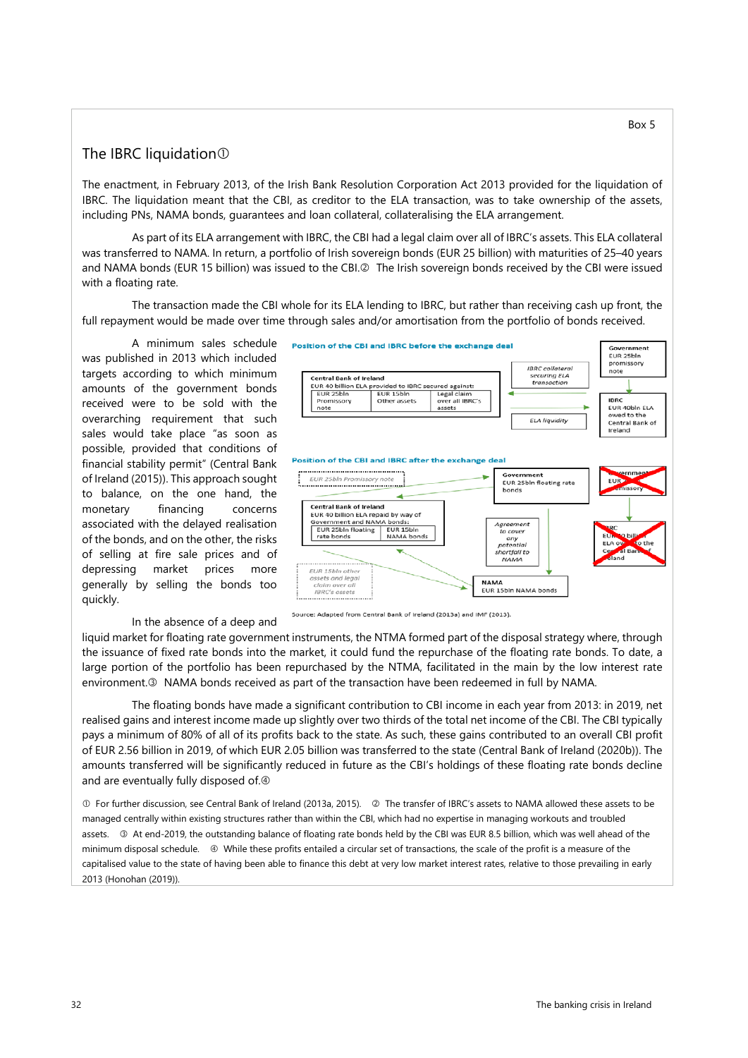Box 5

## The IBRC liquidation[1]

The enactment, in February 2013, of the Irish Bank Resolution Corporation Act 2013 provided for the liquidation of IBRC. The liquidation meant that the CBI, as creditor to the ELA transaction, was to take ownership of the assets, including PNs, NAMA bonds, guarantees and loan collateral, collateralising the ELA arrangement.

As part of its ELA arrangement with IBRC, the CBI had a legal claim over all of IBRC's assets. This ELA collateral was transferred to NAMA. In return, a portfolio of Irish sovereign bonds (EUR 25 billion) with maturities of 25–40 years and NAMA bonds (EUR 15 billion) was issued to the CBI.[2] The Irish sovereign bonds received by the CBI were issued with a floating rate.

The transaction made the CBI whole for its ELA lending to IBRC, but rather than receiving cash up front, the full repayment would be made over time through sales and/or amortisation from the portfolio of bonds received.

A minimum sales schedule was published in 2013 which included targets according to which minimum amounts of the government bonds received were to be sold with the overarching requirement that such sales would take place "as soon as possible, provided that conditions of financial stability permit" (Central Bank of Ireland (2015)). This approach sought to balance, on the one hand, the monetary financing concerns associated with the delayed realisation of the bonds, and on the other, the risks of selling at fire sale prices and of depressing market prices more generally by selling the bonds too quickly.

**Position of the CBI and IBRC before the exchange deal**

**Position of the CBI and IBRC after the exchange deal**

Source: Adapted from Central Bank of Ireland (2013a) and IMF (2015).

In the absence of a deep and liquid market for floating rate government instruments, the NTMA formed part of the disposal strategy where, through the issuance of fixed rate bonds into the market, it could fund the repurchase of the floating rate bonds. To date, a large portion of the portfolio has been repurchased by the NTMA, facilitated in the main by the low interest rate environment.[3] NAMA bonds received as part of the transaction have been redeemed in full by NAMA.

The floating bonds have made a significant contribution to CBI income in each year from 2013: in 2019, net realised gains and interest income made up slightly over two thirds of the total net income of the CBI. The CBI typically pays a minimum of 80% of all of its profits back to the state. As such, these gains contributed to an overall CBI profit of EUR 2.56 billion in 2019, of which EUR 2.05 billion was transferred to the state (Central Bank of Ireland (2020b)). The amounts transferred will be significantly reduced in future as the CBI's holdings of these floating rate bonds decline and are eventually fully disposed of.[4]

[1] For further discussion, see Central Bank of Ireland (2013a, 2015). [2] The transfer of IBRC's assets to NAMA allowed these assets to be managed centrally within existing structures rather than within the CBI, which had no expertise in managing workouts and troubled assets. [3] At end-2019, the outstanding balance of floating rate bonds held by the CBI was EUR 8.5 billion, which was well ahead of the minimum disposal schedule. [4] While these profits entailed a circular set of transactions, the scale of the profit is a measure of the capitalised value to the state of having been able to finance this debt at very low market interest rates, relative to those prevailing in early 2013 (Honohan (2019)).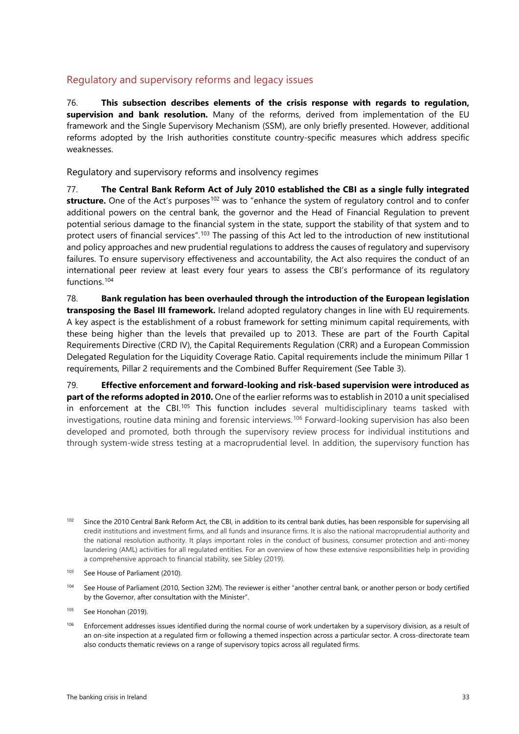## Regulatory and supervisory reforms and legacy issues

76. **This subsection describes elements of the crisis response with regards to regulation, supervision and bank resolution.** Many of the reforms, derived from implementation of the EU framework and the Single Supervisory Mechanism (SSM), are only briefly presented. However, additional reforms adopted by the Irish authorities constitute country-specific measures which address specific weaknesses.

### Regulatory and supervisory reforms and insolvency regimes

77. **The Central Bank Reform Act of July 2010 established the CBI as a single fully integrated structure.** One of the Act's purposes[102] was to "enhance the system of regulatory control and to confer additional powers on the central bank, the governor and the Head of Financial Regulation to prevent potential serious damage to the financial system in the state, support the stability of that system and to protect users of financial services".[103] The passing of this Act led to the introduction of new institutional and policy approaches and new prudential regulations to address the causes of regulatory and supervisory failures. To ensure supervisory effectiveness and accountability, the Act also requires the conduct of an international peer review at least every four years to assess the CBI's performance of its regulatory functions.[104]

78. **Bank regulation has been overhauled through the introduction of the European legislation transposing the Basel III framework.** Ireland adopted regulatory changes in line with EU requirements. A key aspect is the establishment of a robust framework for setting minimum capital requirements, with these being higher than the levels that prevailed up to 2013. These are part of the Fourth Capital Requirements Directive (CRD IV), the Capital Requirements Regulation (CRR) and a European Commission Delegated Regulation for the Liquidity Coverage Ratio. Capital requirements include the minimum Pillar 1 requirements, Pillar 2 requirements and the Combined Buffer Requirement (See Table 3).

79. **Effective enforcement and forward-looking and risk-based supervision were introduced as part of the reforms adopted in 2010.** One of the earlier reforms was to establish in 2010 a unit specialised in enforcement at the CBI.[105] This function includes several multidisciplinary teams tasked with investigations, routine data mining and forensic interviews.[106] Forward-looking supervision has also been developed and promoted, both through the supervisory review process for individual institutions and through system-wide stress testing at a macroprudential level. In addition, the supervisory function has

---

[102] Since the 2010 Central Bank Reform Act, the CBI, in addition to its central bank duties, has been responsible for supervising all credit institutions and investment firms, and all funds and insurance firms. It is also the national macroprudential authority and the national resolution authority. It plays important roles in the conduct of business, consumer protection and anti-money laundering (AML) activities for all regulated entities. For an overview of how these extensive responsibilities help in providing a comprehensive approach to financial stability, see Sibley (2019).

[103] See House of Parliament (2010).

[104] See House of Parliament (2010, Section 32M). The reviewer is either "another central bank, or another person or body certified by the Governor, after consultation with the Minister".

[105] See Honohan (2019).

[106] Enforcement addresses issues identified during the normal course of work undertaken by a supervisory division, as a result of an on-site inspection at a regulated firm or following a themed inspection across a particular sector. A cross-directorate team also conducts thematic reviews on a range of supervisory topics across all regulated firms.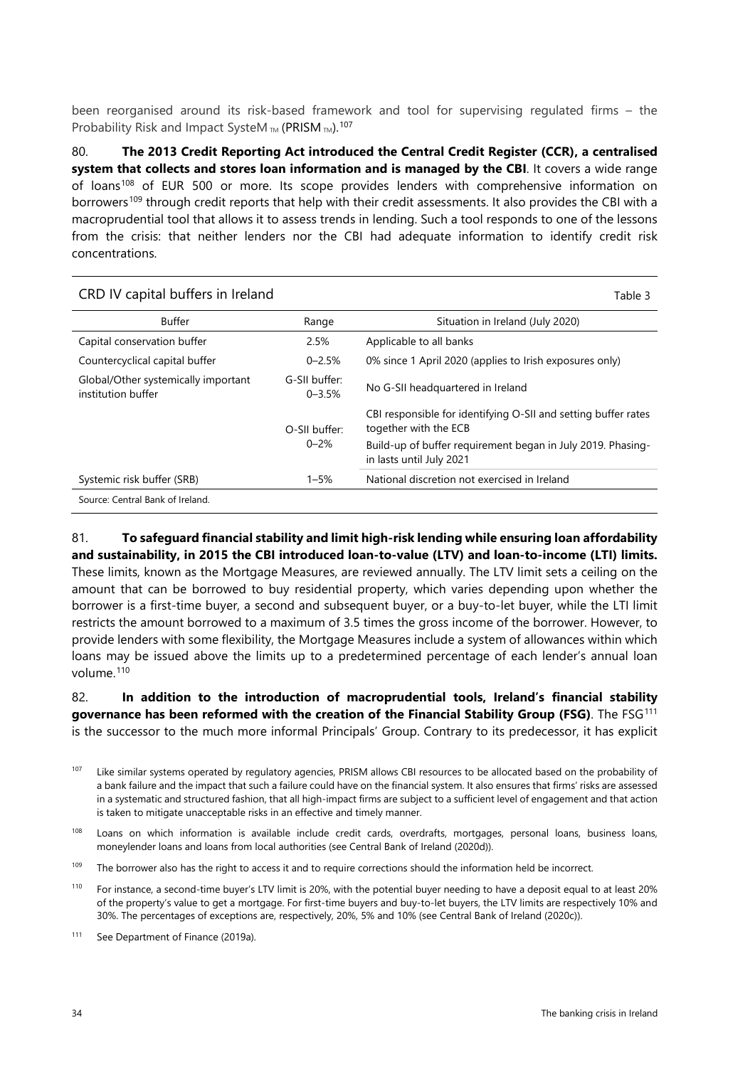been reorganised around its risk-based framework and tool for supervising regulated firms – the Probability Risk and Impact SysteM™ (PRISM™).[107]

80. **The 2013 Credit Reporting Act introduced the Central Credit Register (CCR), a centralised system that collects and stores loan information and is managed by the CBI**. It covers a wide range of loans[108] of EUR 500 or more. Its scope provides lenders with comprehensive information on borrowers[109] through credit reports that help with their credit assessments. It also provides the CBI with a macroprudential tool that allows it to assess trends in lending. Such a tool responds to one of the lessons from the crisis: that neither lenders nor the CBI had adequate information to identify credit risk concentrations.

CRD IV capital buffers in Ireland — Table 3

| Buffer | Range | Situation in Ireland (July 2020) |
|---|---|---|
| Capital conservation buffer | 2.5% | Applicable to all banks |
| Countercyclical capital buffer | 0–2.5% | 0% since 1 April 2020 (applies to Irish exposures only) |
| Global/Other systemically important institution buffer | G-SII buffer: 0–3.5% | No G-SII headquartered in Ireland |
| | O-SII buffer: 0–2% | CBI responsible for identifying O-SII and setting buffer rates together with the ECB<br>Build-up of buffer requirement began in July 2019. Phasing-in lasts until July 2021 |
| Systemic risk buffer (SRB) | 1–5% | National discretion not exercised in Ireland |

Source: Central Bank of Ireland.

81. **To safeguard financial stability and limit high-risk lending while ensuring loan affordability and sustainability, in 2015 the CBI introduced loan-to-value (LTV) and loan-to-income (LTI) limits.** These limits, known as the Mortgage Measures, are reviewed annually. The LTV limit sets a ceiling on the amount that can be borrowed to buy residential property, which varies depending upon whether the borrower is a first-time buyer, a second and subsequent buyer, or a buy-to-let buyer, while the LTI limit restricts the amount borrowed to a maximum of 3.5 times the gross income of the borrower. However, to provide lenders with some flexibility, the Mortgage Measures include a system of allowances within which loans may be issued above the limits up to a predetermined percentage of each lender's annual loan volume.[110]

82. **In addition to the introduction of macroprudential tools, Ireland's financial stability governance has been reformed with the creation of the Financial Stability Group (FSG)**. The FSG[111] is the successor to the much more informal Principals' Group. Contrary to its predecessor, it has explicit

[107] Like similar systems operated by regulatory agencies, PRISM allows CBI resources to be allocated based on the probability of a bank failure and the impact that such a failure could have on the financial system. It also ensures that firms' risks are assessed in a systematic and structured fashion, that all high-impact firms are subject to a sufficient level of engagement and that action is taken to mitigate unacceptable risks in an effective and timely manner.

[108] Loans on which information is available include credit cards, overdrafts, mortgages, personal loans, business loans, moneylender loans and loans from local authorities (see Central Bank of Ireland (2020d)).

[109] The borrower also has the right to access it and to require corrections should the information held be incorrect.

[110] For instance, a second-time buyer's LTV limit is 20%, with the potential buyer needing to have a deposit equal to at least 20% of the property's value to get a mortgage. For first-time buyers and buy-to-let buyers, the LTV limits are respectively 10% and 30%. The percentages of exceptions are, respectively, 20%, 5% and 10% (see Central Bank of Ireland (2020c)).

[111] See Department of Finance (2019a).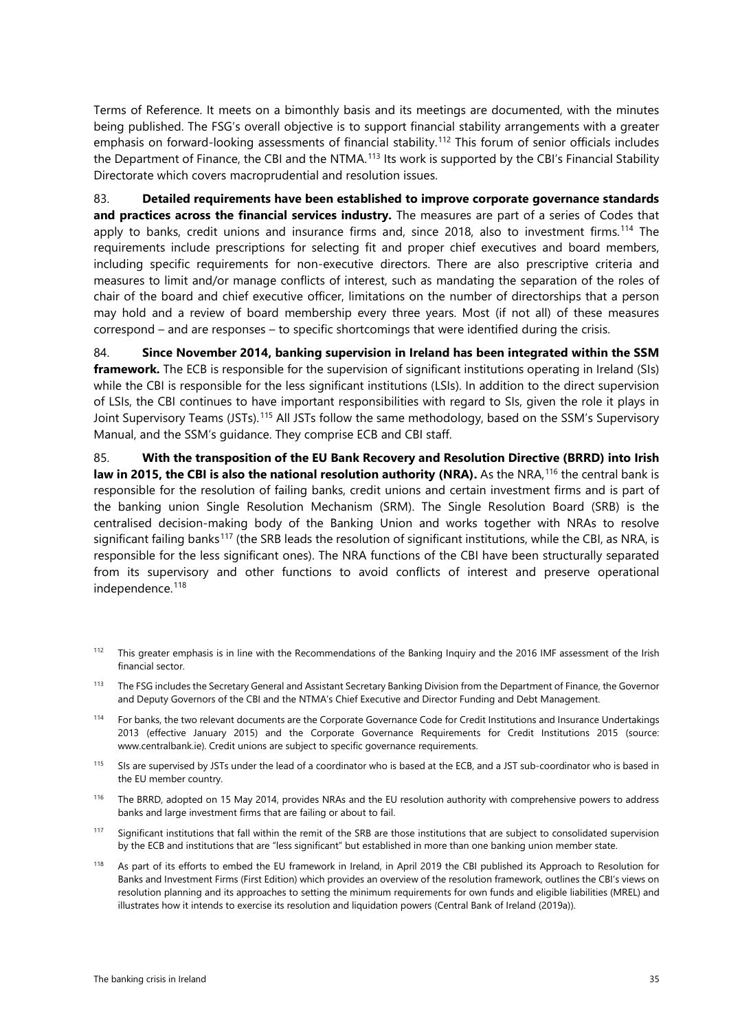Terms of Reference. It meets on a bimonthly basis and its meetings are documented, with the minutes being published. The FSG's overall objective is to support financial stability arrangements with a greater emphasis on forward-looking assessments of financial stability.[112] This forum of senior officials includes the Department of Finance, the CBI and the NTMA.[113] Its work is supported by the CBI's Financial Stability Directorate which covers macroprudential and resolution issues.

83. **Detailed requirements have been established to improve corporate governance standards and practices across the financial services industry.** The measures are part of a series of Codes that apply to banks, credit unions and insurance firms and, since 2018, also to investment firms.[114] The requirements include prescriptions for selecting fit and proper chief executives and board members, including specific requirements for non-executive directors. There are also prescriptive criteria and measures to limit and/or manage conflicts of interest, such as mandating the separation of the roles of chair of the board and chief executive officer, limitations on the number of directorships that a person may hold and a review of board membership every three years. Most (if not all) of these measures correspond – and are responses – to specific shortcomings that were identified during the crisis.

84. **Since November 2014, banking supervision in Ireland has been integrated within the SSM framework.** The ECB is responsible for the supervision of significant institutions operating in Ireland (SIs) while the CBI is responsible for the less significant institutions (LSIs). In addition to the direct supervision of LSIs, the CBI continues to have important responsibilities with regard to SIs, given the role it plays in Joint Supervisory Teams (JSTs).[115] All JSTs follow the same methodology, based on the SSM's Supervisory Manual, and the SSM's guidance. They comprise ECB and CBI staff.

85. **With the transposition of the EU Bank Recovery and Resolution Directive (BRRD) into Irish law in 2015, the CBI is also the national resolution authority (NRA).** As the NRA,[116] the central bank is responsible for the resolution of failing banks, credit unions and certain investment firms and is part of the banking union Single Resolution Mechanism (SRM). The Single Resolution Board (SRB) is the centralised decision-making body of the Banking Union and works together with NRAs to resolve significant failing banks[117] (the SRB leads the resolution of significant institutions, while the CBI, as NRA, is responsible for the less significant ones). The NRA functions of the CBI have been structurally separated from its supervisory and other functions to avoid conflicts of interest and preserve operational independence.[118]

---

[112] This greater emphasis is in line with the Recommendations of the Banking Inquiry and the 2016 IMF assessment of the Irish financial sector.

[113] The FSG includes the Secretary General and Assistant Secretary Banking Division from the Department of Finance, the Governor and Deputy Governors of the CBI and the NTMA's Chief Executive and Director Funding and Debt Management.

[114] For banks, the two relevant documents are the Corporate Governance Code for Credit Institutions and Insurance Undertakings 2013 (effective January 2015) and the Corporate Governance Requirements for Credit Institutions 2015 (source: www.centralbank.ie). Credit unions are subject to specific governance requirements.

[115] SIs are supervised by JSTs under the lead of a coordinator who is based at the ECB, and a JST sub-coordinator who is based in the EU member country.

[116] The BRRD, adopted on 15 May 2014, provides NRAs and the EU resolution authority with comprehensive powers to address banks and large investment firms that are failing or about to fail.

[117] Significant institutions that fall within the remit of the SRB are those institutions that are subject to consolidated supervision by the ECB and institutions that are "less significant" but established in more than one banking union member state.

[118] As part of its efforts to embed the EU framework in Ireland, in April 2019 the CBI published its Approach to Resolution for Banks and Investment Firms (First Edition) which provides an overview of the resolution framework, outlines the CBI's views on resolution planning and its approaches to setting the minimum requirements for own funds and eligible liabilities (MREL) and illustrates how it intends to exercise its resolution and liquidation powers (Central Bank of Ireland (2019a)).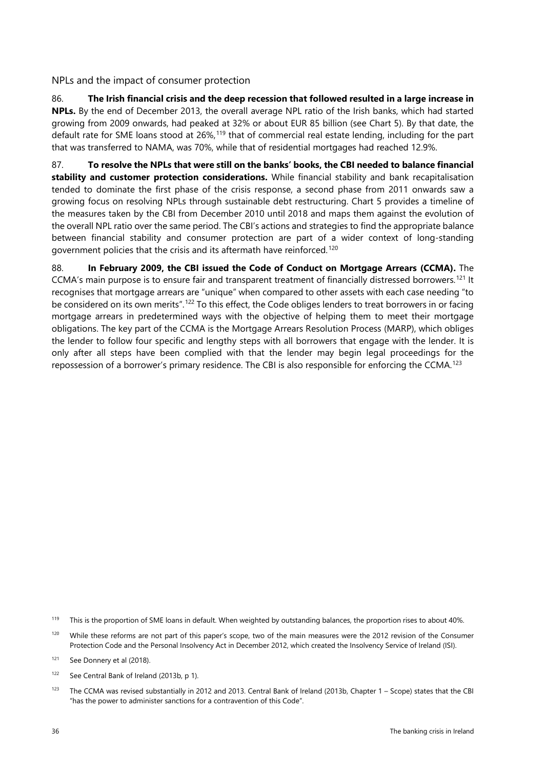### NPLs and the impact of consumer protection

86. **The Irish financial crisis and the deep recession that followed resulted in a large increase in NPLs.** By the end of December 2013, the overall average NPL ratio of the Irish banks, which had started growing from 2009 onwards, had peaked at 32% or about EUR 85 billion (see Chart 5). By that date, the default rate for SME loans stood at 26%,[119] that of commercial real estate lending, including for the part that was transferred to NAMA, was 70%, while that of residential mortgages had reached 12.9%.

87. **To resolve the NPLs that were still on the banks' books, the CBI needed to balance financial stability and customer protection considerations.** While financial stability and bank recapitalisation tended to dominate the first phase of the crisis response, a second phase from 2011 onwards saw a growing focus on resolving NPLs through sustainable debt restructuring. Chart 5 provides a timeline of the measures taken by the CBI from December 2010 until 2018 and maps them against the evolution of the overall NPL ratio over the same period. The CBI's actions and strategies to find the appropriate balance between financial stability and consumer protection are part of a wider context of long-standing government policies that the crisis and its aftermath have reinforced.[120]

88. **In February 2009, the CBI issued the Code of Conduct on Mortgage Arrears (CCMA).** The CCMA's main purpose is to ensure fair and transparent treatment of financially distressed borrowers.[121] It recognises that mortgage arrears are "unique" when compared to other assets with each case needing "to be considered on its own merits".[122] To this effect, the Code obliges lenders to treat borrowers in or facing mortgage arrears in predetermined ways with the objective of helping them to meet their mortgage obligations. The key part of the CCMA is the Mortgage Arrears Resolution Process (MARP), which obliges the lender to follow four specific and lengthy steps with all borrowers that engage with the lender. It is only after all steps have been complied with that the lender may begin legal proceedings for the repossession of a borrower's primary residence. The CBI is also responsible for enforcing the CCMA.[123]

---

[119] This is the proportion of SME loans in default. When weighted by outstanding balances, the proportion rises to about 40%.

[120] While these reforms are not part of this paper's scope, two of the main measures were the 2012 revision of the Consumer Protection Code and the Personal Insolvency Act in December 2012, which created the Insolvency Service of Ireland (ISI).

[121] See Donnery et al (2018).

[122] See Central Bank of Ireland (2013b, p 1).

[123] The CCMA was revised substantially in 2012 and 2013. Central Bank of Ireland (2013b, Chapter 1 – Scope) states that the CBI "has the power to administer sanctions for a contravention of this Code".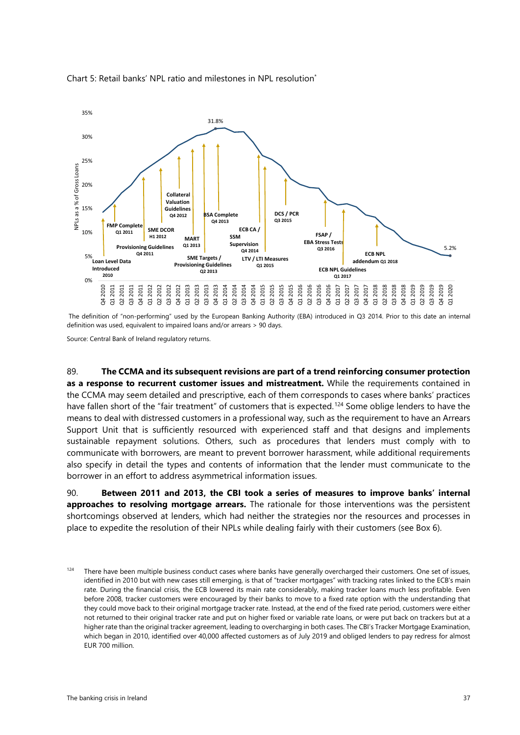Chart 5: Retail banks' NPL ratio and milestones in NPL resolution*

The definition of "non-performing" used by the European Banking Authority (EBA) introduced in Q3 2014. Prior to this date an internal definition was used, equivalent to impaired loans and/or arrears > 90 days.

Source: Central Bank of Ireland regulatory returns.

89. **The CCMA and its subsequent revisions are part of a trend reinforcing consumer protection as a response to recurrent customer issues and mistreatment.** While the requirements contained in the CCMA may seem detailed and prescriptive, each of them corresponds to cases where banks' practices have fallen short of the "fair treatment" of customers that is expected.[124] Some oblige lenders to have the means to deal with distressed customers in a professional way, such as the requirement to have an Arrears Support Unit that is sufficiently resourced with experienced staff and that designs and implements sustainable repayment solutions. Others, such as procedures that lenders must comply with to communicate with borrowers, are meant to prevent borrower harassment, while additional requirements also specify in detail the types and contents of information that the lender must communicate to the borrower in an effort to address asymmetrical information issues.

90. **Between 2011 and 2013, the CBI took a series of measures to improve banks' internal approaches to resolving mortgage arrears.** The rationale for those interventions was the persistent shortcomings observed at lenders, which had neither the strategies nor the resources and processes in place to expedite the resolution of their NPLs while dealing fairly with their customers (see Box 6).

[124] There have been multiple business conduct cases where banks have generally overcharged their customers. One set of issues, identified in 2010 but with new cases still emerging, is that of "tracker mortgages" with tracking rates linked to the ECB's main rate. During the financial crisis, the ECB lowered its main rate considerably, making tracker loans much less profitable. Even before 2008, tracker customers were encouraged by their banks to move to a fixed rate option with the understanding that they could move back to their original mortgage tracker rate. Instead, at the end of the fixed rate period, customers were either not returned to their original tracker rate and put on higher fixed or variable rate loans, or were put back on trackers but at a higher rate than the original tracker agreement, leading to overcharging in both cases. The CBI's Tracker Mortgage Examination, which began in 2010, identified over 40,000 affected customers as of July 2019 and obliged lenders to pay redress for almost EUR 700 million.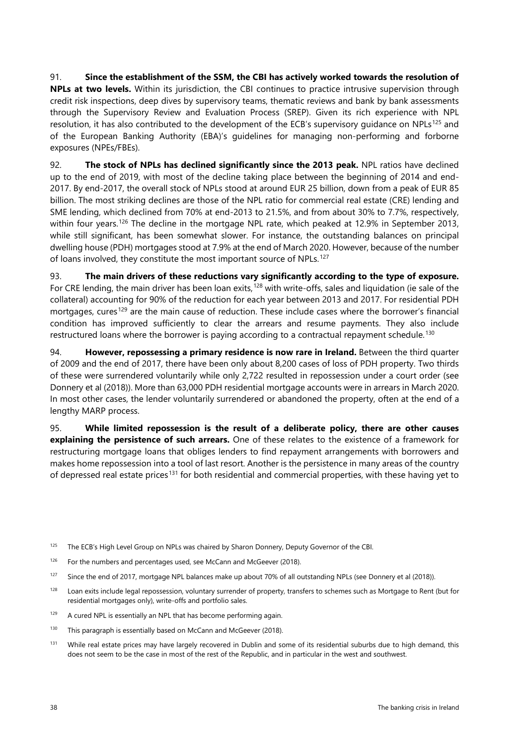91. **Since the establishment of the SSM, the CBI has actively worked towards the resolution of NPLs at two levels.** Within its jurisdiction, the CBI continues to practice intrusive supervision through credit risk inspections, deep dives by supervisory teams, thematic reviews and bank by bank assessments through the Supervisory Review and Evaluation Process (SREP). Given its rich experience with NPL resolution, it has also contributed to the development of the ECB's supervisory guidance on NPLs[125] and of the European Banking Authority (EBA)'s guidelines for managing non-performing and forborne exposures (NPEs/FBEs).

92. **The stock of NPLs has declined significantly since the 2013 peak.** NPL ratios have declined up to the end of 2019, with most of the decline taking place between the beginning of 2014 and end-2017. By end-2017, the overall stock of NPLs stood at around EUR 25 billion, down from a peak of EUR 85 billion. The most striking declines are those of the NPL ratio for commercial real estate (CRE) lending and SME lending, which declined from 70% at end-2013 to 21.5%, and from about 30% to 7.7%, respectively, within four years.[126] The decline in the mortgage NPL rate, which peaked at 12.9% in September 2013, while still significant, has been somewhat slower. For instance, the outstanding balances on principal dwelling house (PDH) mortgages stood at 7.9% at the end of March 2020. However, because of the number of loans involved, they constitute the most important source of NPLs.[127]

93. **The main drivers of these reductions vary significantly according to the type of exposure.** For CRE lending, the main driver has been loan exits,[128] with write-offs, sales and liquidation (ie sale of the collateral) accounting for 90% of the reduction for each year between 2013 and 2017. For residential PDH mortgages, cures[129] are the main cause of reduction. These include cases where the borrower's financial condition has improved sufficiently to clear the arrears and resume payments. They also include restructured loans where the borrower is paying according to a contractual repayment schedule.[130]

94. **However, repossessing a primary residence is now rare in Ireland.** Between the third quarter of 2009 and the end of 2017, there have been only about 8,200 cases of loss of PDH property. Two thirds of these were surrendered voluntarily while only 2,722 resulted in repossession under a court order (see Donnery et al (2018)). More than 63,000 PDH residential mortgage accounts were in arrears in March 2020. In most other cases, the lender voluntarily surrendered or abandoned the property, often at the end of a lengthy MARP process.

95. **While limited repossession is the result of a deliberate policy, there are other causes explaining the persistence of such arrears.** One of these relates to the existence of a framework for restructuring mortgage loans that obliges lenders to find repayment arrangements with borrowers and makes home repossession into a tool of last resort. Another is the persistence in many areas of the country of depressed real estate prices[131] for both residential and commercial properties, with these having yet to

[125] The ECB's High Level Group on NPLs was chaired by Sharon Donnery, Deputy Governor of the CBI.

[126] For the numbers and percentages used, see McCann and McGeever (2018).

[127] Since the end of 2017, mortgage NPL balances make up about 70% of all outstanding NPLs (see Donnery et al (2018)).

[128] Loan exits include legal repossession, voluntary surrender of property, transfers to schemes such as Mortgage to Rent (but for residential mortgages only), write-offs and portfolio sales.

[129] A cured NPL is essentially an NPL that has become performing again.

[130] This paragraph is essentially based on McCann and McGeever (2018).

[131] While real estate prices may have largely recovered in Dublin and some of its residential suburbs due to high demand, this does not seem to be the case in most of the rest of the Republic, and in particular in the west and southwest.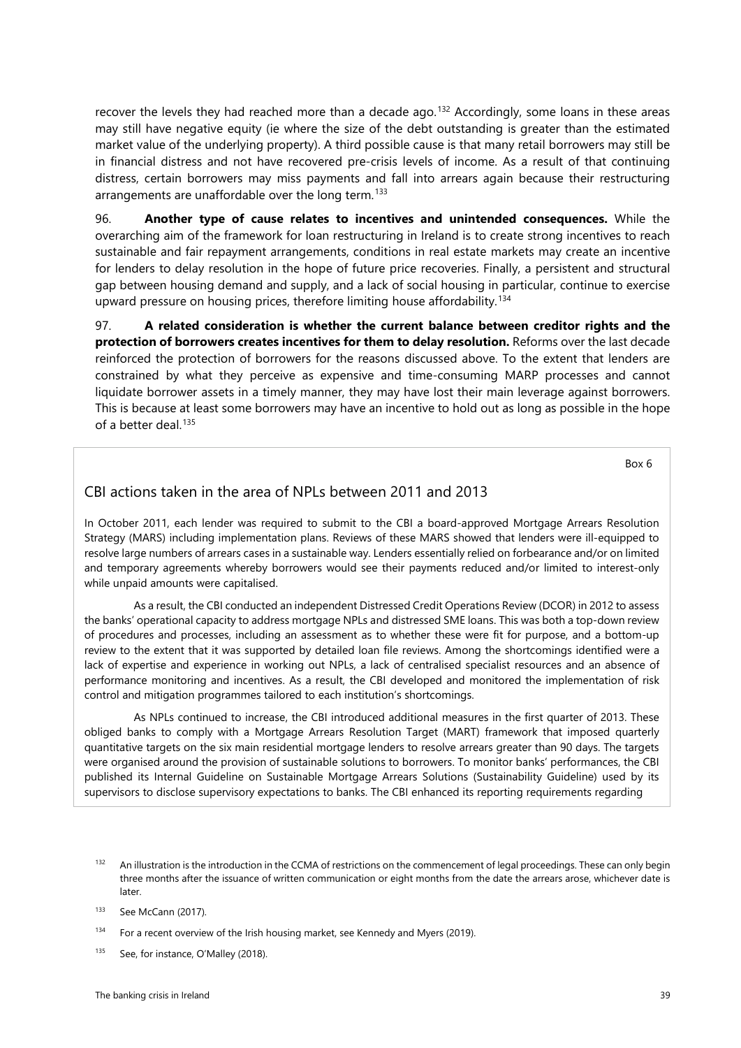recover the levels they had reached more than a decade ago.[132] Accordingly, some loans in these areas may still have negative equity (ie where the size of the debt outstanding is greater than the estimated market value of the underlying property). A third possible cause is that many retail borrowers may still be in financial distress and not have recovered pre-crisis levels of income. As a result of that continuing distress, certain borrowers may miss payments and fall into arrears again because their restructuring arrangements are unaffordable over the long term.[133]

96. **Another type of cause relates to incentives and unintended consequences.** While the overarching aim of the framework for loan restructuring in Ireland is to create strong incentives to reach sustainable and fair repayment arrangements, conditions in real estate markets may create an incentive for lenders to delay resolution in the hope of future price recoveries. Finally, a persistent and structural gap between housing demand and supply, and a lack of social housing in particular, continue to exercise upward pressure on housing prices, therefore limiting house affordability.[134]

97. **A related consideration is whether the current balance between creditor rights and the protection of borrowers creates incentives for them to delay resolution.** Reforms over the last decade reinforced the protection of borrowers for the reasons discussed above. To the extent that lenders are constrained by what they perceive as expensive and time-consuming MARP processes and cannot liquidate borrower assets in a timely manner, they may have lost their main leverage against borrowers. This is because at least some borrowers may have an incentive to hold out as long as possible in the hope of a better deal.[135]

Box 6

## CBI actions taken in the area of NPLs between 2011 and 2013

In October 2011, each lender was required to submit to the CBI a board-approved Mortgage Arrears Resolution Strategy (MARS) including implementation plans. Reviews of these MARS showed that lenders were ill-equipped to resolve large numbers of arrears cases in a sustainable way. Lenders essentially relied on forbearance and/or on limited and temporary agreements whereby borrowers would see their payments reduced and/or limited to interest-only while unpaid amounts were capitalised.

As a result, the CBI conducted an independent Distressed Credit Operations Review (DCOR) in 2012 to assess the banks' operational capacity to address mortgage NPLs and distressed SME loans. This was both a top-down review of procedures and processes, including an assessment as to whether these were fit for purpose, and a bottom-up review to the extent that it was supported by detailed loan file reviews. Among the shortcomings identified were a lack of expertise and experience in working out NPLs, a lack of centralised specialist resources and an absence of performance monitoring and incentives. As a result, the CBI developed and monitored the implementation of risk control and mitigation programmes tailored to each institution's shortcomings.

As NPLs continued to increase, the CBI introduced additional measures in the first quarter of 2013. These obliged banks to comply with a Mortgage Arrears Resolution Target (MART) framework that imposed quarterly quantitative targets on the six main residential mortgage lenders to resolve arrears greater than 90 days. The targets were organised around the provision of sustainable solutions to borrowers. To monitor banks' performances, the CBI published its Internal Guideline on Sustainable Mortgage Arrears Solutions (Sustainability Guideline) used by its supervisors to disclose supervisory expectations to banks. The CBI enhanced its reporting requirements regarding

[132] An illustration is the introduction in the CCMA of restrictions on the commencement of legal proceedings. These can only begin three months after the issuance of written communication or eight months from the date the arrears arose, whichever date is later.

[133] See McCann (2017).

[134] For a recent overview of the Irish housing market, see Kennedy and Myers (2019).

[135] See, for instance, O'Malley (2018).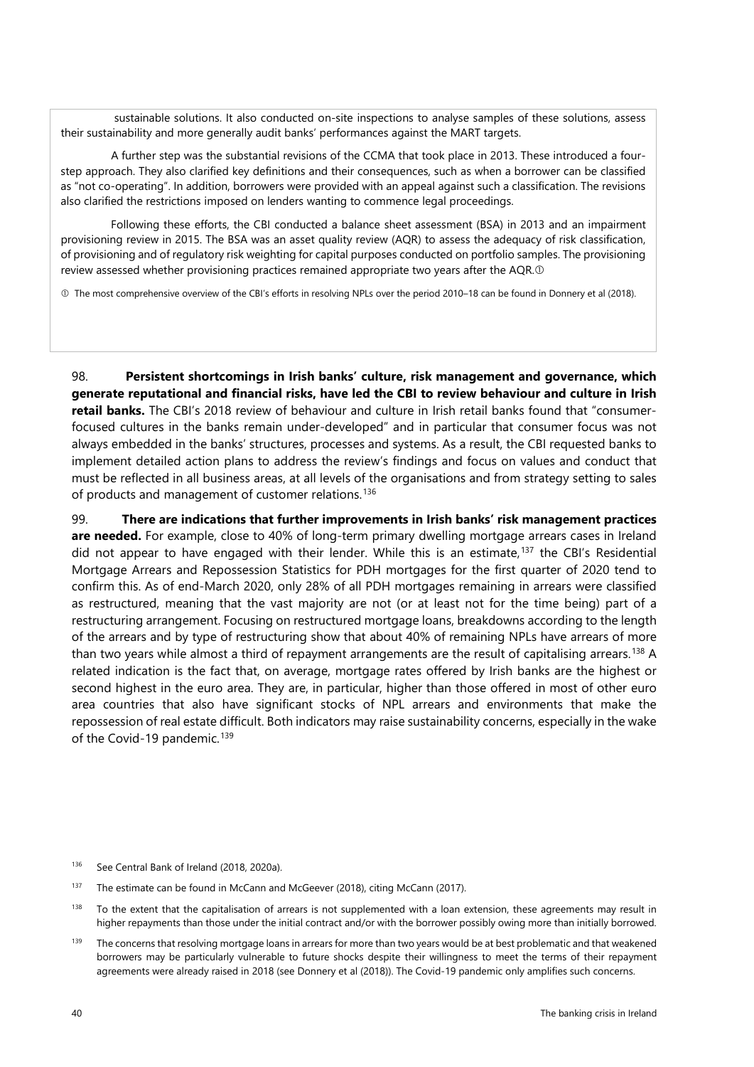sustainable solutions. It also conducted on-site inspections to analyse samples of these solutions, assess their sustainability and more generally audit banks' performances against the MART targets.

A further step was the substantial revisions of the CCMA that took place in 2013. These introduced a four-step approach. They also clarified key definitions and their consequences, such as when a borrower can be classified as "not co-operating". In addition, borrowers were provided with an appeal against such a classification. The revisions also clarified the restrictions imposed on lenders wanting to commence legal proceedings.

Following these efforts, the CBI conducted a balance sheet assessment (BSA) in 2013 and an impairment provisioning review in 2015. The BSA was an asset quality review (AQR) to assess the adequacy of risk classification, of provisioning and of regulatory risk weighting for capital purposes conducted on portfolio samples. The provisioning review assessed whether provisioning practices remained appropriate two years after the AQR.①

① The most comprehensive overview of the CBI's efforts in resolving NPLs over the period 2010–18 can be found in Donnery et al (2018).

98. **Persistent shortcomings in Irish banks' culture, risk management and governance, which generate reputational and financial risks, have led the CBI to review behaviour and culture in Irish retail banks.** The CBI's 2018 review of behaviour and culture in Irish retail banks found that "consumer-focused cultures in the banks remain under-developed" and in particular that consumer focus was not always embedded in the banks' structures, processes and systems. As a result, the CBI requested banks to implement detailed action plans to address the review's findings and focus on values and conduct that must be reflected in all business areas, at all levels of the organisations and from strategy setting to sales of products and management of customer relations.[136]

99. **There are indications that further improvements in Irish banks' risk management practices are needed.** For example, close to 40% of long-term primary dwelling mortgage arrears cases in Ireland did not appear to have engaged with their lender. While this is an estimate,[137] the CBI's Residential Mortgage Arrears and Repossession Statistics for PDH mortgages for the first quarter of 2020 tend to confirm this. As of end-March 2020, only 28% of all PDH mortgages remaining in arrears were classified as restructured, meaning that the vast majority are not (or at least not for the time being) part of a restructuring arrangement. Focusing on restructured mortgage loans, breakdowns according to the length of the arrears and by type of restructuring show that about 40% of remaining NPLs have arrears of more than two years while almost a third of repayment arrangements are the result of capitalising arrears.[138] A related indication is the fact that, on average, mortgage rates offered by Irish banks are the highest or second highest in the euro area. They are, in particular, higher than those offered in most of other euro area countries that also have significant stocks of NPL arrears and environments that make the repossession of real estate difficult. Both indicators may raise sustainability concerns, especially in the wake of the Covid-19 pandemic.[139]

[136] See Central Bank of Ireland (2018, 2020a).

[137] The estimate can be found in McCann and McGeever (2018), citing McCann (2017).

[138] To the extent that the capitalisation of arrears is not supplemented with a loan extension, these agreements may result in higher repayments than those under the initial contract and/or with the borrower possibly owing more than initially borrowed.

[139] The concerns that resolving mortgage loans in arrears for more than two years would be at best problematic and that weakened borrowers may be particularly vulnerable to future shocks despite their willingness to meet the terms of their repayment agreements were already raised in 2018 (see Donnery et al (2018)). The Covid-19 pandemic only amplifies such concerns.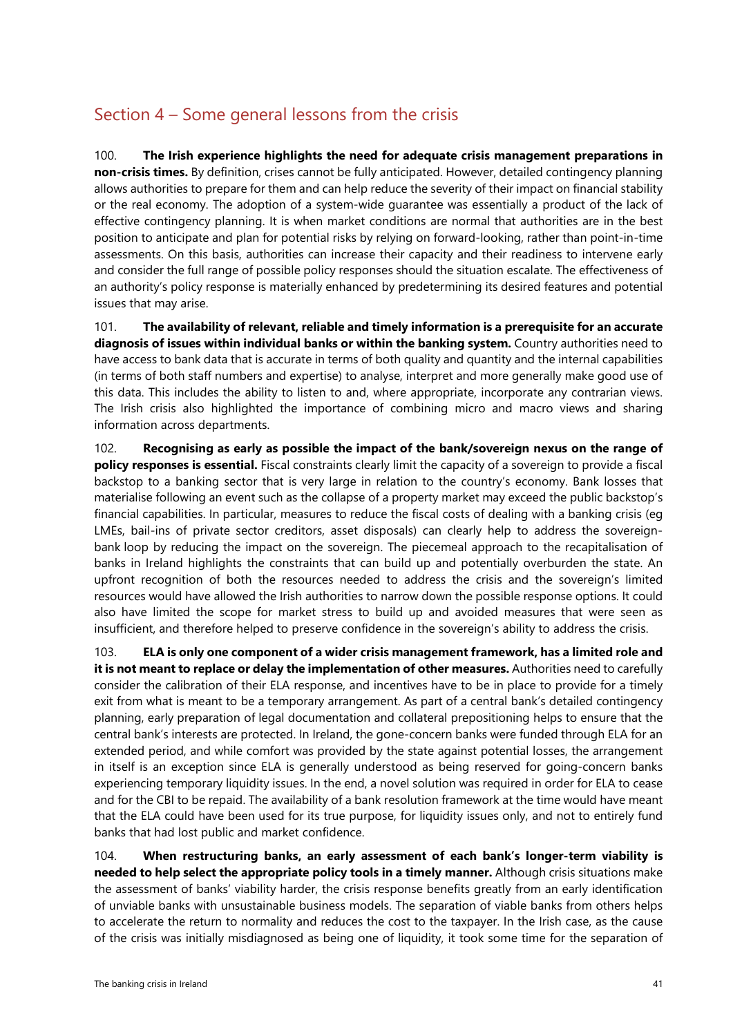## Section 4 – Some general lessons from the crisis

100. **The Irish experience highlights the need for adequate crisis management preparations in non-crisis times.** By definition, crises cannot be fully anticipated. However, detailed contingency planning allows authorities to prepare for them and can help reduce the severity of their impact on financial stability or the real economy. The adoption of a system-wide guarantee was essentially a product of the lack of effective contingency planning. It is when market conditions are normal that authorities are in the best position to anticipate and plan for potential risks by relying on forward-looking, rather than point-in-time assessments. On this basis, authorities can increase their capacity and their readiness to intervene early and consider the full range of possible policy responses should the situation escalate. The effectiveness of an authority's policy response is materially enhanced by predetermining its desired features and potential issues that may arise.

101. **The availability of relevant, reliable and timely information is a prerequisite for an accurate diagnosis of issues within individual banks or within the banking system.** Country authorities need to have access to bank data that is accurate in terms of both quality and quantity and the internal capabilities (in terms of both staff numbers and expertise) to analyse, interpret and more generally make good use of this data. This includes the ability to listen to and, where appropriate, incorporate any contrarian views. The Irish crisis also highlighted the importance of combining micro and macro views and sharing information across departments.

102. **Recognising as early as possible the impact of the bank/sovereign nexus on the range of policy responses is essential.** Fiscal constraints clearly limit the capacity of a sovereign to provide a fiscal backstop to a banking sector that is very large in relation to the country's economy. Bank losses that materialise following an event such as the collapse of a property market may exceed the public backstop's financial capabilities. In particular, measures to reduce the fiscal costs of dealing with a banking crisis (eg LMEs, bail-ins of private sector creditors, asset disposals) can clearly help to address the sovereign-bank loop by reducing the impact on the sovereign. The piecemeal approach to the recapitalisation of banks in Ireland highlights the constraints that can build up and potentially overburden the state. An upfront recognition of both the resources needed to address the crisis and the sovereign's limited resources would have allowed the Irish authorities to narrow down the possible response options. It could also have limited the scope for market stress to build up and avoided measures that were seen as insufficient, and therefore helped to preserve confidence in the sovereign's ability to address the crisis.

103. **ELA is only one component of a wider crisis management framework, has a limited role and it is not meant to replace or delay the implementation of other measures.** Authorities need to carefully consider the calibration of their ELA response, and incentives have to be in place to provide for a timely exit from what is meant to be a temporary arrangement. As part of a central bank's detailed contingency planning, early preparation of legal documentation and collateral prepositioning helps to ensure that the central bank's interests are protected. In Ireland, the gone-concern banks were funded through ELA for an extended period, and while comfort was provided by the state against potential losses, the arrangement in itself is an exception since ELA is generally understood as being reserved for going-concern banks experiencing temporary liquidity issues. In the end, a novel solution was required in order for ELA to cease and for the CBI to be repaid. The availability of a bank resolution framework at the time would have meant that the ELA could have been used for its true purpose, for liquidity issues only, and not to entirely fund banks that had lost public and market confidence.

104. **When restructuring banks, an early assessment of each bank's longer-term viability is needed to help select the appropriate policy tools in a timely manner.** Although crisis situations make the assessment of banks' viability harder, the crisis response benefits greatly from an early identification of unviable banks with unsustainable business models. The separation of viable banks from others helps to accelerate the return to normality and reduces the cost to the taxpayer. In the Irish case, as the cause of the crisis was initially misdiagnosed as being one of liquidity, it took some time for the separation of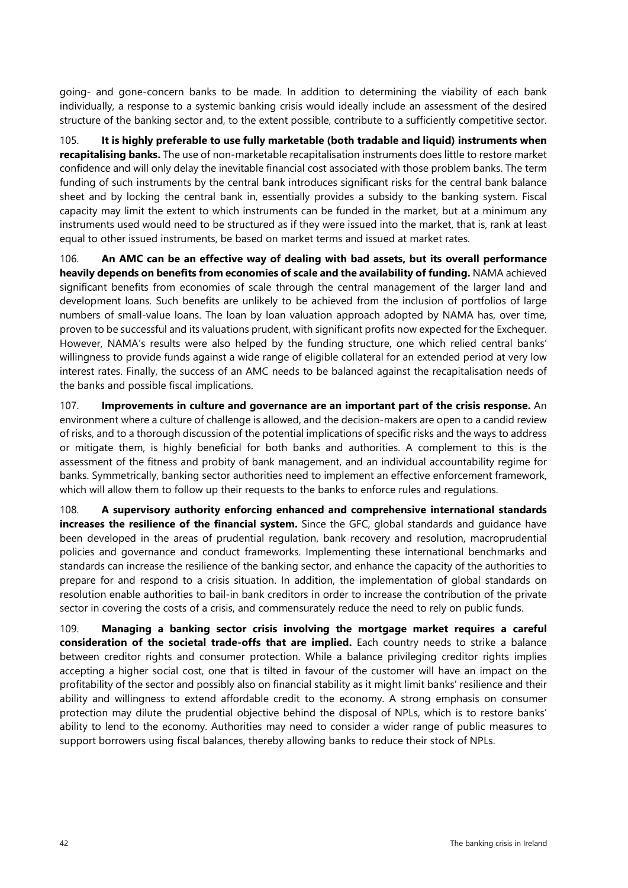going- and gone-concern banks to be made. In addition to determining the viability of each bank individually, a response to a systemic banking crisis would ideally include an assessment of the desired structure of the banking sector and, to the extent possible, contribute to a sufficiently competitive sector.

105. **It is highly preferable to use fully marketable (both tradable and liquid) instruments when recapitalising banks.** The use of non-marketable recapitalisation instruments does little to restore market confidence and will only delay the inevitable financial cost associated with those problem banks. The term funding of such instruments by the central bank introduces significant risks for the central bank balance sheet and by locking the central bank in, essentially provides a subsidy to the banking system. Fiscal capacity may limit the extent to which instruments can be funded in the market, but at a minimum any instruments used would need to be structured as if they were issued into the market, that is, rank at least equal to other issued instruments, be based on market terms and issued at market rates.

106. **An AMC can be an effective way of dealing with bad assets, but its overall performance heavily depends on benefits from economies of scale and the availability of funding.** NAMA achieved significant benefits from economies of scale through the central management of the larger land and development loans. Such benefits are unlikely to be achieved from the inclusion of portfolios of large numbers of small-value loans. The loan by loan valuation approach adopted by NAMA has, over time, proven to be successful and its valuations prudent, with significant profits now expected for the Exchequer. However, NAMA's results were also helped by the funding structure, one which relied central banks' willingness to provide funds against a wide range of eligible collateral for an extended period at very low interest rates. Finally, the success of an AMC needs to be balanced against the recapitalisation needs of the banks and possible fiscal implications.

107. **Improvements in culture and governance are an important part of the crisis response.** An environment where a culture of challenge is allowed, and the decision-makers are open to a candid review of risks, and to a thorough discussion of the potential implications of specific risks and the ways to address or mitigate them, is highly beneficial for both banks and authorities. A complement to this is the assessment of the fitness and probity of bank management, and an individual accountability regime for banks. Symmetrically, banking sector authorities need to implement an effective enforcement framework, which will allow them to follow up their requests to the banks to enforce rules and regulations.

108. **A supervisory authority enforcing enhanced and comprehensive international standards increases the resilience of the financial system.** Since the GFC, global standards and guidance have been developed in the areas of prudential regulation, bank recovery and resolution, macroprudential policies and governance and conduct frameworks. Implementing these international benchmarks and standards can increase the resilience of the banking sector, and enhance the capacity of the authorities to prepare for and respond to a crisis situation. In addition, the implementation of global standards on resolution enable authorities to bail-in bank creditors in order to increase the contribution of the private sector in covering the costs of a crisis, and commensurately reduce the need to rely on public funds.

109. **Managing a banking sector crisis involving the mortgage market requires a careful consideration of the societal trade-offs that are implied.** Each country needs to strike a balance between creditor rights and consumer protection. While a balance privileging creditor rights implies accepting a higher social cost, one that is tilted in favour of the customer will have an impact on the profitability of the sector and possibly also on financial stability as it might limit banks' resilience and their ability and willingness to extend affordable credit to the economy. A strong emphasis on consumer protection may dilute the prudential objective behind the disposal of NPLs, which is to restore banks' ability to lend to the economy. Authorities may need to consider a wider range of public measures to support borrowers using fiscal balances, thereby allowing banks to reduce their stock of NPLs.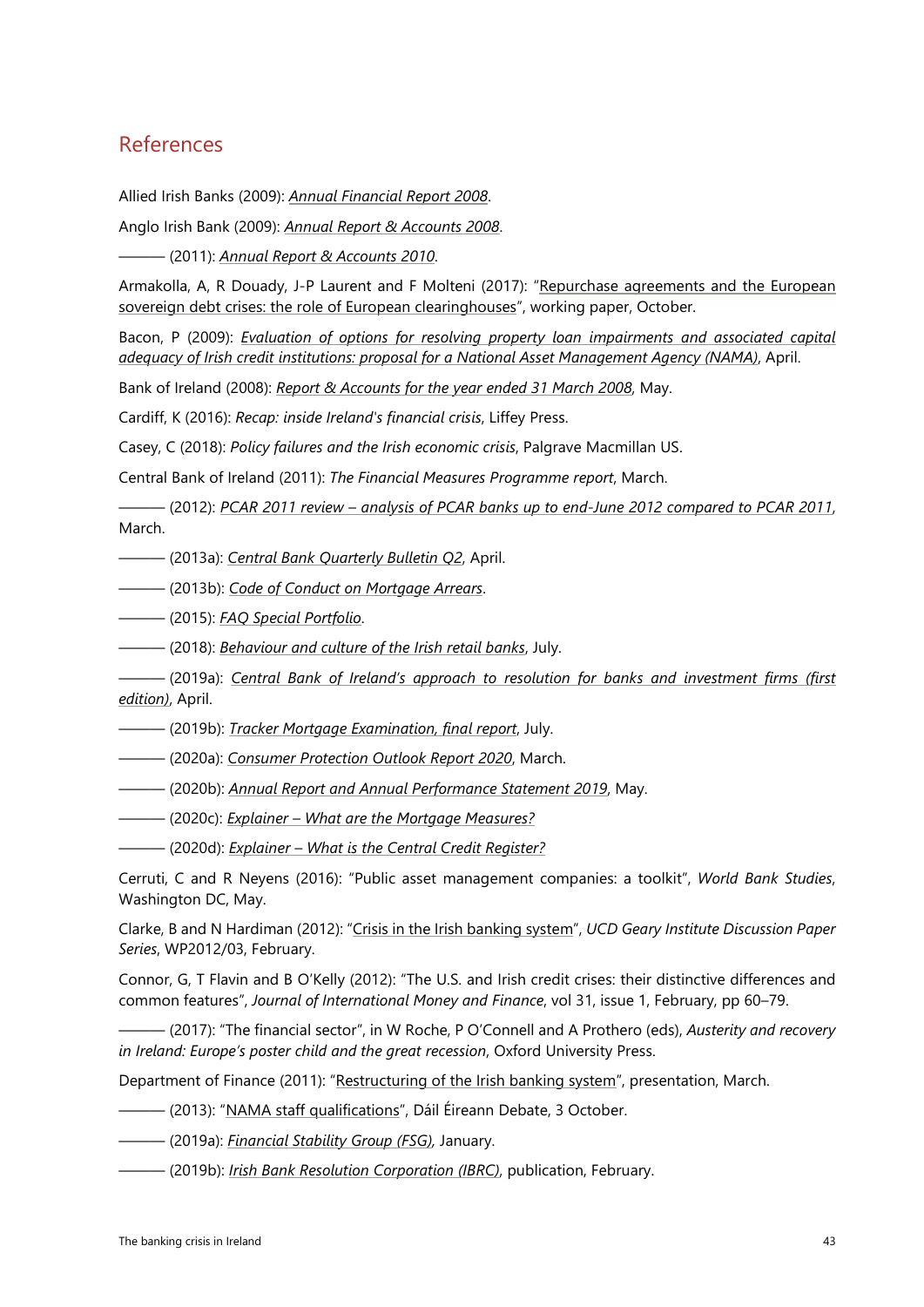## References

Allied Irish Banks (2009): *Annual Financial Report 2008*.

Anglo Irish Bank (2009): *Annual Report & Accounts 2008*.

——— (2011): *Annual Report & Accounts 2010*.

Armakolla, A, R Douady, J-P Laurent and F Molteni (2017): "Repurchase agreements and the European sovereign debt crises: the role of European clearinghouses", working paper, October.

Bacon, P (2009): *Evaluation of options for resolving property loan impairments and associated capital adequacy of Irish credit institutions: proposal for a National Asset Management Agency (NAMA)*, April.

Bank of Ireland (2008): *Report & Accounts for the year ended 31 March 2008*, May.

Cardiff, K (2016): *Recap: inside Ireland's financial crisis*, Liffey Press.

Casey, C (2018): *Policy failures and the Irish economic crisis*, Palgrave Macmillan US.

Central Bank of Ireland (2011): *The Financial Measures Programme report*, March.

——— (2012): *PCAR 2011 review – analysis of PCAR banks up to end-June 2012 compared to PCAR 2011*, March.

——— (2013a): *Central Bank Quarterly Bulletin Q2*, April.

——— (2013b): *Code of Conduct on Mortgage Arrears*.

——— (2015): *FAQ Special Portfolio*.

——— (2018): *Behaviour and culture of the Irish retail banks*, July.

——— (2019a): *Central Bank of Ireland's approach to resolution for banks and investment firms (first edition)*, April.

——— (2019b): *Tracker Mortgage Examination, final report*, July.

——— (2020a): *Consumer Protection Outlook Report 2020*, March.

——— (2020b): *Annual Report and Annual Performance Statement 2019*, May.

——— (2020c): *Explainer – What are the Mortgage Measures?*

——— (2020d): *Explainer – What is the Central Credit Register?*

Cerruti, C and R Neyens (2016): "Public asset management companies: a toolkit", *World Bank Studies*, Washington DC, May.

Clarke, B and N Hardiman (2012): "Crisis in the Irish banking system", *UCD Geary Institute Discussion Paper Series*, WP2012/03, February.

Connor, G, T Flavin and B O'Kelly (2012): "The U.S. and Irish credit crises: their distinctive differences and common features", *Journal of International Money and Finance*, vol 31, issue 1, February, pp 60–79.

——— (2017): "The financial sector", in W Roche, P O'Connell and A Prothero (eds), *Austerity and recovery in Ireland: Europe's poster child and the great recession*, Oxford University Press.

Department of Finance (2011): "Restructuring of the Irish banking system", presentation, March.

——— (2013): "NAMA staff qualifications", Dáil Éireann Debate, 3 October.

——— (2019a): *Financial Stability Group (FSG),* January.

——— (2019b): *Irish Bank Resolution Corporation (IBRC)*, publication, February.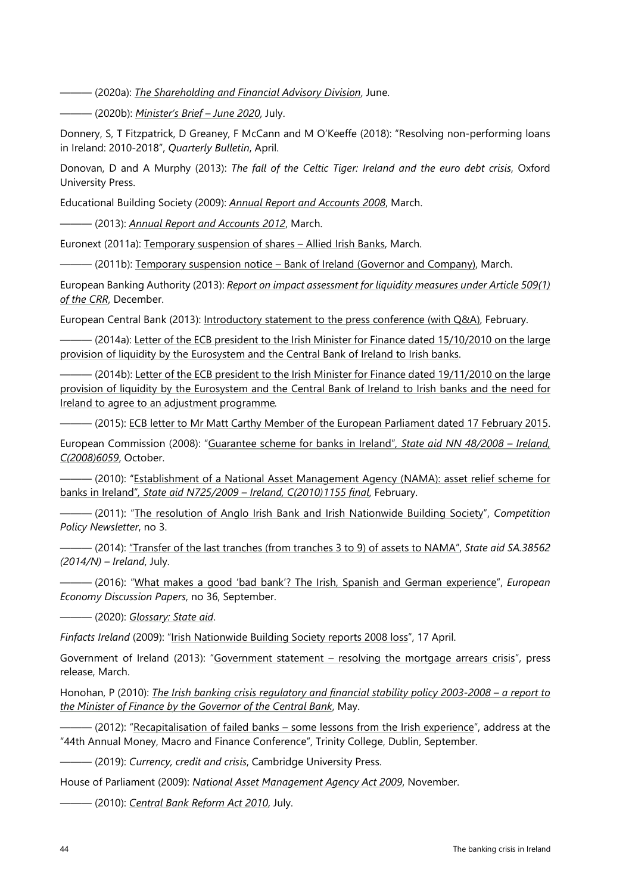——— (2020a): *The Shareholding and Financial Advisory Division*, June.

——— (2020b): *Minister's Brief – June 2020*, July.

Donnery, S, T Fitzpatrick, D Greaney, F McCann and M O'Keeffe (2018): "Resolving non-performing loans in Ireland: 2010-2018", *Quarterly Bulletin*, April.

Donovan, D and A Murphy (2013): *The fall of the Celtic Tiger: Ireland and the euro debt crisis*, Oxford University Press.

Educational Building Society (2009): *Annual Report and Accounts 2008*, March.

——— (2013): *Annual Report and Accounts 2012*, March.

Euronext (2011a): Temporary suspension of shares – Allied Irish Banks, March.

——— (2011b): Temporary suspension notice – Bank of Ireland (Governor and Company), March.

European Banking Authority (2013): *Report on impact assessment for liquidity measures under Article 509(1) of the CRR*, December.

European Central Bank (2013): Introductory statement to the press conference (with Q&A), February.

——— (2014a): Letter of the ECB president to the Irish Minister for Finance dated 15/10/2010 on the large provision of liquidity by the Eurosystem and the Central Bank of Ireland to Irish banks.

——— (2014b): Letter of the ECB president to the Irish Minister for Finance dated 19/11/2010 on the large provision of liquidity by the Eurosystem and the Central Bank of Ireland to Irish banks and the need for Ireland to agree to an adjustment programme.

——— (2015): ECB letter to Mr Matt Carthy Member of the European Parliament dated 17 February 2015.

European Commission (2008): "Guarantee scheme for banks in Ireland", *State aid NN 48/2008 – Ireland, C(2008)6059*, October.

——— (2010): "Establishment of a National Asset Management Agency (NAMA): asset relief scheme for banks in Ireland", *State aid N725/2009 – Ireland, C(2010)1155 final*, February.

——— (2011): "The resolution of Anglo Irish Bank and Irish Nationwide Building Society", *Competition Policy Newsletter*, no 3.

——— (2014): "Transfer of the last tranches (from tranches 3 to 9) of assets to NAMA", *State aid SA.38562 (2014/N) – Ireland*, July.

——— (2016): "What makes a good 'bad bank'? The Irish, Spanish and German experience", *European Economy Discussion Papers*, no 36, September.

——— (2020): *Glossary: State aid*.

*Finfacts Ireland* (2009): "Irish Nationwide Building Society reports 2008 loss", 17 April.

Government of Ireland (2013): "Government statement – resolving the mortgage arrears crisis", press release, March.

Honohan, P (2010): *The Irish banking crisis regulatory and financial stability policy 2003-2008 – a report to the Minister of Finance by the Governor of the Central Bank*, May.

——— (2012): "Recapitalisation of failed banks – some lessons from the Irish experience", address at the "44th Annual Money, Macro and Finance Conference", Trinity College, Dublin, September.

——— (2019): *Currency, credit and crisis*, Cambridge University Press.

House of Parliament (2009): *National Asset Management Agency Act 2009*, November.

——— (2010): *Central Bank Reform Act 2010*, July.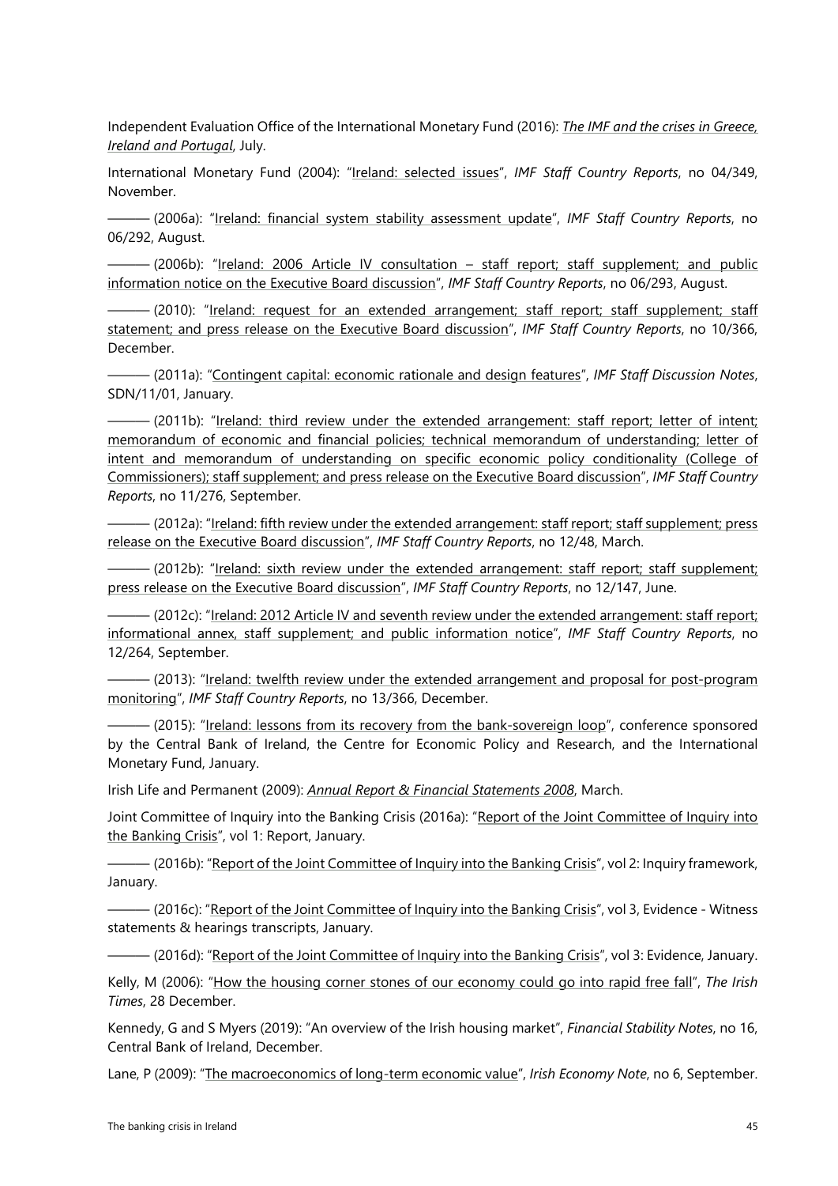Independent Evaluation Office of the International Monetary Fund (2016): *The IMF and the crises in Greece, Ireland and Portugal*, July.

International Monetary Fund (2004): "Ireland: selected issues", *IMF Staff Country Reports*, no 04/349, November.

——— (2006a): "Ireland: financial system stability assessment update", *IMF Staff Country Reports*, no 06/292, August.

——— (2006b): "Ireland: 2006 Article IV consultation – staff report; staff supplement; and public information notice on the Executive Board discussion", *IMF Staff Country Reports*, no 06/293, August.

——— (2010): "Ireland: request for an extended arrangement; staff report; staff supplement; staff statement; and press release on the Executive Board discussion", *IMF Staff Country Reports*, no 10/366, December.

——— (2011a): "Contingent capital: economic rationale and design features", *IMF Staff Discussion Notes*, SDN/11/01, January.

——— (2011b): "Ireland: third review under the extended arrangement: staff report; letter of intent; memorandum of economic and financial policies; technical memorandum of understanding; letter of intent and memorandum of understanding on specific economic policy conditionality (College of Commissioners); staff supplement; and press release on the Executive Board discussion", *IMF Staff Country Reports*, no 11/276, September.

——— (2012a): "Ireland: fifth review under the extended arrangement: staff report; staff supplement; press release on the Executive Board discussion", *IMF Staff Country Reports*, no 12/48, March.

——— (2012b): "Ireland: sixth review under the extended arrangement: staff report; staff supplement; press release on the Executive Board discussion", *IMF Staff Country Reports*, no 12/147, June.

——— (2012c): "Ireland: 2012 Article IV and seventh review under the extended arrangement: staff report; informational annex, staff supplement; and public information notice", *IMF Staff Country Reports*, no 12/264, September.

——— (2013): "Ireland: twelfth review under the extended arrangement and proposal for post-program monitoring", *IMF Staff Country Reports*, no 13/366, December.

——— (2015): "Ireland: lessons from its recovery from the bank-sovereign loop", conference sponsored by the Central Bank of Ireland, the Centre for Economic Policy and Research, and the International Monetary Fund, January.

Irish Life and Permanent (2009): *Annual Report & Financial Statements 2008*, March.

Joint Committee of Inquiry into the Banking Crisis (2016a): "Report of the Joint Committee of Inquiry into the Banking Crisis", vol 1: Report, January.

——— (2016b): "Report of the Joint Committee of Inquiry into the Banking Crisis", vol 2: Inquiry framework, January.

——— (2016c): "Report of the Joint Committee of Inquiry into the Banking Crisis", vol 3, Evidence - Witness statements & hearings transcripts, January.

——— (2016d): "Report of the Joint Committee of Inquiry into the Banking Crisis", vol 3: Evidence, January.

Kelly, M (2006): "How the housing corner stones of our economy could go into rapid free fall", *The Irish Times*, 28 December.

Kennedy, G and S Myers (2019): "An overview of the Irish housing market", *Financial Stability Notes*, no 16, Central Bank of Ireland, December.

Lane, P (2009): "The macroeconomics of long-term economic value", *Irish Economy Note*, no 6, September.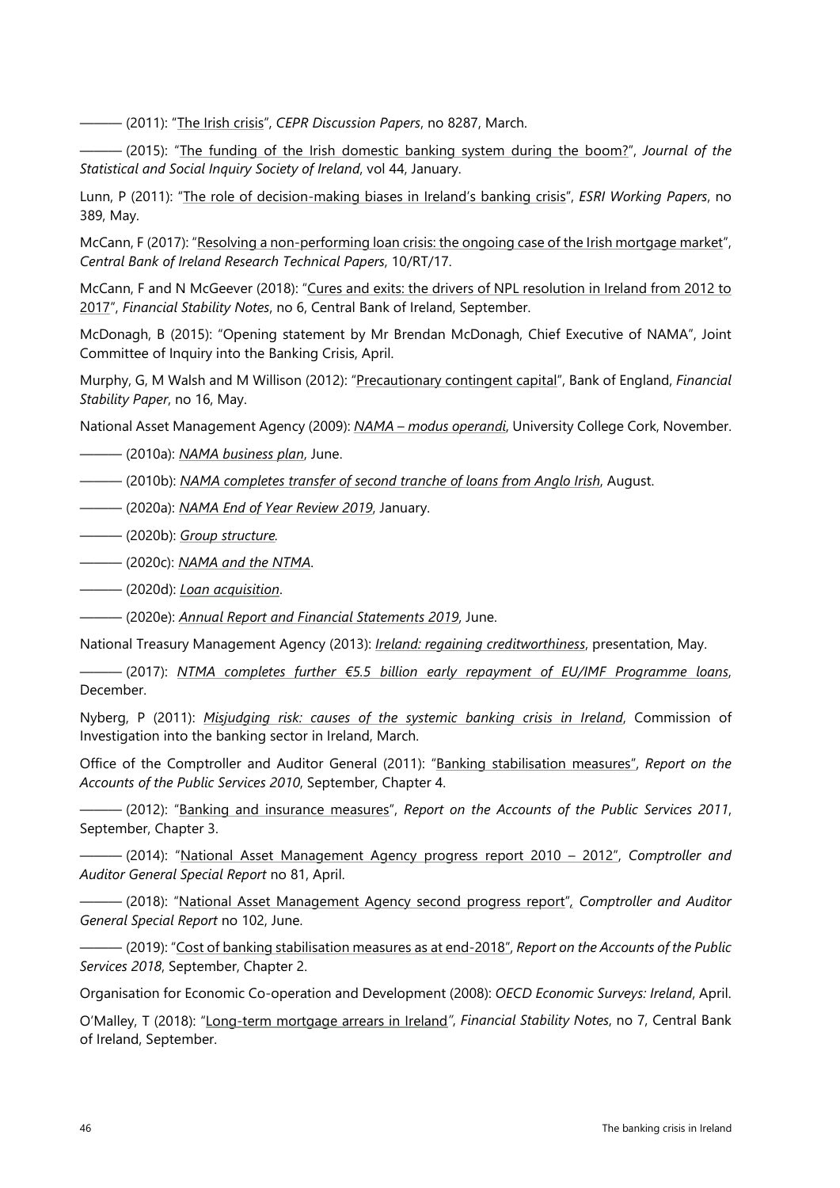——— (2011): "The Irish crisis", *CEPR Discussion Papers*, no 8287, March.

——— (2015): "The funding of the Irish domestic banking system during the boom?", *Journal of the Statistical and Social Inquiry Society of Ireland*, vol 44, January.

Lunn, P (2011): "The role of decision-making biases in Ireland's banking crisis", *ESRI Working Papers*, no 389, May.

McCann, F (2017): "Resolving a non-performing loan crisis: the ongoing case of the Irish mortgage market", *Central Bank of Ireland Research Technical Papers*, 10/RT/17.

McCann, F and N McGeever (2018): "Cures and exits: the drivers of NPL resolution in Ireland from 2012 to 2017", *Financial Stability Notes*, no 6, Central Bank of Ireland, September.

McDonagh, B (2015): "Opening statement by Mr Brendan McDonagh, Chief Executive of NAMA", Joint Committee of Inquiry into the Banking Crisis, April.

Murphy, G, M Walsh and M Willison (2012): "Precautionary contingent capital", Bank of England, *Financial Stability Paper*, no 16, May.

National Asset Management Agency (2009): *NAMA – modus operandi*, University College Cork, November.

——— (2010a): *NAMA business plan*, June.

——— (2010b): *NAMA completes transfer of second tranche of loans from Anglo Irish*, August.

——— (2020a): *NAMA End of Year Review 2019*, January.

——— (2020b): *Group structure.*

——— (2020c): *NAMA and the NTMA*.

——— (2020d): *Loan acquisition*.

——— (2020e): *Annual Report and Financial Statements 2019*, June.

National Treasury Management Agency (2013): *Ireland: regaining creditworthiness*, presentation, May.

——— (2017): *NTMA completes further €5.5 billion early repayment of EU/IMF Programme loans*, December.

Nyberg, P (2011): *Misjudging risk: causes of the systemic banking crisis in Ireland*, Commission of Investigation into the banking sector in Ireland, March.

Office of the Comptroller and Auditor General (2011): "Banking stabilisation measures", *Report on the Accounts of the Public Services 2010*, September, Chapter 4.

——— (2012): "Banking and insurance measures", *Report on the Accounts of the Public Services 2011*, September, Chapter 3.

——— (2014): "National Asset Management Agency progress report 2010 – 2012", *Comptroller and Auditor General Special Report* no 81, April.

——— (2018): "National Asset Management Agency second progress report", *Comptroller and Auditor General Special Report* no 102, June.

——— (2019): "Cost of banking stabilisation measures as at end-2018", *Report on the Accounts of the Public Services 2018*, September, Chapter 2.

Organisation for Economic Co-operation and Development (2008): *OECD Economic Surveys: Ireland*, April.

O'Malley, T (2018): "Long-term mortgage arrears in Ireland", *Financial Stability Notes*, no 7, Central Bank of Ireland, September.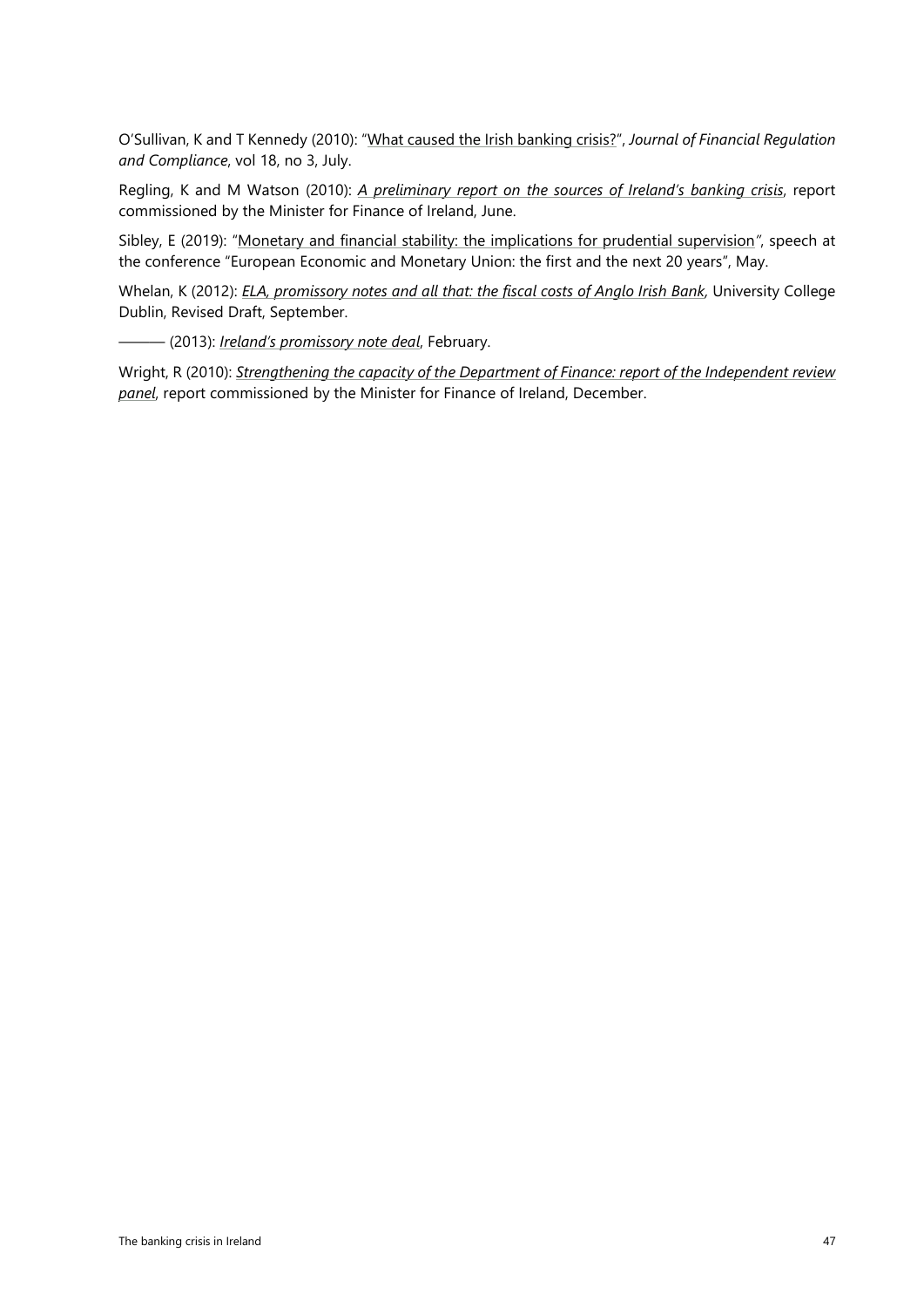O'Sullivan, K and T Kennedy (2010): "What caused the Irish banking crisis?", *Journal of Financial Regulation and Compliance*, vol 18, no 3, July.

Regling, K and M Watson (2010): *A preliminary report on the sources of Ireland's banking crisis*, report commissioned by the Minister for Finance of Ireland, June.

Sibley, E (2019): "Monetary and financial stability: the implications for prudential supervision", speech at the conference "European Economic and Monetary Union: the first and the next 20 years", May.

Whelan, K (2012): *ELA, promissory notes and all that: the fiscal costs of Anglo Irish Bank*, University College Dublin, Revised Draft, September.

——— (2013): *Ireland's promissory note deal*, February.

Wright, R (2010): *Strengthening the capacity of the Department of Finance: report of the Independent review panel*, report commissioned by the Minister for Finance of Ireland, December.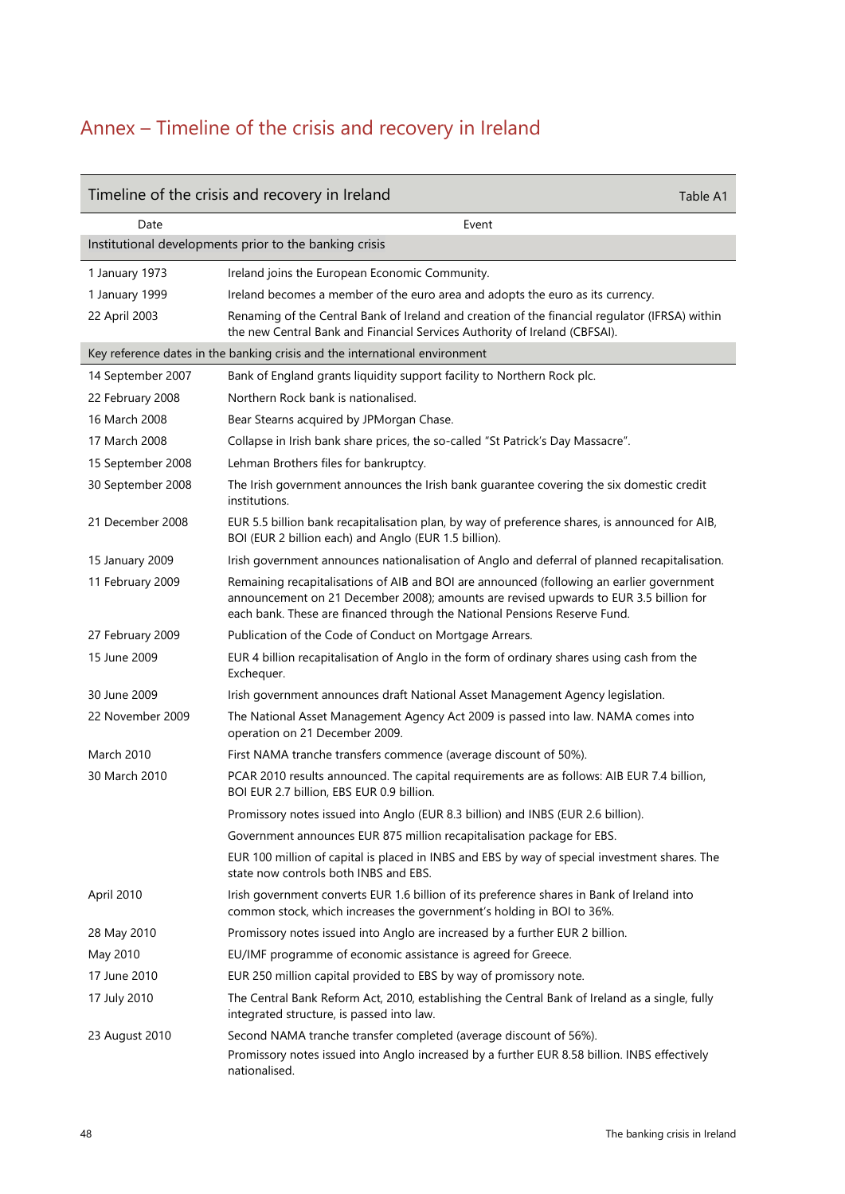# Annex – Timeline of the crisis and recovery in Ireland

**Timeline of the crisis and recovery in Ireland** — Table A1

| Date | Event |
|---|---|
| **Institutional developments prior to the banking crisis** | |
| 1 January 1973 | Ireland joins the European Economic Community. |
| 1 January 1999 | Ireland becomes a member of the euro area and adopts the euro as its currency. |
| 22 April 2003 | Renaming of the Central Bank of Ireland and creation of the financial regulator (IFRSA) within the new Central Bank and Financial Services Authority of Ireland (CBFSAI). |
| **Key reference dates in the banking crisis and the international environment** | |
| 14 September 2007 | Bank of England grants liquidity support facility to Northern Rock plc. |
| 22 February 2008 | Northern Rock bank is nationalised. |
| 16 March 2008 | Bear Stearns acquired by JPMorgan Chase. |
| 17 March 2008 | Collapse in Irish bank share prices, the so-called "St Patrick's Day Massacre". |
| 15 September 2008 | Lehman Brothers files for bankruptcy. |
| 30 September 2008 | The Irish government announces the Irish bank guarantee covering the six domestic credit institutions. |
| 21 December 2008 | EUR 5.5 billion bank recapitalisation plan, by way of preference shares, is announced for AIB, BOI (EUR 2 billion each) and Anglo (EUR 1.5 billion). |
| 15 January 2009 | Irish government announces nationalisation of Anglo and deferral of planned recapitalisation. |
| 11 February 2009 | Remaining recapitalisations of AIB and BOI are announced (following an earlier government announcement on 21 December 2008); amounts are revised upwards to EUR 3.5 billion for each bank. These are financed through the National Pensions Reserve Fund. |
| 27 February 2009 | Publication of the Code of Conduct on Mortgage Arrears. |
| 15 June 2009 | EUR 4 billion recapitalisation of Anglo in the form of ordinary shares using cash from the Exchequer. |
| 30 June 2009 | Irish government announces draft National Asset Management Agency legislation. |
| 22 November 2009 | The National Asset Management Agency Act 2009 is passed into law. NAMA comes into operation on 21 December 2009. |
| March 2010 | First NAMA tranche transfers commence (average discount of 50%). |
| 30 March 2010 | PCAR 2010 results announced. The capital requirements are as follows: AIB EUR 7.4 billion, BOI EUR 2.7 billion, EBS EUR 0.9 billion. |
| | Promissory notes issued into Anglo (EUR 8.3 billion) and INBS (EUR 2.6 billion). |
| | Government announces EUR 875 million recapitalisation package for EBS. |
| | EUR 100 million of capital is placed in INBS and EBS by way of special investment shares. The state now controls both INBS and EBS. |
| April 2010 | Irish government converts EUR 1.6 billion of its preference shares in Bank of Ireland into common stock, which increases the government's holding in BOI to 36%. |
| 28 May 2010 | Promissory notes issued into Anglo are increased by a further EUR 2 billion. |
| May 2010 | EU/IMF programme of economic assistance is agreed for Greece. |
| 17 June 2010 | EUR 250 million capital provided to EBS by way of promissory note. |
| 17 July 2010 | The Central Bank Reform Act, 2010, establishing the Central Bank of Ireland as a single, fully integrated structure, is passed into law. |
| 23 August 2010 | Second NAMA tranche transfer completed (average discount of 56%). |
| | Promissory notes issued into Anglo increased by a further EUR 8.58 billion. INBS effectively nationalised. |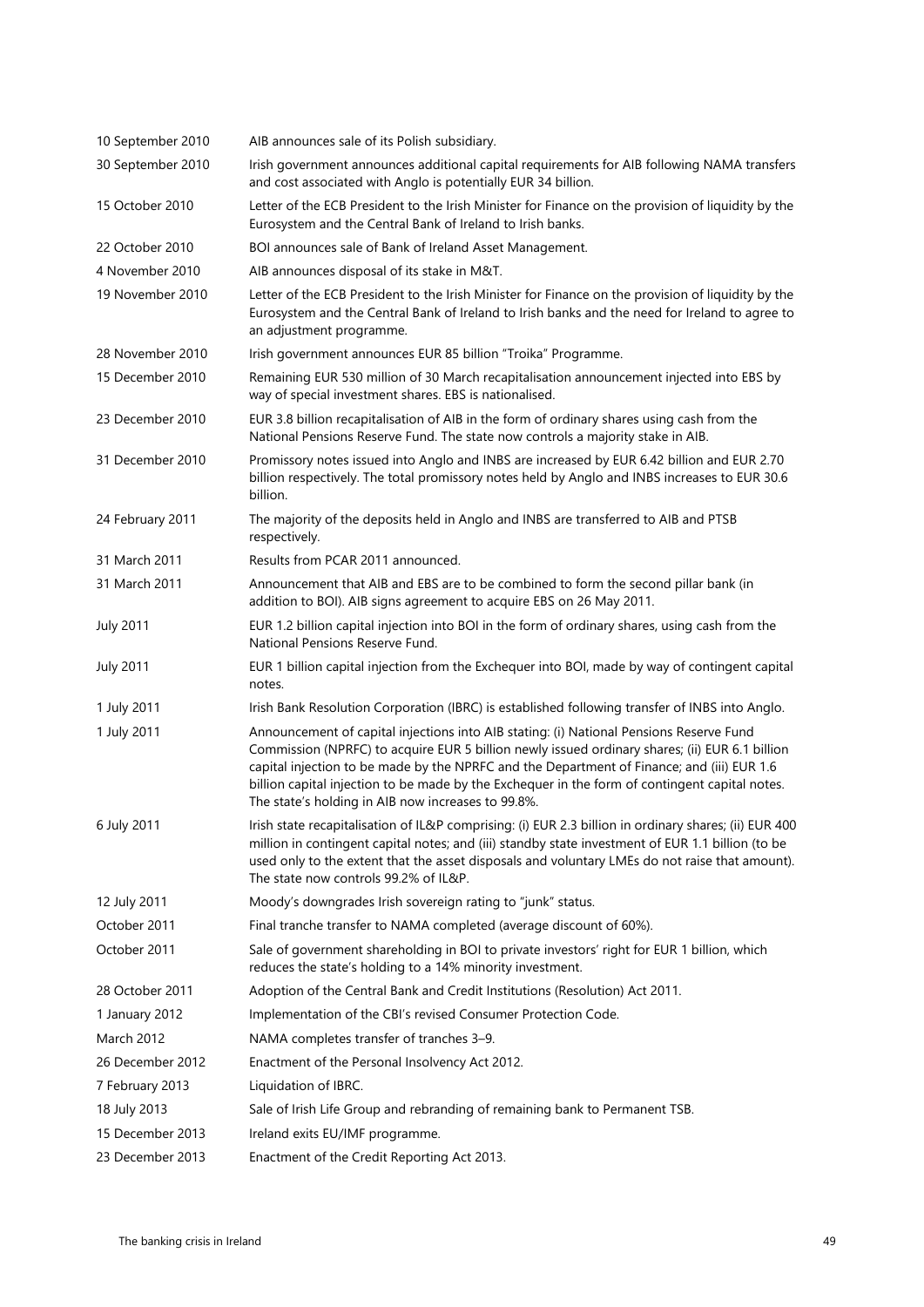| | |
|---|---|
| 10 September 2010 | AIB announces sale of its Polish subsidiary. |
| 30 September 2010 | Irish government announces additional capital requirements for AIB following NAMA transfers and cost associated with Anglo is potentially EUR 34 billion. |
| 15 October 2010 | Letter of the ECB President to the Irish Minister for Finance on the provision of liquidity by the Eurosystem and the Central Bank of Ireland to Irish banks. |
| 22 October 2010 | BOI announces sale of Bank of Ireland Asset Management. |
| 4 November 2010 | AIB announces disposal of its stake in M&T. |
| 19 November 2010 | Letter of the ECB President to the Irish Minister for Finance on the provision of liquidity by the Eurosystem and the Central Bank of Ireland to Irish banks and the need for Ireland to agree to an adjustment programme. |
| 28 November 2010 | Irish government announces EUR 85 billion "Troika" Programme. |
| 15 December 2010 | Remaining EUR 530 million of 30 March recapitalisation announcement injected into EBS by way of special investment shares. EBS is nationalised. |
| 23 December 2010 | EUR 3.8 billion recapitalisation of AIB in the form of ordinary shares using cash from the National Pensions Reserve Fund. The state now controls a majority stake in AIB. |
| 31 December 2010 | Promissory notes issued into Anglo and INBS are increased by EUR 6.42 billion and EUR 2.70 billion respectively. The total promissory notes held by Anglo and INBS increases to EUR 30.6 billion. |
| 24 February 2011 | The majority of the deposits held in Anglo and INBS are transferred to AIB and PTSB respectively. |
| 31 March 2011 | Results from PCAR 2011 announced. |
| 31 March 2011 | Announcement that AIB and EBS are to be combined to form the second pillar bank (in addition to BOI). AIB signs agreement to acquire EBS on 26 May 2011. |
| July 2011 | EUR 1.2 billion capital injection into BOI in the form of ordinary shares, using cash from the National Pensions Reserve Fund. |
| July 2011 | EUR 1 billion capital injection from the Exchequer into BOI, made by way of contingent capital notes. |
| 1 July 2011 | Irish Bank Resolution Corporation (IBRC) is established following transfer of INBS into Anglo. |
| 1 July 2011 | Announcement of capital injections into AIB stating: (i) National Pensions Reserve Fund Commission (NPRFC) to acquire EUR 5 billion newly issued ordinary shares; (ii) EUR 6.1 billion capital injection to be made by the NPRFC and the Department of Finance; and (iii) EUR 1.6 billion capital injection to be made by the Exchequer in the form of contingent capital notes. The state's holding in AIB now increases to 99.8%. |
| 6 July 2011 | Irish state recapitalisation of IL&P comprising: (i) EUR 2.3 billion in ordinary shares; (ii) EUR 400 million in contingent capital notes; and (iii) standby state investment of EUR 1.1 billion (to be used only to the extent that the asset disposals and voluntary LMEs do not raise that amount). The state now controls 99.2% of IL&P. |
| 12 July 2011 | Moody's downgrades Irish sovereign rating to "junk" status. |
| October 2011 | Final tranche transfer to NAMA completed (average discount of 60%). |
| October 2011 | Sale of government shareholding in BOI to private investors' right for EUR 1 billion, which reduces the state's holding to a 14% minority investment. |
| 28 October 2011 | Adoption of the Central Bank and Credit Institutions (Resolution) Act 2011. |
| 1 January 2012 | Implementation of the CBI's revised Consumer Protection Code. |
| March 2012 | NAMA completes transfer of tranches 3–9. |
| 26 December 2012 | Enactment of the Personal Insolvency Act 2012. |
| 7 February 2013 | Liquidation of IBRC. |
| 18 July 2013 | Sale of Irish Life Group and rebranding of remaining bank to Permanent TSB. |
| 15 December 2013 | Ireland exits EU/IMF programme. |
| 23 December 2013 | Enactment of the Credit Reporting Act 2013. |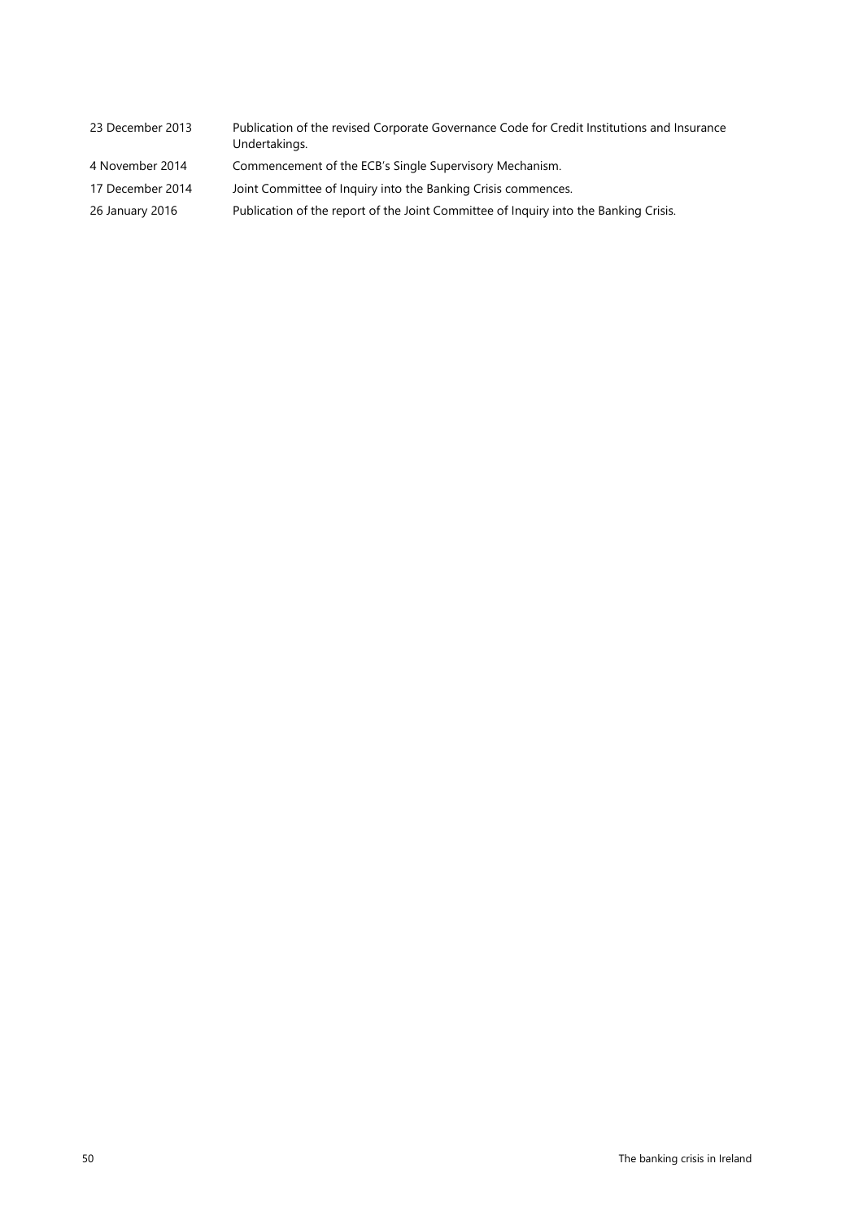| | |
|---|---|
| 23 December 2013 | Publication of the revised Corporate Governance Code for Credit Institutions and Insurance Undertakings. |
| 4 November 2014 | Commencement of the ECB's Single Supervisory Mechanism. |
| 17 December 2014 | Joint Committee of Inquiry into the Banking Crisis commences. |
| 26 January 2016 | Publication of the report of the Joint Committee of Inquiry into the Banking Crisis. |